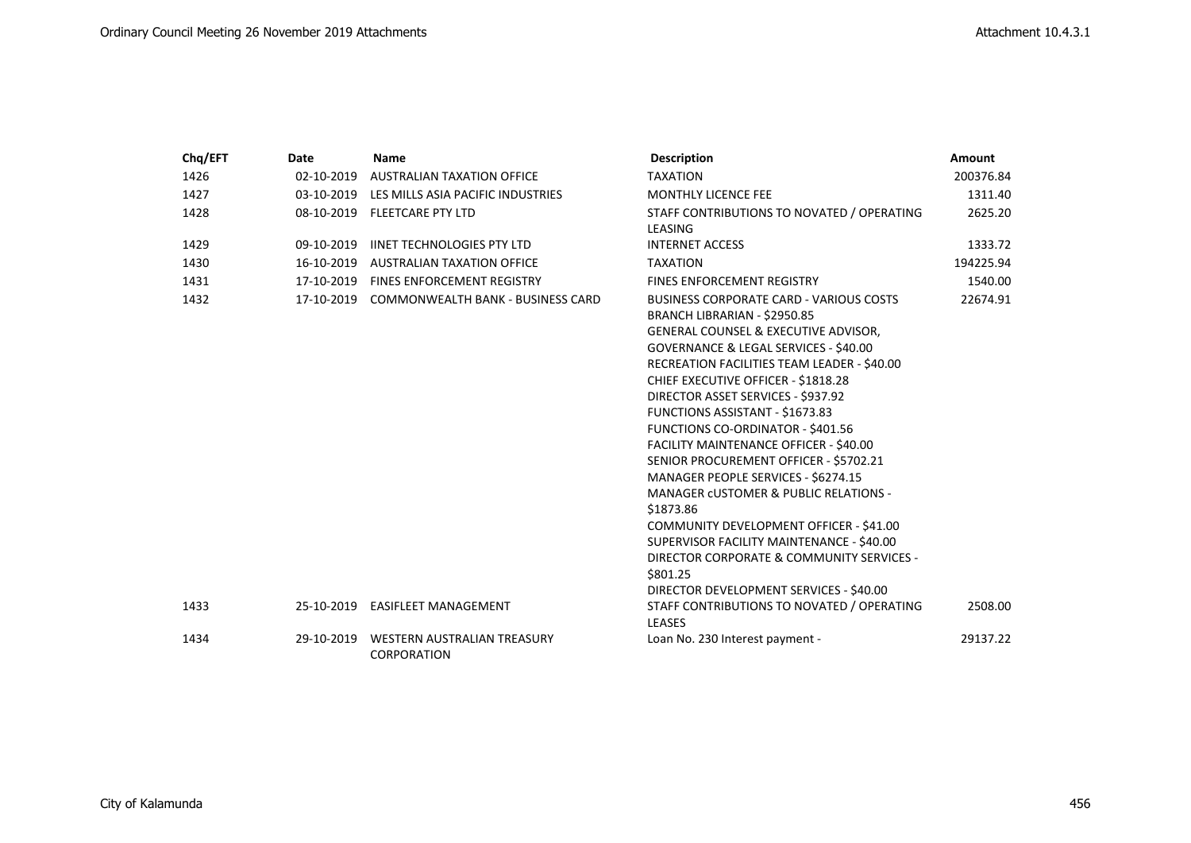| Chq/EFT | Date | Name | Description | Amount |
|---|---|---|---|---|
| 1426 | 02-10-2019 | AUSTRALIAN TAXATION OFFICE | TAXATION | 200376.84 |
| 1427 | 03-10-2019 | LES MILLS ASIA PACIFIC INDUSTRIES | MONTHLY LICENCE FEE | 1311.40 |
| 1428 | 08-10-2019 | FLEETCARE PTY LTD | STAFF CONTRIBUTIONS TO NOVATED / OPERATING LEASING | 2625.20 |
| 1429 | 09-10-2019 | IINET TECHNOLOGIES PTY LTD | INTERNET ACCESS | 1333.72 |
| 1430 | 16-10-2019 | AUSTRALIAN TAXATION OFFICE | TAXATION | 194225.94 |
| 1431 | 17-10-2019 | FINES ENFORCEMENT REGISTRY | FINES ENFORCEMENT REGISTRY | 1540.00 |
| 1432 | 17-10-2019 | COMMONWEALTH BANK - BUSINESS CARD | BUSINESS CORPORATE CARD - VARIOUS COSTS<br>BRANCH LIBRARIAN - $2950.85<br>GENERAL COUNSEL & EXECUTIVE ADVISOR, GOVERNANCE & LEGAL SERVICES - $40.00<br>RECREATION FACILITIES TEAM LEADER - $40.00<br>CHIEF EXECUTIVE OFFICER - $1818.28<br>DIRECTOR ASSET SERVICES - $937.92<br>FUNCTIONS ASSISTANT - $1673.83<br>FUNCTIONS CO-ORDINATOR - $401.56<br>FACILITY MAINTENANCE OFFICER - $40.00<br>SENIOR PROCUREMENT OFFICER - $5702.21<br>MANAGER PEOPLE SERVICES - $6274.15<br>MANAGER cUSTOMER & PUBLIC RELATIONS - $1873.86<br>COMMUNITY DEVELOPMENT OFFICER - $41.00<br>SUPERVISOR FACILITY MAINTENANCE - $40.00<br>DIRECTOR CORPORATE & COMMUNITY SERVICES - $801.25<br>DIRECTOR DEVELOPMENT SERVICES - $40.00 | 22674.91 |
| 1433 | 25-10-2019 | EASIFLEET MANAGEMENT | STAFF CONTRIBUTIONS TO NOVATED / OPERATING LEASES | 2508.00 |
| 1434 | 29-10-2019 | WESTERN AUSTRALIAN TREASURY CORPORATION | Loan No. 230 Interest payment - | 29137.22 |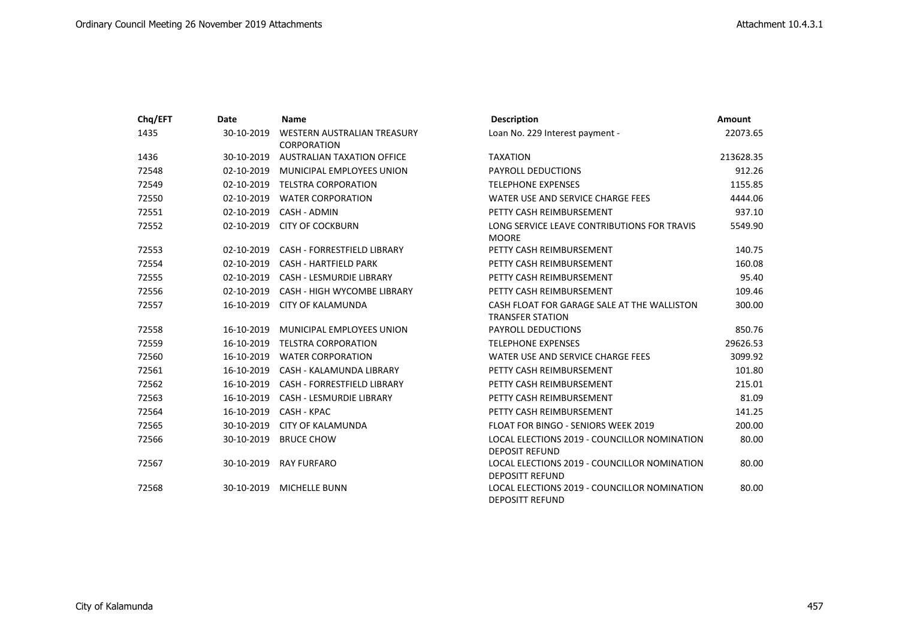| Chq/EFT | Date | Name | Description | Amount |
|---|---|---|---|---|
| 1435 | 30-10-2019 | WESTERN AUSTRALIAN TREASURY CORPORATION | Loan No. 229 Interest payment - | 22073.65 |
| 1436 | 30-10-2019 | AUSTRALIAN TAXATION OFFICE | TAXATION | 213628.35 |
| 72548 | 02-10-2019 | MUNICIPAL EMPLOYEES UNION | PAYROLL DEDUCTIONS | 912.26 |
| 72549 | 02-10-2019 | TELSTRA CORPORATION | TELEPHONE EXPENSES | 1155.85 |
| 72550 | 02-10-2019 | WATER CORPORATION | WATER USE AND SERVICE CHARGE FEES | 4444.06 |
| 72551 | 02-10-2019 | CASH - ADMIN | PETTY CASH REIMBURSEMENT | 937.10 |
| 72552 | 02-10-2019 | CITY OF COCKBURN | LONG SERVICE LEAVE CONTRIBUTIONS FOR TRAVIS MOORE | 5549.90 |
| 72553 | 02-10-2019 | CASH - FORRESTFIELD LIBRARY | PETTY CASH REIMBURSEMENT | 140.75 |
| 72554 | 02-10-2019 | CASH - HARTFIELD PARK | PETTY CASH REIMBURSEMENT | 160.08 |
| 72555 | 02-10-2019 | CASH - LESMURDIE LIBRARY | PETTY CASH REIMBURSEMENT | 95.40 |
| 72556 | 02-10-2019 | CASH - HIGH WYCOMBE LIBRARY | PETTY CASH REIMBURSEMENT | 109.46 |
| 72557 | 16-10-2019 | CITY OF KALAMUNDA | CASH FLOAT FOR GARAGE SALE AT THE WALLISTON TRANSFER STATION | 300.00 |
| 72558 | 16-10-2019 | MUNICIPAL EMPLOYEES UNION | PAYROLL DEDUCTIONS | 850.76 |
| 72559 | 16-10-2019 | TELSTRA CORPORATION | TELEPHONE EXPENSES | 29626.53 |
| 72560 | 16-10-2019 | WATER CORPORATION | WATER USE AND SERVICE CHARGE FEES | 3099.92 |
| 72561 | 16-10-2019 | CASH - KALAMUNDA LIBRARY | PETTY CASH REIMBURSEMENT | 101.80 |
| 72562 | 16-10-2019 | CASH - FORRESTFIELD LIBRARY | PETTY CASH REIMBURSEMENT | 215.01 |
| 72563 | 16-10-2019 | CASH - LESMURDIE LIBRARY | PETTY CASH REIMBURSEMENT | 81.09 |
| 72564 | 16-10-2019 | CASH - KPAC | PETTY CASH REIMBURSEMENT | 141.25 |
| 72565 | 30-10-2019 | CITY OF KALAMUNDA | FLOAT FOR BINGO - SENIORS WEEK 2019 | 200.00 |
| 72566 | 30-10-2019 | BRUCE CHOW | LOCAL ELECTIONS 2019 - COUNCILLOR NOMINATION DEPOSIT REFUND | 80.00 |
| 72567 | 30-10-2019 | RAY FURFARO | LOCAL ELECTIONS 2019 - COUNCILLOR NOMINATION DEPOSITT REFUND | 80.00 |
| 72568 | 30-10-2019 | MICHELLE BUNN | LOCAL ELECTIONS 2019 - COUNCILLOR NOMINATION DEPOSITT REFUND | 80.00 |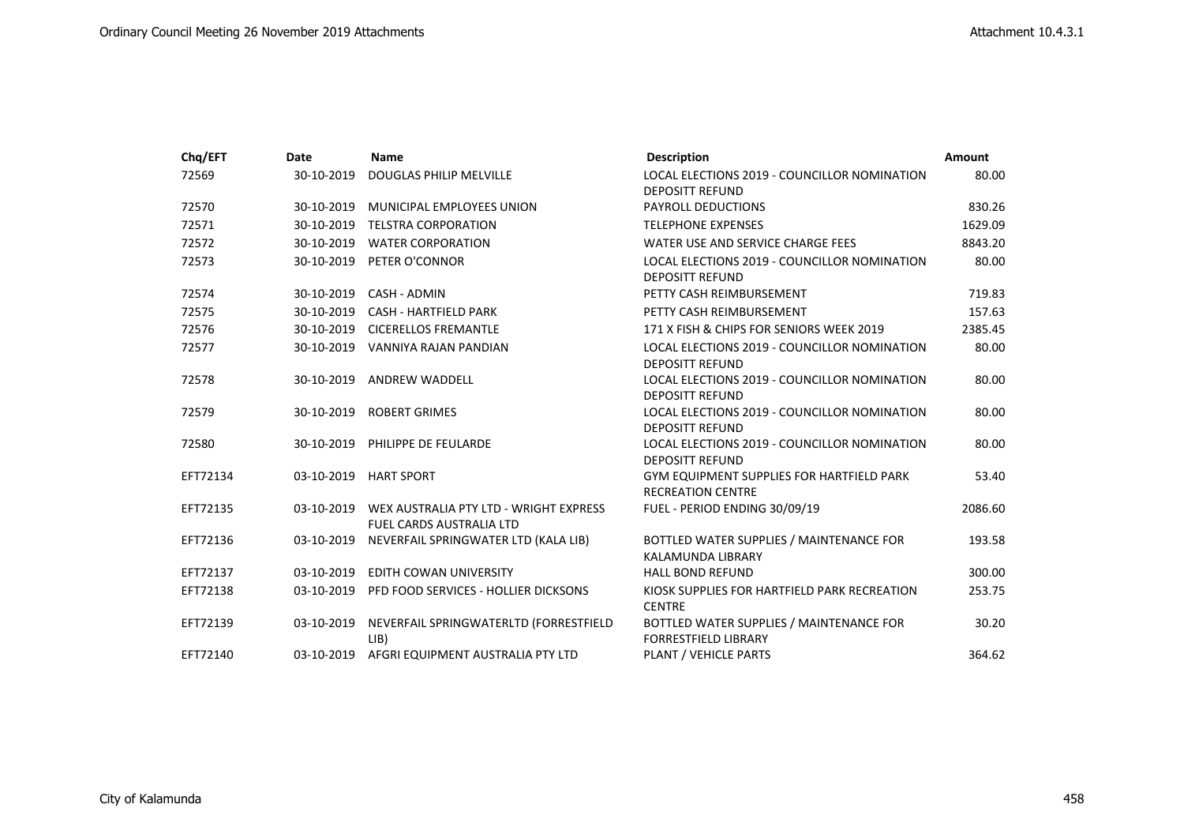| Chq/EFT | Date | Name | Description | Amount |
|---|---|---|---|---|
| 72569 | 30-10-2019 | DOUGLAS PHILIP MELVILLE | LOCAL ELECTIONS 2019 - COUNCILLOR NOMINATION DEPOSITT REFUND | 80.00 |
| 72570 | 30-10-2019 | MUNICIPAL EMPLOYEES UNION | PAYROLL DEDUCTIONS | 830.26 |
| 72571 | 30-10-2019 | TELSTRA CORPORATION | TELEPHONE EXPENSES | 1629.09 |
| 72572 | 30-10-2019 | WATER CORPORATION | WATER USE AND SERVICE CHARGE FEES | 8843.20 |
| 72573 | 30-10-2019 | PETER O'CONNOR | LOCAL ELECTIONS 2019 - COUNCILLOR NOMINATION DEPOSITT REFUND | 80.00 |
| 72574 | 30-10-2019 | CASH - ADMIN | PETTY CASH REIMBURSEMENT | 719.83 |
| 72575 | 30-10-2019 | CASH - HARTFIELD PARK | PETTY CASH REIMBURSEMENT | 157.63 |
| 72576 | 30-10-2019 | CICERELLOS FREMANTLE | 171 X FISH & CHIPS FOR SENIORS WEEK 2019 | 2385.45 |
| 72577 | 30-10-2019 | VANNIYA RAJAN PANDIAN | LOCAL ELECTIONS 2019 - COUNCILLOR NOMINATION DEPOSITT REFUND | 80.00 |
| 72578 | 30-10-2019 | ANDREW WADDELL | LOCAL ELECTIONS 2019 - COUNCILLOR NOMINATION DEPOSITT REFUND | 80.00 |
| 72579 | 30-10-2019 | ROBERT GRIMES | LOCAL ELECTIONS 2019 - COUNCILLOR NOMINATION DEPOSITT REFUND | 80.00 |
| 72580 | 30-10-2019 | PHILIPPE DE FEULARDE | LOCAL ELECTIONS 2019 - COUNCILLOR NOMINATION DEPOSITT REFUND | 80.00 |
| EFT72134 | 03-10-2019 | HART SPORT | GYM EQUIPMENT SUPPLIES FOR HARTFIELD PARK RECREATION CENTRE | 53.40 |
| EFT72135 | 03-10-2019 | WEX AUSTRALIA PTY LTD - WRIGHT EXPRESS FUEL CARDS AUSTRALIA LTD | FUEL - PERIOD ENDING 30/09/19 | 2086.60 |
| EFT72136 | 03-10-2019 | NEVERFAIL SPRINGWATER LTD (KALA LIB) | BOTTLED WATER SUPPLIES / MAINTENANCE FOR KALAMUNDA LIBRARY | 193.58 |
| EFT72137 | 03-10-2019 | EDITH COWAN UNIVERSITY | HALL BOND REFUND | 300.00 |
| EFT72138 | 03-10-2019 | PFD FOOD SERVICES - HOLLIER DICKSONS | KIOSK SUPPLIES FOR HARTFIELD PARK RECREATION CENTRE | 253.75 |
| EFT72139 | 03-10-2019 | NEVERFAIL SPRINGWATERLTD (FORRESTFIELD LIB) | BOTTLED WATER SUPPLIES / MAINTENANCE FOR FORRESTFIELD LIBRARY | 30.20 |
| EFT72140 | 03-10-2019 | AFGRI EQUIPMENT AUSTRALIA PTY LTD | PLANT / VEHICLE PARTS | 364.62 |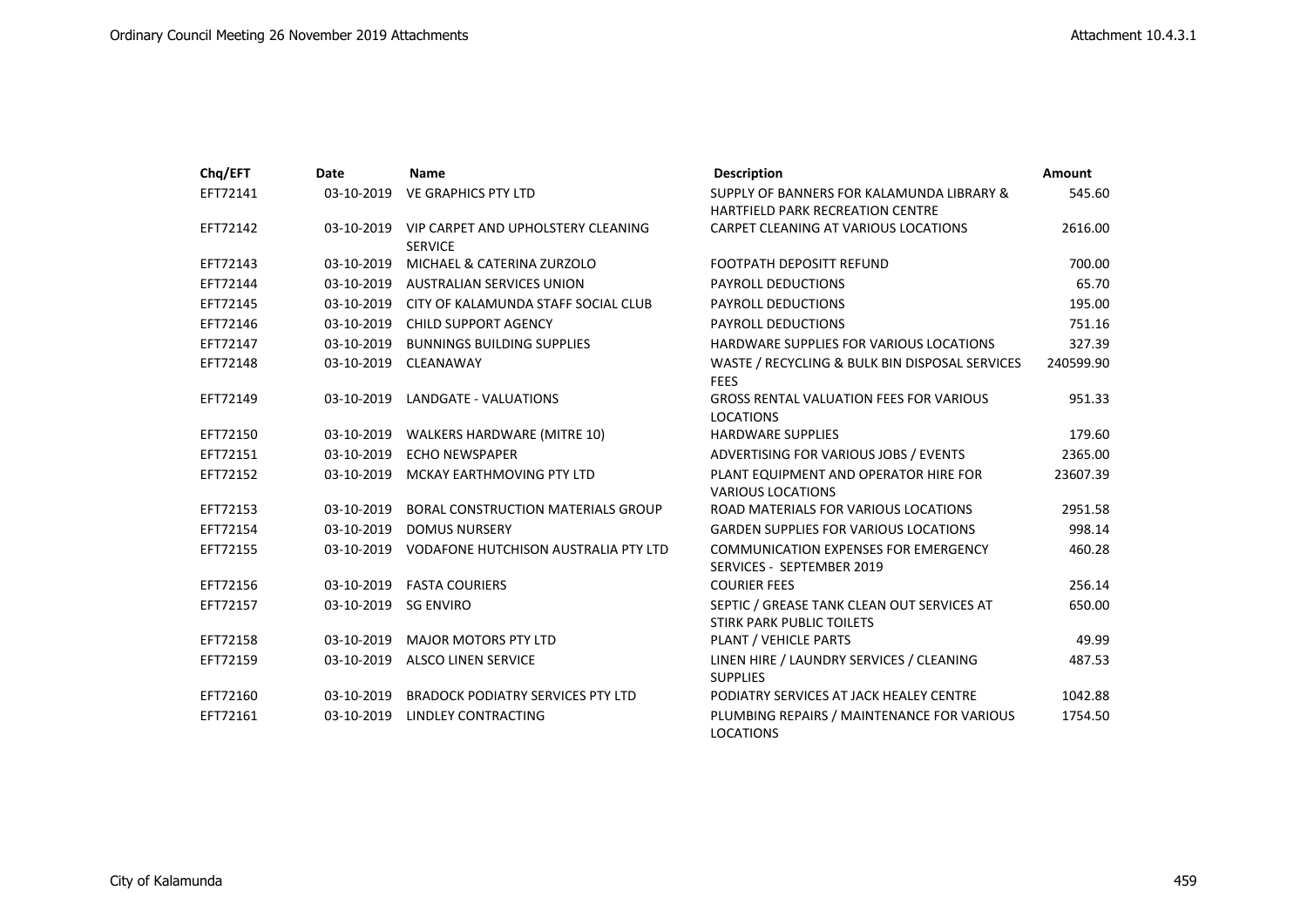| Chq/EFT | Date | Name | Description | Amount |
|---|---|---|---|---|
| EFT72141 | 03-10-2019 | VE GRAPHICS PTY LTD | SUPPLY OF BANNERS FOR KALAMUNDA LIBRARY & HARTFIELD PARK RECREATION CENTRE | 545.60 |
| EFT72142 | 03-10-2019 | VIP CARPET AND UPHOLSTERY CLEANING SERVICE | CARPET CLEANING AT VARIOUS LOCATIONS | 2616.00 |
| EFT72143 | 03-10-2019 | MICHAEL & CATERINA ZURZOLO | FOOTPATH DEPOSITT REFUND | 700.00 |
| EFT72144 | 03-10-2019 | AUSTRALIAN SERVICES UNION | PAYROLL DEDUCTIONS | 65.70 |
| EFT72145 | 03-10-2019 | CITY OF KALAMUNDA STAFF SOCIAL CLUB | PAYROLL DEDUCTIONS | 195.00 |
| EFT72146 | 03-10-2019 | CHILD SUPPORT AGENCY | PAYROLL DEDUCTIONS | 751.16 |
| EFT72147 | 03-10-2019 | BUNNINGS BUILDING SUPPLIES | HARDWARE SUPPLIES FOR VARIOUS LOCATIONS | 327.39 |
| EFT72148 | 03-10-2019 | CLEANAWAY | WASTE / RECYCLING & BULK BIN DISPOSAL SERVICES FEES | 240599.90 |
| EFT72149 | 03-10-2019 | LANDGATE - VALUATIONS | GROSS RENTAL VALUATION FEES FOR VARIOUS LOCATIONS | 951.33 |
| EFT72150 | 03-10-2019 | WALKERS HARDWARE (MITRE 10) | HARDWARE SUPPLIES | 179.60 |
| EFT72151 | 03-10-2019 | ECHO NEWSPAPER | ADVERTISING FOR VARIOUS JOBS / EVENTS | 2365.00 |
| EFT72152 | 03-10-2019 | MCKAY EARTHMOVING PTY LTD | PLANT EQUIPMENT AND OPERATOR HIRE FOR VARIOUS LOCATIONS | 23607.39 |
| EFT72153 | 03-10-2019 | BORAL CONSTRUCTION MATERIALS GROUP | ROAD MATERIALS FOR VARIOUS LOCATIONS | 2951.58 |
| EFT72154 | 03-10-2019 | DOMUS NURSERY | GARDEN SUPPLIES FOR VARIOUS LOCATIONS | 998.14 |
| EFT72155 | 03-10-2019 | VODAFONE HUTCHISON AUSTRALIA PTY LTD | COMMUNICATION EXPENSES FOR EMERGENCY SERVICES - SEPTEMBER 2019 | 460.28 |
| EFT72156 | 03-10-2019 | FASTA COURIERS | COURIER FEES | 256.14 |
| EFT72157 | 03-10-2019 | SG ENVIRO | SEPTIC / GREASE TANK CLEAN OUT SERVICES AT STIRK PARK PUBLIC TOILETS | 650.00 |
| EFT72158 | 03-10-2019 | MAJOR MOTORS PTY LTD | PLANT / VEHICLE PARTS | 49.99 |
| EFT72159 | 03-10-2019 | ALSCO LINEN SERVICE | LINEN HIRE / LAUNDRY SERVICES / CLEANING SUPPLIES | 487.53 |
| EFT72160 | 03-10-2019 | BRADOCK PODIATRY SERVICES PTY LTD | PODIATRY SERVICES AT JACK HEALEY CENTRE | 1042.88 |
| EFT72161 | 03-10-2019 | LINDLEY CONTRACTING | PLUMBING REPAIRS / MAINTENANCE FOR VARIOUS LOCATIONS | 1754.50 |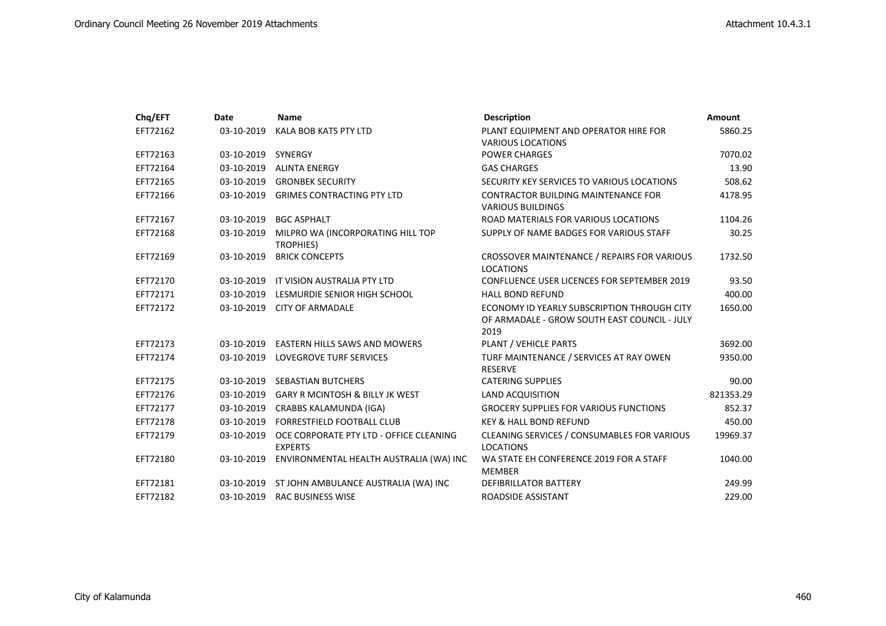| Chq/EFT | Date | Name | Description | Amount |
|---|---|---|---|---|
| EFT72162 | 03-10-2019 | KALA BOB KATS PTY LTD | PLANT EQUIPMENT AND OPERATOR HIRE FOR VARIOUS LOCATIONS | 5860.25 |
| EFT72163 | 03-10-2019 | SYNERGY | POWER CHARGES | 7070.02 |
| EFT72164 | 03-10-2019 | ALINTA ENERGY | GAS CHARGES | 13.90 |
| EFT72165 | 03-10-2019 | GRONBEK SECURITY | SECURITY KEY SERVICES TO VARIOUS LOCATIONS | 508.62 |
| EFT72166 | 03-10-2019 | GRIMES CONTRACTING PTY LTD | CONTRACTOR BUILDING MAINTENANCE FOR VARIOUS BUILDINGS | 4178.95 |
| EFT72167 | 03-10-2019 | BGC ASPHALT | ROAD MATERIALS FOR VARIOUS LOCATIONS | 1104.26 |
| EFT72168 | 03-10-2019 | MILPRO WA (INCORPORATING HILL TOP TROPHIES) | SUPPLY OF NAME BADGES FOR VARIOUS STAFF | 30.25 |
| EFT72169 | 03-10-2019 | BRICK CONCEPTS | CROSSOVER MAINTENANCE / REPAIRS FOR VARIOUS LOCATIONS | 1732.50 |
| EFT72170 | 03-10-2019 | IT VISION AUSTRALIA PTY LTD | CONFLUENCE USER LICENCES FOR SEPTEMBER 2019 | 93.50 |
| EFT72171 | 03-10-2019 | LESMURDIE SENIOR HIGH SCHOOL | HALL BOND REFUND | 400.00 |
| EFT72172 | 03-10-2019 | CITY OF ARMADALE | ECONOMY ID YEARLY SUBSCRIPTION THROUGH CITY OF ARMADALE - GROW SOUTH EAST COUNCIL - JULY 2019 | 1650.00 |
| EFT72173 | 03-10-2019 | EASTERN HILLS SAWS AND MOWERS | PLANT / VEHICLE PARTS | 3692.00 |
| EFT72174 | 03-10-2019 | LOVEGROVE TURF SERVICES | TURF MAINTENANCE / SERVICES AT RAY OWEN RESERVE | 9350.00 |
| EFT72175 | 03-10-2019 | SEBASTIAN BUTCHERS | CATERING SUPPLIES | 90.00 |
| EFT72176 | 03-10-2019 | GARY R MCINTOSH & BILLY JK WEST | LAND ACQUISITION | 821353.29 |
| EFT72177 | 03-10-2019 | CRABBS KALAMUNDA (IGA) | GROCERY SUPPLIES FOR VARIOUS FUNCTIONS | 852.37 |
| EFT72178 | 03-10-2019 | FORRESTFIELD FOOTBALL CLUB | KEY & HALL BOND REFUND | 450.00 |
| EFT72179 | 03-10-2019 | OCE CORPORATE PTY LTD - OFFICE CLEANING EXPERTS | CLEANING SERVICES / CONSUMABLES FOR VARIOUS LOCATIONS | 19969.37 |
| EFT72180 | 03-10-2019 | ENVIRONMENTAL HEALTH AUSTRALIA (WA) INC | WA STATE EH CONFERENCE 2019 FOR A STAFF MEMBER | 1040.00 |
| EFT72181 | 03-10-2019 | ST JOHN AMBULANCE AUSTRALIA (WA) INC | DEFIBRILLATOR BATTERY | 249.99 |
| EFT72182 | 03-10-2019 | RAC BUSINESS WISE | ROADSIDE ASSISTANT | 229.00 |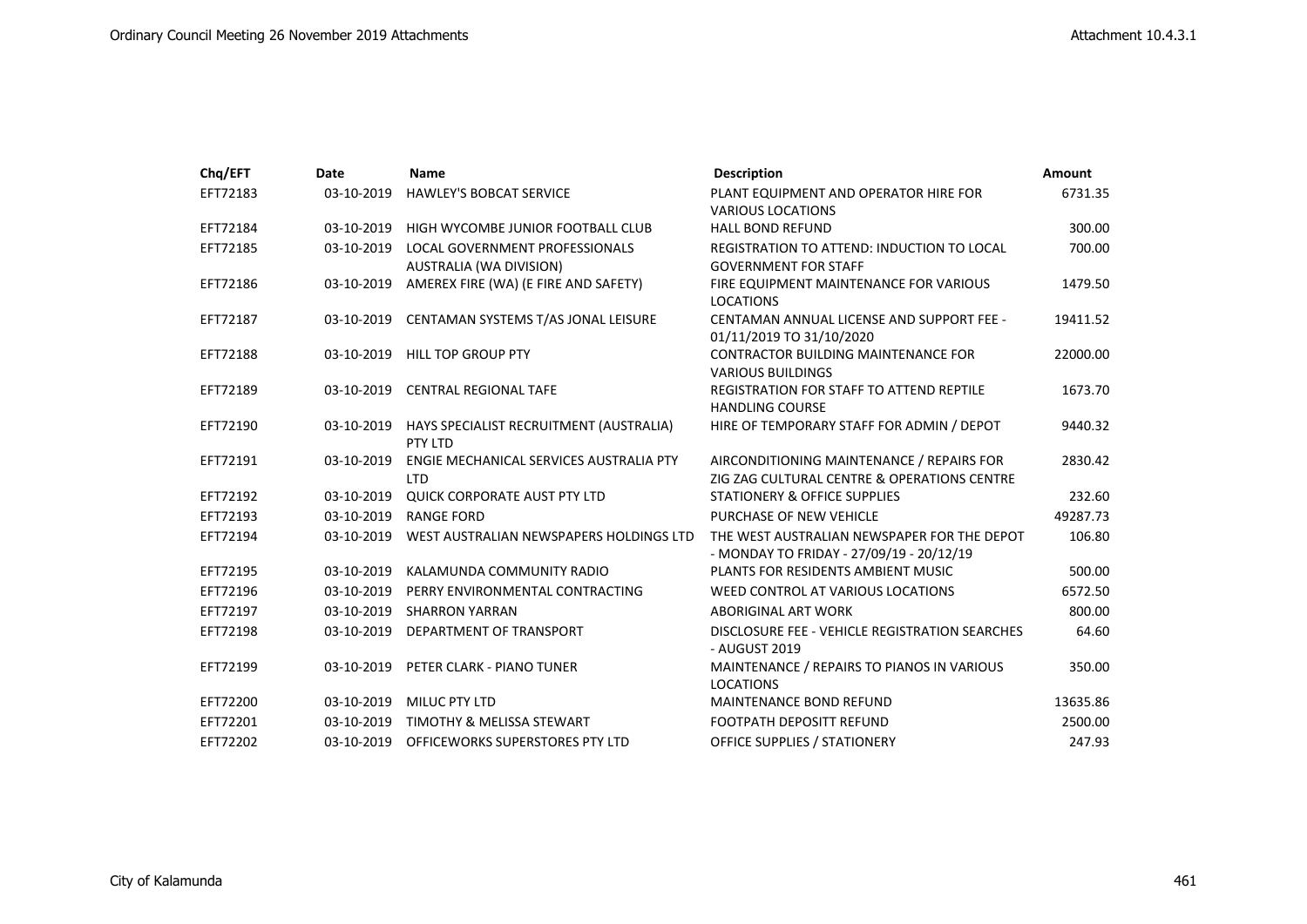| Chq/EFT | Date | Name | Description | Amount |
|---|---|---|---|---|
| EFT72183 | 03-10-2019 | HAWLEY'S BOBCAT SERVICE | PLANT EQUIPMENT AND OPERATOR HIRE FOR VARIOUS LOCATIONS | 6731.35 |
| EFT72184 | 03-10-2019 | HIGH WYCOMBE JUNIOR FOOTBALL CLUB | HALL BOND REFUND | 300.00 |
| EFT72185 | 03-10-2019 | LOCAL GOVERNMENT PROFESSIONALS AUSTRALIA (WA DIVISION) | REGISTRATION TO ATTEND: INDUCTION TO LOCAL GOVERNMENT FOR STAFF | 700.00 |
| EFT72186 | 03-10-2019 | AMEREX FIRE (WA) (E FIRE AND SAFETY) | FIRE EQUIPMENT MAINTENANCE FOR VARIOUS LOCATIONS | 1479.50 |
| EFT72187 | 03-10-2019 | CENTAMAN SYSTEMS T/AS JONAL LEISURE | CENTAMAN ANNUAL LICENSE AND SUPPORT FEE - 01/11/2019 TO 31/10/2020 | 19411.52 |
| EFT72188 | 03-10-2019 | HILL TOP GROUP PTY | CONTRACTOR BUILDING MAINTENANCE FOR VARIOUS BUILDINGS | 22000.00 |
| EFT72189 | 03-10-2019 | CENTRAL REGIONAL TAFE | REGISTRATION FOR STAFF TO ATTEND REPTILE HANDLING COURSE | 1673.70 |
| EFT72190 | 03-10-2019 | HAYS SPECIALIST RECRUITMENT (AUSTRALIA) PTY LTD | HIRE OF TEMPORARY STAFF FOR ADMIN / DEPOT | 9440.32 |
| EFT72191 | 03-10-2019 | ENGIE MECHANICAL SERVICES AUSTRALIA PTY LTD | AIRCONDITIONING MAINTENANCE / REPAIRS FOR ZIG ZAG CULTURAL CENTRE & OPERATIONS CENTRE | 2830.42 |
| EFT72192 | 03-10-2019 | QUICK CORPORATE AUST PTY LTD | STATIONERY & OFFICE SUPPLIES | 232.60 |
| EFT72193 | 03-10-2019 | RANGE FORD | PURCHASE OF NEW VEHICLE | 49287.73 |
| EFT72194 | 03-10-2019 | WEST AUSTRALIAN NEWSPAPERS HOLDINGS LTD | THE WEST AUSTRALIAN NEWSPAPER FOR THE DEPOT - MONDAY TO FRIDAY - 27/09/19 - 20/12/19 | 106.80 |
| EFT72195 | 03-10-2019 | KALAMUNDA COMMUNITY RADIO | PLANTS FOR RESIDENTS AMBIENT MUSIC | 500.00 |
| EFT72196 | 03-10-2019 | PERRY ENVIRONMENTAL CONTRACTING | WEED CONTROL AT VARIOUS LOCATIONS | 6572.50 |
| EFT72197 | 03-10-2019 | SHARRON YARRAN | ABORIGINAL ART WORK | 800.00 |
| EFT72198 | 03-10-2019 | DEPARTMENT OF TRANSPORT | DISCLOSURE FEE - VEHICLE REGISTRATION SEARCHES - AUGUST 2019 | 64.60 |
| EFT72199 | 03-10-2019 | PETER CLARK - PIANO TUNER | MAINTENANCE / REPAIRS TO PIANOS IN VARIOUS LOCATIONS | 350.00 |
| EFT72200 | 03-10-2019 | MILUC PTY LTD | MAINTENANCE BOND REFUND | 13635.86 |
| EFT72201 | 03-10-2019 | TIMOTHY & MELISSA STEWART | FOOTPATH DEPOSITT REFUND | 2500.00 |
| EFT72202 | 03-10-2019 | OFFICEWORKS SUPERSTORES PTY LTD | OFFICE SUPPLIES / STATIONERY | 247.93 |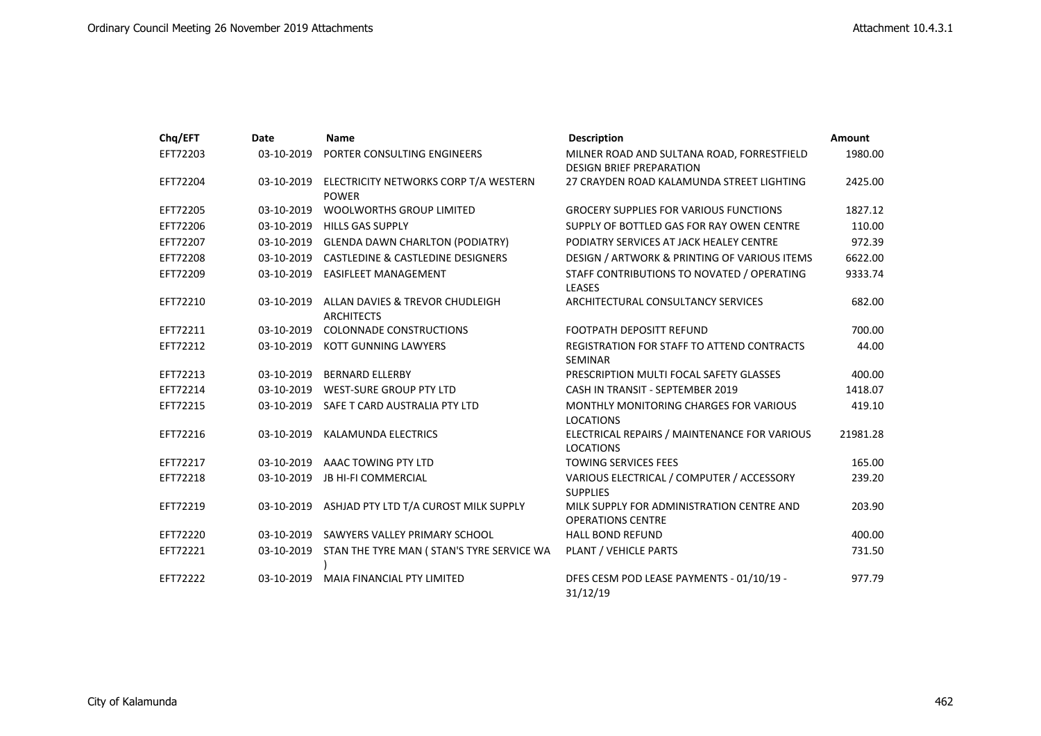| Chq/EFT | Date | Name | Description | Amount |
|---|---|---|---|---|
| EFT72203 | 03-10-2019 | PORTER CONSULTING ENGINEERS | MILNER ROAD AND SULTANA ROAD, FORRESTFIELD DESIGN BRIEF PREPARATION | 1980.00 |
| EFT72204 | 03-10-2019 | ELECTRICITY NETWORKS CORP T/A WESTERN POWER | 27 CRAYDEN ROAD KALAMUNDA STREET LIGHTING | 2425.00 |
| EFT72205 | 03-10-2019 | WOOLWORTHS GROUP LIMITED | GROCERY SUPPLIES FOR VARIOUS FUNCTIONS | 1827.12 |
| EFT72206 | 03-10-2019 | HILLS GAS SUPPLY | SUPPLY OF BOTTLED GAS FOR RAY OWEN CENTRE | 110.00 |
| EFT72207 | 03-10-2019 | GLENDA DAWN CHARLTON (PODIATRY) | PODIATRY SERVICES AT JACK HEALEY CENTRE | 972.39 |
| EFT72208 | 03-10-2019 | CASTLEDINE & CASTLEDINE DESIGNERS | DESIGN / ARTWORK & PRINTING OF VARIOUS ITEMS | 6622.00 |
| EFT72209 | 03-10-2019 | EASIFLEET MANAGEMENT | STAFF CONTRIBUTIONS TO NOVATED / OPERATING LEASES | 9333.74 |
| EFT72210 | 03-10-2019 | ALLAN DAVIES & TREVOR CHUDLEIGH ARCHITECTS | ARCHITECTURAL CONSULTANCY SERVICES | 682.00 |
| EFT72211 | 03-10-2019 | COLONNADE CONSTRUCTIONS | FOOTPATH DEPOSITT REFUND | 700.00 |
| EFT72212 | 03-10-2019 | KOTT GUNNING LAWYERS | REGISTRATION FOR STAFF TO ATTEND CONTRACTS SEMINAR | 44.00 |
| EFT72213 | 03-10-2019 | BERNARD ELLERBY | PRESCRIPTION MULTI FOCAL SAFETY GLASSES | 400.00 |
| EFT72214 | 03-10-2019 | WEST-SURE GROUP PTY LTD | CASH IN TRANSIT - SEPTEMBER 2019 | 1418.07 |
| EFT72215 | 03-10-2019 | SAFE T CARD AUSTRALIA PTY LTD | MONTHLY MONITORING CHARGES FOR VARIOUS LOCATIONS | 419.10 |
| EFT72216 | 03-10-2019 | KALAMUNDA ELECTRICS | ELECTRICAL REPAIRS / MAINTENANCE FOR VARIOUS LOCATIONS | 21981.28 |
| EFT72217 | 03-10-2019 | AAAC TOWING PTY LTD | TOWING SERVICES FEES | 165.00 |
| EFT72218 | 03-10-2019 | JB HI-FI COMMERCIAL | VARIOUS ELECTRICAL / COMPUTER / ACCESSORY SUPPLIES | 239.20 |
| EFT72219 | 03-10-2019 | ASHJAD PTY LTD T/A CUROST MILK SUPPLY | MILK SUPPLY FOR ADMINISTRATION CENTRE AND OPERATIONS CENTRE | 203.90 |
| EFT72220 | 03-10-2019 | SAWYERS VALLEY PRIMARY SCHOOL | HALL BOND REFUND | 400.00 |
| EFT72221 | 03-10-2019 | STAN THE TYRE MAN ( STAN'S TYRE SERVICE WA ) | PLANT / VEHICLE PARTS | 731.50 |
| EFT72222 | 03-10-2019 | MAIA FINANCIAL PTY LIMITED | DFES CESM POD LEASE PAYMENTS - 01/10/19 - 31/12/19 | 977.79 |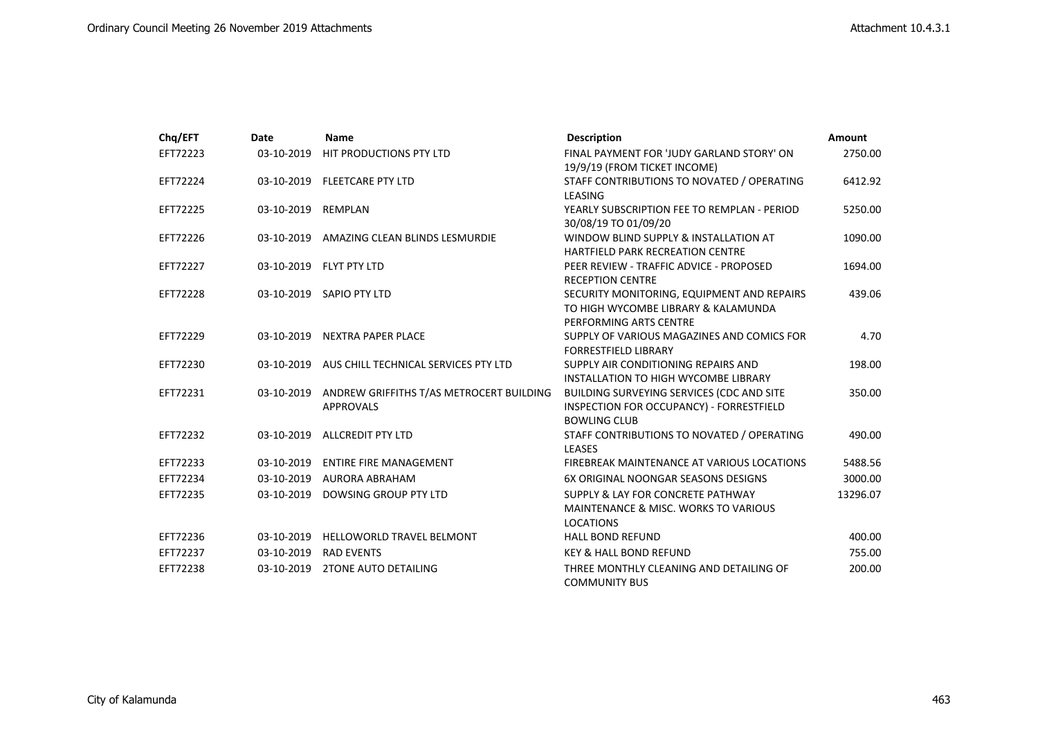| Chq/EFT | Date | Name | Description | Amount |
|---|---|---|---|---|
| EFT72223 | 03-10-2019 | HIT PRODUCTIONS PTY LTD | FINAL PAYMENT FOR 'JUDY GARLAND STORY' ON 19/9/19 (FROM TICKET INCOME) | 2750.00 |
| EFT72224 | 03-10-2019 | FLEETCARE PTY LTD | STAFF CONTRIBUTIONS TO NOVATED / OPERATING LEASING | 6412.92 |
| EFT72225 | 03-10-2019 | REMPLAN | YEARLY SUBSCRIPTION FEE TO REMPLAN - PERIOD 30/08/19 TO 01/09/20 | 5250.00 |
| EFT72226 | 03-10-2019 | AMAZING CLEAN BLINDS LESMURDIE | WINDOW BLIND SUPPLY & INSTALLATION AT HARTFIELD PARK RECREATION CENTRE | 1090.00 |
| EFT72227 | 03-10-2019 | FLYT PTY LTD | PEER REVIEW - TRAFFIC ADVICE - PROPOSED RECEPTION CENTRE | 1694.00 |
| EFT72228 | 03-10-2019 | SAPIO PTY LTD | SECURITY MONITORING, EQUIPMENT AND REPAIRS TO HIGH WYCOMBE LIBRARY & KALAMUNDA PERFORMING ARTS CENTRE | 439.06 |
| EFT72229 | 03-10-2019 | NEXTRA PAPER PLACE | SUPPLY OF VARIOUS MAGAZINES AND COMICS FOR FORRESTFIELD LIBRARY | 4.70 |
| EFT72230 | 03-10-2019 | AUS CHILL TECHNICAL SERVICES PTY LTD | SUPPLY AIR CONDITIONING REPAIRS AND INSTALLATION TO HIGH WYCOMBE LIBRARY | 198.00 |
| EFT72231 | 03-10-2019 | ANDREW GRIFFITHS T/AS METROCERT BUILDING APPROVALS | BUILDING SURVEYING SERVICES (CDC AND SITE INSPECTION FOR OCCUPANCY) - FORRESTFIELD BOWLING CLUB | 350.00 |
| EFT72232 | 03-10-2019 | ALLCREDIT PTY LTD | STAFF CONTRIBUTIONS TO NOVATED / OPERATING LEASES | 490.00 |
| EFT72233 | 03-10-2019 | ENTIRE FIRE MANAGEMENT | FIREBREAK MAINTENANCE AT VARIOUS LOCATIONS | 5488.56 |
| EFT72234 | 03-10-2019 | AURORA ABRAHAM | 6X ORIGINAL NOONGAR SEASONS DESIGNS | 3000.00 |
| EFT72235 | 03-10-2019 | DOWSING GROUP PTY LTD | SUPPLY & LAY FOR CONCRETE PATHWAY MAINTENANCE & MISC. WORKS TO VARIOUS LOCATIONS | 13296.07 |
| EFT72236 | 03-10-2019 | HELLOWORLD TRAVEL BELMONT | HALL BOND REFUND | 400.00 |
| EFT72237 | 03-10-2019 | RAD EVENTS | KEY & HALL BOND REFUND | 755.00 |
| EFT72238 | 03-10-2019 | 2TONE AUTO DETAILING | THREE MONTHLY CLEANING AND DETAILING OF COMMUNITY BUS | 200.00 |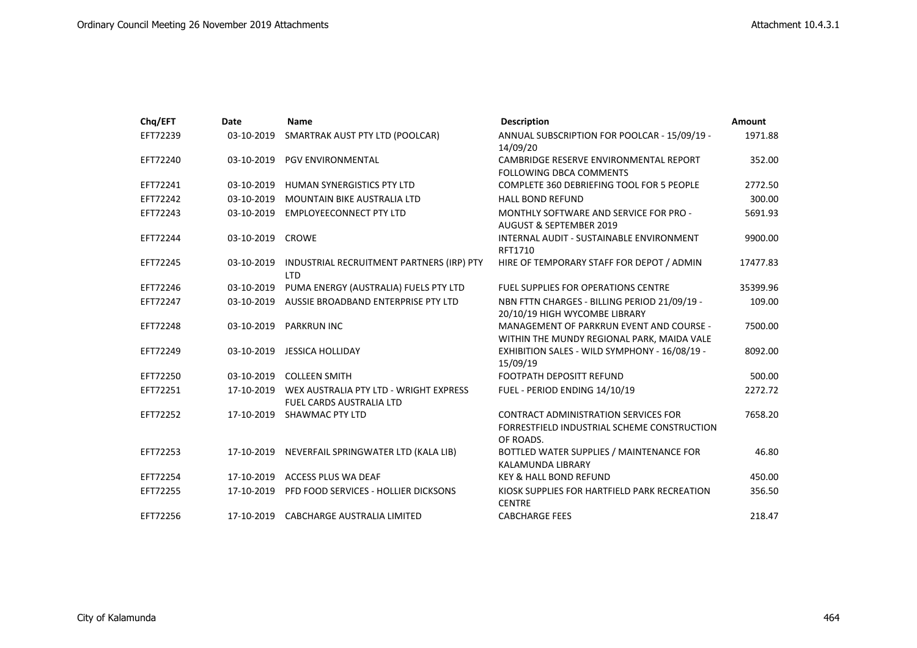| Chq/EFT | Date | Name | Description | Amount |
|---|---|---|---|---|
| EFT72239 | 03-10-2019 | SMARTRAK AUST PTY LTD (POOLCAR) | ANNUAL SUBSCRIPTION FOR POOLCAR - 15/09/19 - 14/09/20 | 1971.88 |
| EFT72240 | 03-10-2019 | PGV ENVIRONMENTAL | CAMBRIDGE RESERVE ENVIRONMENTAL REPORT FOLLOWING DBCA COMMENTS | 352.00 |
| EFT72241 | 03-10-2019 | HUMAN SYNERGISTICS PTY LTD | COMPLETE 360 DEBRIEFING TOOL FOR 5 PEOPLE | 2772.50 |
| EFT72242 | 03-10-2019 | MOUNTAIN BIKE AUSTRALIA LTD | HALL BOND REFUND | 300.00 |
| EFT72243 | 03-10-2019 | EMPLOYEECONNECT PTY LTD | MONTHLY SOFTWARE AND SERVICE FOR PRO - AUGUST & SEPTEMBER 2019 | 5691.93 |
| EFT72244 | 03-10-2019 | CROWE | INTERNAL AUDIT - SUSTAINABLE ENVIRONMENT RFT1710 | 9900.00 |
| EFT72245 | 03-10-2019 | INDUSTRIAL RECRUITMENT PARTNERS (IRP) PTY LTD | HIRE OF TEMPORARY STAFF FOR DEPOT / ADMIN | 17477.83 |
| EFT72246 | 03-10-2019 | PUMA ENERGY (AUSTRALIA) FUELS PTY LTD | FUEL SUPPLIES FOR OPERATIONS CENTRE | 35399.96 |
| EFT72247 | 03-10-2019 | AUSSIE BROADBAND ENTERPRISE PTY LTD | NBN FTTN CHARGES - BILLING PERIOD 21/09/19 - 20/10/19 HIGH WYCOMBE LIBRARY | 109.00 |
| EFT72248 | 03-10-2019 | PARKRUN INC | MANAGEMENT OF PARKRUN EVENT AND COURSE - WITHIN THE MUNDY REGIONAL PARK, MAIDA VALE | 7500.00 |
| EFT72249 | 03-10-2019 | JESSICA HOLLIDAY | EXHIBITION SALES - WILD SYMPHONY - 16/08/19 - 15/09/19 | 8092.00 |
| EFT72250 | 03-10-2019 | COLLEEN SMITH | FOOTPATH DEPOSITT REFUND | 500.00 |
| EFT72251 | 17-10-2019 | WEX AUSTRALIA PTY LTD - WRIGHT EXPRESS FUEL CARDS AUSTRALIA LTD | FUEL - PERIOD ENDING 14/10/19 | 2272.72 |
| EFT72252 | 17-10-2019 | SHAWMAC PTY LTD | CONTRACT ADMINISTRATION SERVICES FOR FORRESTFIELD INDUSTRIAL SCHEME CONSTRUCTION OF ROADS. | 7658.20 |
| EFT72253 | 17-10-2019 | NEVERFAIL SPRINGWATER LTD (KALA LIB) | BOTTLED WATER SUPPLIES / MAINTENANCE FOR KALAMUNDA LIBRARY | 46.80 |
| EFT72254 | 17-10-2019 | ACCESS PLUS WA DEAF | KEY & HALL BOND REFUND | 450.00 |
| EFT72255 | 17-10-2019 | PFD FOOD SERVICES - HOLLIER DICKSONS | KIOSK SUPPLIES FOR HARTFIELD PARK RECREATION CENTRE | 356.50 |
| EFT72256 | 17-10-2019 | CABCHARGE AUSTRALIA LIMITED | CABCHARGE FEES | 218.47 |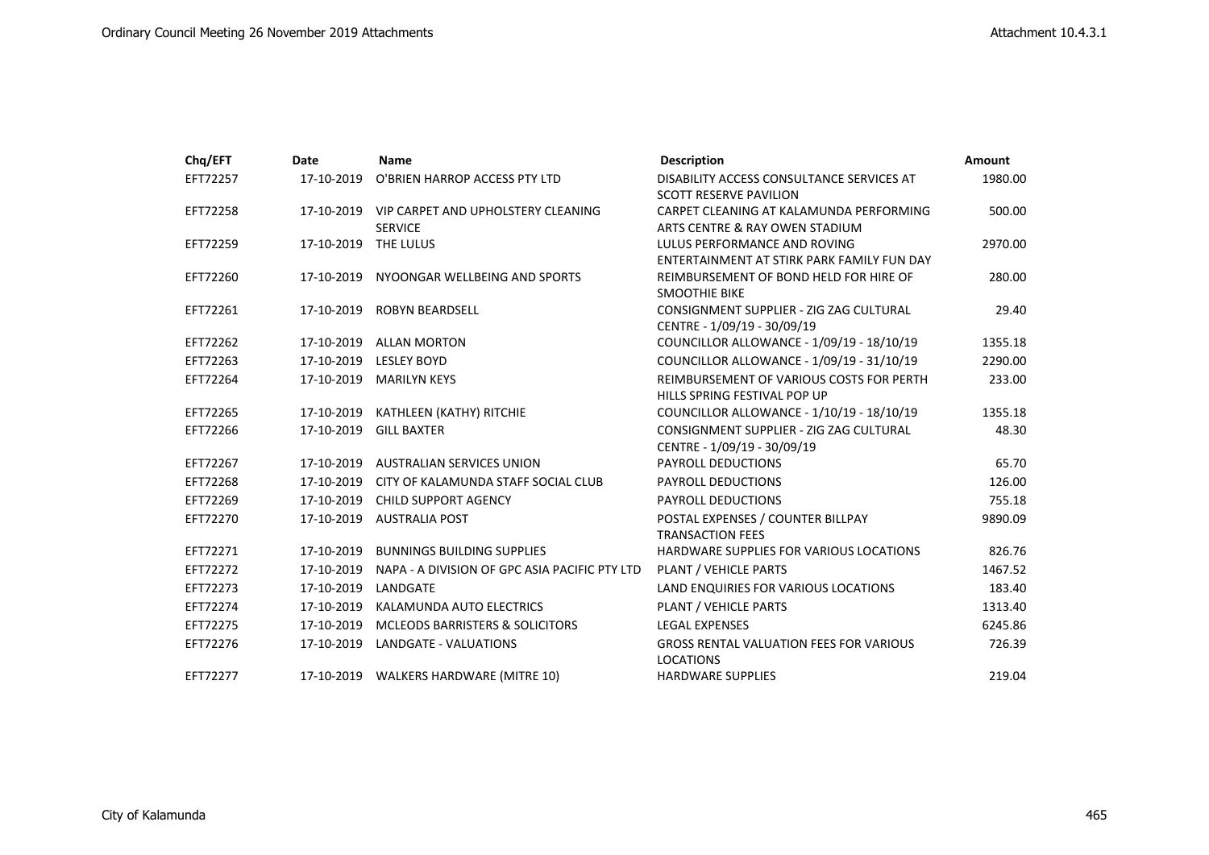| Chq/EFT | Date | Name | Description | Amount |
|---|---|---|---|---|
| EFT72257 | 17-10-2019 | O'BRIEN HARROP ACCESS PTY LTD | DISABILITY ACCESS CONSULTANCE SERVICES AT SCOTT RESERVE PAVILION | 1980.00 |
| EFT72258 | 17-10-2019 | VIP CARPET AND UPHOLSTERY CLEANING SERVICE | CARPET CLEANING AT KALAMUNDA PERFORMING ARTS CENTRE & RAY OWEN STADIUM | 500.00 |
| EFT72259 | 17-10-2019 | THE LULUS | LULUS PERFORMANCE AND ROVING ENTERTAINMENT AT STIRK PARK FAMILY FUN DAY | 2970.00 |
| EFT72260 | 17-10-2019 | NYOONGAR WELLBEING AND SPORTS | REIMBURSEMENT OF BOND HELD FOR HIRE OF SMOOTHIE BIKE | 280.00 |
| EFT72261 | 17-10-2019 | ROBYN BEARDSELL | CONSIGNMENT SUPPLIER - ZIG ZAG CULTURAL CENTRE - 1/09/19 - 30/09/19 | 29.40 |
| EFT72262 | 17-10-2019 | ALLAN MORTON | COUNCILLOR ALLOWANCE - 1/09/19 - 18/10/19 | 1355.18 |
| EFT72263 | 17-10-2019 | LESLEY BOYD | COUNCILLOR ALLOWANCE - 1/09/19 - 31/10/19 | 2290.00 |
| EFT72264 | 17-10-2019 | MARILYN KEYS | REIMBURSEMENT OF VARIOUS COSTS FOR PERTH HILLS SPRING FESTIVAL POP UP | 233.00 |
| EFT72265 | 17-10-2019 | KATHLEEN (KATHY) RITCHIE | COUNCILLOR ALLOWANCE - 1/10/19 - 18/10/19 | 1355.18 |
| EFT72266 | 17-10-2019 | GILL BAXTER | CONSIGNMENT SUPPLIER - ZIG ZAG CULTURAL CENTRE - 1/09/19 - 30/09/19 | 48.30 |
| EFT72267 | 17-10-2019 | AUSTRALIAN SERVICES UNION | PAYROLL DEDUCTIONS | 65.70 |
| EFT72268 | 17-10-2019 | CITY OF KALAMUNDA STAFF SOCIAL CLUB | PAYROLL DEDUCTIONS | 126.00 |
| EFT72269 | 17-10-2019 | CHILD SUPPORT AGENCY | PAYROLL DEDUCTIONS | 755.18 |
| EFT72270 | 17-10-2019 | AUSTRALIA POST | POSTAL EXPENSES / COUNTER BILLPAY TRANSACTION FEES | 9890.09 |
| EFT72271 | 17-10-2019 | BUNNINGS BUILDING SUPPLIES | HARDWARE SUPPLIES FOR VARIOUS LOCATIONS | 826.76 |
| EFT72272 | 17-10-2019 | NAPA - A DIVISION OF GPC ASIA PACIFIC PTY LTD | PLANT / VEHICLE PARTS | 1467.52 |
| EFT72273 | 17-10-2019 | LANDGATE | LAND ENQUIRIES FOR VARIOUS LOCATIONS | 183.40 |
| EFT72274 | 17-10-2019 | KALAMUNDA AUTO ELECTRICS | PLANT / VEHICLE PARTS | 1313.40 |
| EFT72275 | 17-10-2019 | MCLEODS BARRISTERS & SOLICITORS | LEGAL EXPENSES | 6245.86 |
| EFT72276 | 17-10-2019 | LANDGATE - VALUATIONS | GROSS RENTAL VALUATION FEES FOR VARIOUS LOCATIONS | 726.39 |
| EFT72277 | 17-10-2019 | WALKERS HARDWARE (MITRE 10) | HARDWARE SUPPLIES | 219.04 |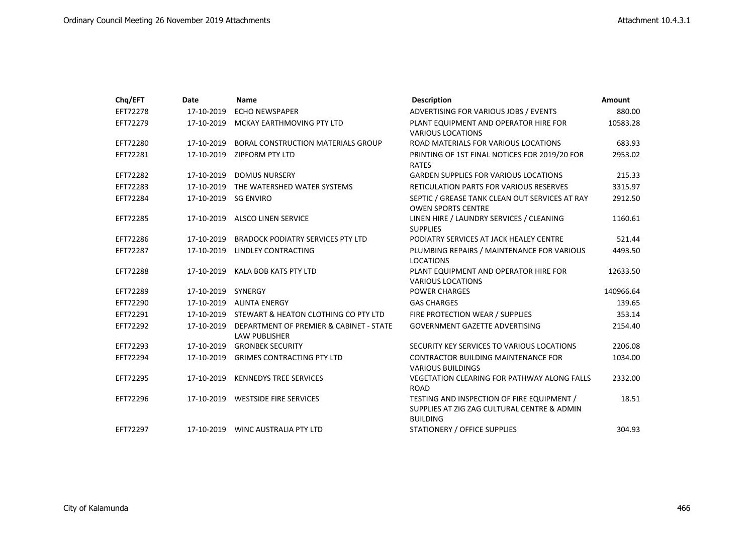| Chq/EFT | Date | Name | Description | Amount |
|---|---|---|---|---|
| EFT72278 | 17-10-2019 | ECHO NEWSPAPER | ADVERTISING FOR VARIOUS JOBS / EVENTS | 880.00 |
| EFT72279 | 17-10-2019 | MCKAY EARTHMOVING PTY LTD | PLANT EQUIPMENT AND OPERATOR HIRE FOR VARIOUS LOCATIONS | 10583.28 |
| EFT72280 | 17-10-2019 | BORAL CONSTRUCTION MATERIALS GROUP | ROAD MATERIALS FOR VARIOUS LOCATIONS | 683.93 |
| EFT72281 | 17-10-2019 | ZIPFORM PTY LTD | PRINTING OF 1ST FINAL NOTICES FOR 2019/20 FOR RATES | 2953.02 |
| EFT72282 | 17-10-2019 | DOMUS NURSERY | GARDEN SUPPLIES FOR VARIOUS LOCATIONS | 215.33 |
| EFT72283 | 17-10-2019 | THE WATERSHED WATER SYSTEMS | RETICULATION PARTS FOR VARIOUS RESERVES | 3315.97 |
| EFT72284 | 17-10-2019 | SG ENVIRO | SEPTIC / GREASE TANK CLEAN OUT SERVICES AT RAY OWEN SPORTS CENTRE | 2912.50 |
| EFT72285 | 17-10-2019 | ALSCO LINEN SERVICE | LINEN HIRE / LAUNDRY SERVICES / CLEANING SUPPLIES | 1160.61 |
| EFT72286 | 17-10-2019 | BRADOCK PODIATRY SERVICES PTY LTD | PODIATRY SERVICES AT JACK HEALEY CENTRE | 521.44 |
| EFT72287 | 17-10-2019 | LINDLEY CONTRACTING | PLUMBING REPAIRS / MAINTENANCE FOR VARIOUS LOCATIONS | 4493.50 |
| EFT72288 | 17-10-2019 | KALA BOB KATS PTY LTD | PLANT EQUIPMENT AND OPERATOR HIRE FOR VARIOUS LOCATIONS | 12633.50 |
| EFT72289 | 17-10-2019 | SYNERGY | POWER CHARGES | 140966.64 |
| EFT72290 | 17-10-2019 | ALINTA ENERGY | GAS CHARGES | 139.65 |
| EFT72291 | 17-10-2019 | STEWART & HEATON CLOTHING CO PTY LTD | FIRE PROTECTION WEAR / SUPPLIES | 353.14 |
| EFT72292 | 17-10-2019 | DEPARTMENT OF PREMIER & CABINET - STATE LAW PUBLISHER | GOVERNMENT GAZETTE ADVERTISING | 2154.40 |
| EFT72293 | 17-10-2019 | GRONBEK SECURITY | SECURITY KEY SERVICES TO VARIOUS LOCATIONS | 2206.08 |
| EFT72294 | 17-10-2019 | GRIMES CONTRACTING PTY LTD | CONTRACTOR BUILDING MAINTENANCE FOR VARIOUS BUILDINGS | 1034.00 |
| EFT72295 | 17-10-2019 | KENNEDYS TREE SERVICES | VEGETATION CLEARING FOR PATHWAY ALONG FALLS ROAD | 2332.00 |
| EFT72296 | 17-10-2019 | WESTSIDE FIRE SERVICES | TESTING AND INSPECTION OF FIRE EQUIPMENT / SUPPLIES AT ZIG ZAG CULTURAL CENTRE & ADMIN BUILDING | 18.51 |
| EFT72297 | 17-10-2019 | WINC AUSTRALIA PTY LTD | STATIONERY / OFFICE SUPPLIES | 304.93 |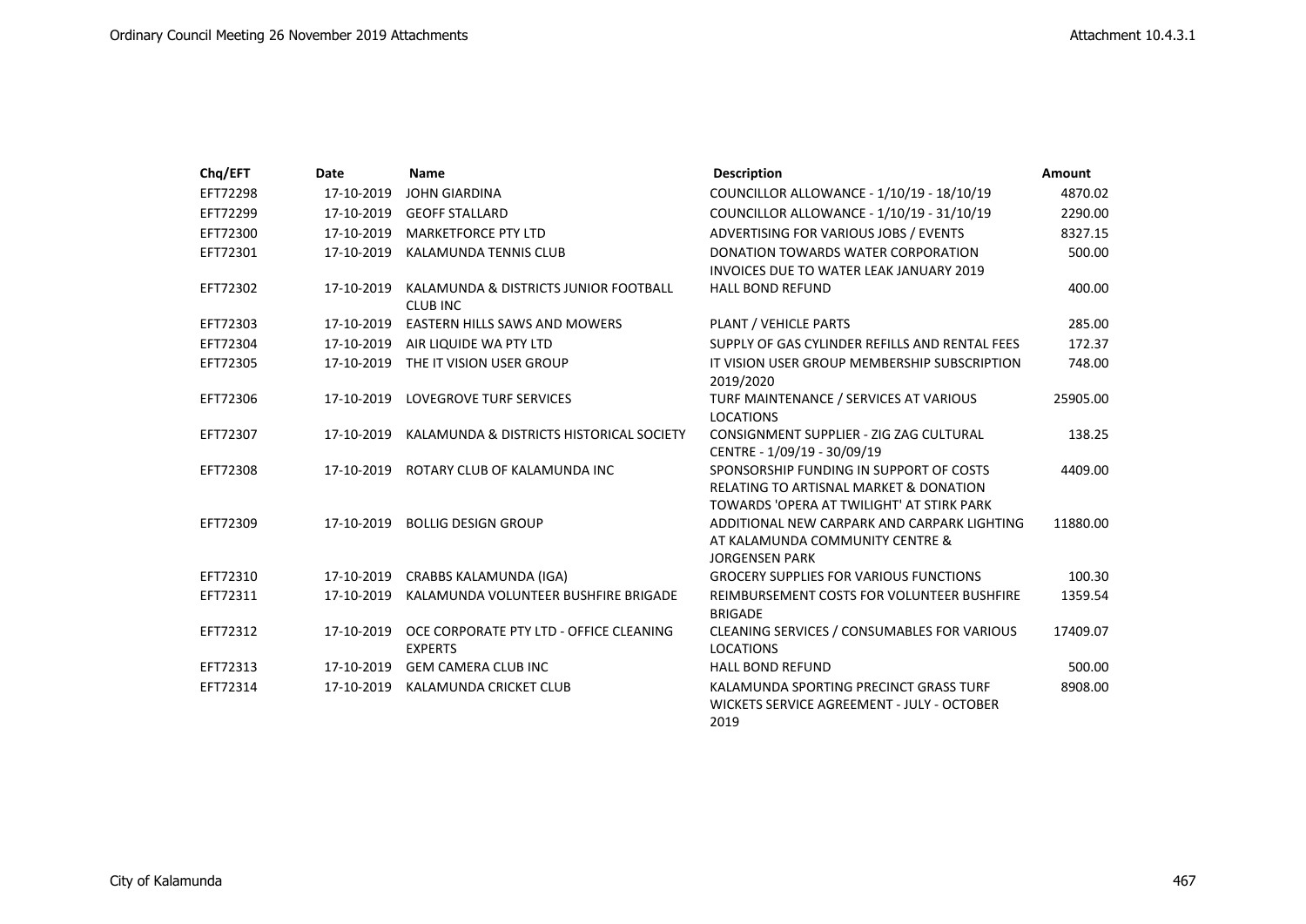| Chq/EFT | Date | Name | Description | Amount |
| --- | --- | --- | --- | --- |
| EFT72298 | 17-10-2019 | JOHN GIARDINA | COUNCILLOR ALLOWANCE - 1/10/19 - 18/10/19 | 4870.02 |
| EFT72299 | 17-10-2019 | GEOFF STALLARD | COUNCILLOR ALLOWANCE - 1/10/19 - 31/10/19 | 2290.00 |
| EFT72300 | 17-10-2019 | MARKETFORCE PTY LTD | ADVERTISING FOR VARIOUS JOBS / EVENTS | 8327.15 |
| EFT72301 | 17-10-2019 | KALAMUNDA TENNIS CLUB | DONATION TOWARDS WATER CORPORATION INVOICES DUE TO WATER LEAK JANUARY 2019 | 500.00 |
| EFT72302 | 17-10-2019 | KALAMUNDA & DISTRICTS JUNIOR FOOTBALL CLUB INC | HALL BOND REFUND | 400.00 |
| EFT72303 | 17-10-2019 | EASTERN HILLS SAWS AND MOWERS | PLANT / VEHICLE PARTS | 285.00 |
| EFT72304 | 17-10-2019 | AIR LIQUIDE WA PTY LTD | SUPPLY OF GAS CYLINDER REFILLS AND RENTAL FEES | 172.37 |
| EFT72305 | 17-10-2019 | THE IT VISION USER GROUP | IT VISION USER GROUP MEMBERSHIP SUBSCRIPTION 2019/2020 | 748.00 |
| EFT72306 | 17-10-2019 | LOVEGROVE TURF SERVICES | TURF MAINTENANCE / SERVICES AT VARIOUS LOCATIONS | 25905.00 |
| EFT72307 | 17-10-2019 | KALAMUNDA & DISTRICTS HISTORICAL SOCIETY | CONSIGNMENT SUPPLIER - ZIG ZAG CULTURAL CENTRE - 1/09/19 - 30/09/19 | 138.25 |
| EFT72308 | 17-10-2019 | ROTARY CLUB OF KALAMUNDA INC | SPONSORSHIP FUNDING IN SUPPORT OF COSTS RELATING TO ARTISNAL MARKET & DONATION TOWARDS 'OPERA AT TWILIGHT' AT STIRK PARK | 4409.00 |
| EFT72309 | 17-10-2019 | BOLLIG DESIGN GROUP | ADDITIONAL NEW CARPARK AND CARPARK LIGHTING AT KALAMUNDA COMMUNITY CENTRE & JORGENSEN PARK | 11880.00 |
| EFT72310 | 17-10-2019 | CRABBS KALAMUNDA (IGA) | GROCERY SUPPLIES FOR VARIOUS FUNCTIONS | 100.30 |
| EFT72311 | 17-10-2019 | KALAMUNDA VOLUNTEER BUSHFIRE BRIGADE | REIMBURSEMENT COSTS FOR VOLUNTEER BUSHFIRE BRIGADE | 1359.54 |
| EFT72312 | 17-10-2019 | OCE CORPORATE PTY LTD - OFFICE CLEANING EXPERTS | CLEANING SERVICES / CONSUMABLES FOR VARIOUS LOCATIONS | 17409.07 |
| EFT72313 | 17-10-2019 | GEM CAMERA CLUB INC | HALL BOND REFUND | 500.00 |
| EFT72314 | 17-10-2019 | KALAMUNDA CRICKET CLUB | KALAMUNDA SPORTING PRECINCT GRASS TURF WICKETS SERVICE AGREEMENT - JULY - OCTOBER 2019 | 8908.00 |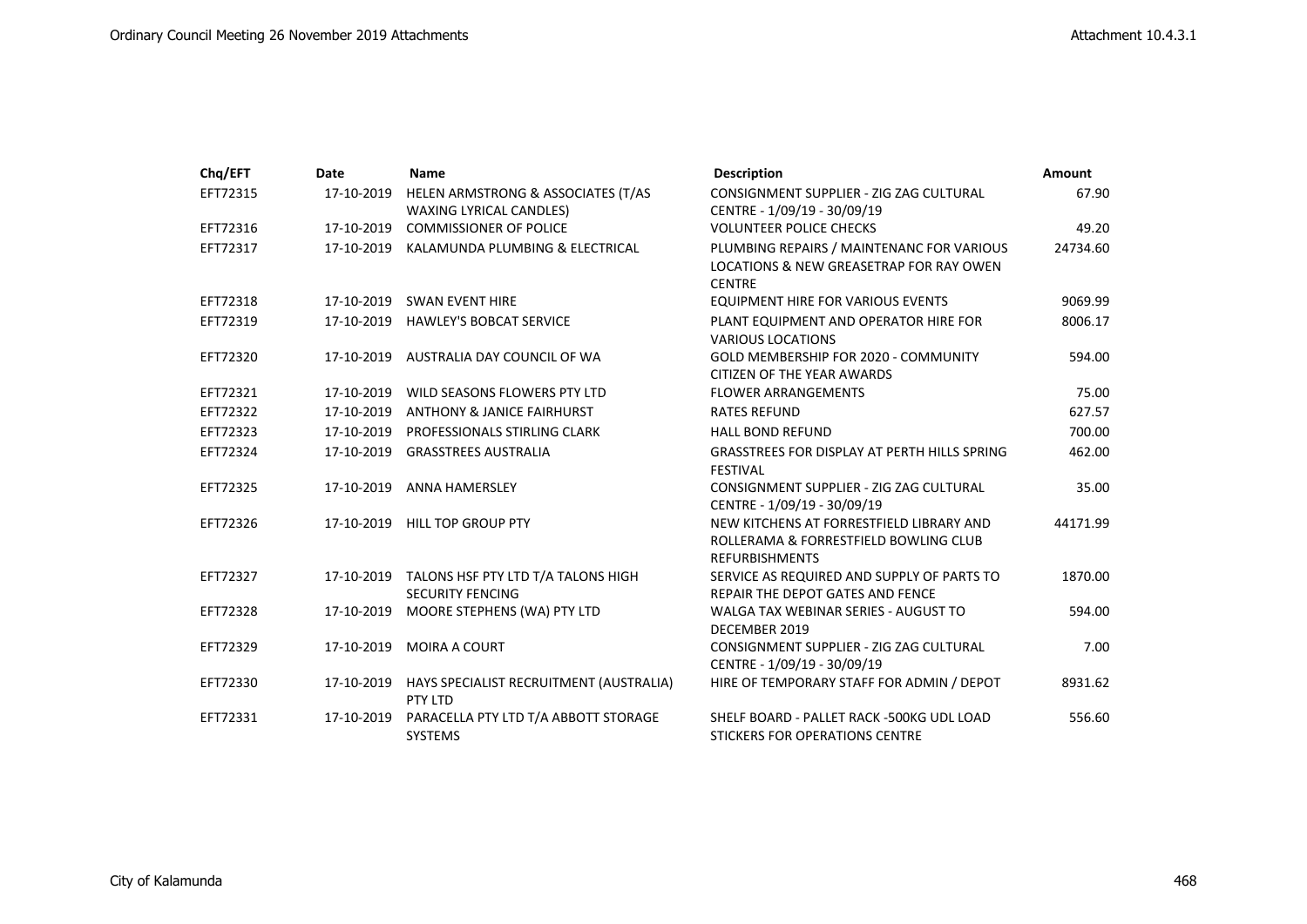| Chq/EFT | Date | Name | Description | Amount |
|---|---|---|---|---|
| EFT72315 | 17-10-2019 | HELEN ARMSTRONG & ASSOCIATES (T/AS WAXING LYRICAL CANDLES) | CONSIGNMENT SUPPLIER - ZIG ZAG CULTURAL CENTRE - 1/09/19 - 30/09/19 | 67.90 |
| EFT72316 | 17-10-2019 | COMMISSIONER OF POLICE | VOLUNTEER POLICE CHECKS | 49.20 |
| EFT72317 | 17-10-2019 | KALAMUNDA PLUMBING & ELECTRICAL | PLUMBING REPAIRS / MAINTENANC FOR VARIOUS LOCATIONS & NEW GREASETRAP FOR RAY OWEN CENTRE | 24734.60 |
| EFT72318 | 17-10-2019 | SWAN EVENT HIRE | EQUIPMENT HIRE FOR VARIOUS EVENTS | 9069.99 |
| EFT72319 | 17-10-2019 | HAWLEY'S BOBCAT SERVICE | PLANT EQUIPMENT AND OPERATOR HIRE FOR VARIOUS LOCATIONS | 8006.17 |
| EFT72320 | 17-10-2019 | AUSTRALIA DAY COUNCIL OF WA | GOLD MEMBERSHIP FOR 2020 - COMMUNITY CITIZEN OF THE YEAR AWARDS | 594.00 |
| EFT72321 | 17-10-2019 | WILD SEASONS FLOWERS PTY LTD | FLOWER ARRANGEMENTS | 75.00 |
| EFT72322 | 17-10-2019 | ANTHONY & JANICE FAIRHURST | RATES REFUND | 627.57 |
| EFT72323 | 17-10-2019 | PROFESSIONALS STIRLING CLARK | HALL BOND REFUND | 700.00 |
| EFT72324 | 17-10-2019 | GRASSTREES AUSTRALIA | GRASSTREES FOR DISPLAY AT PERTH HILLS SPRING FESTIVAL | 462.00 |
| EFT72325 | 17-10-2019 | ANNA HAMERSLEY | CONSIGNMENT SUPPLIER - ZIG ZAG CULTURAL CENTRE - 1/09/19 - 30/09/19 | 35.00 |
| EFT72326 | 17-10-2019 | HILL TOP GROUP PTY | NEW KITCHENS AT FORRESTFIELD LIBRARY AND ROLLERAMA & FORRESTFIELD BOWLING CLUB REFURBISHMENTS | 44171.99 |
| EFT72327 | 17-10-2019 | TALONS HSF PTY LTD T/A TALONS HIGH SECURITY FENCING | SERVICE AS REQUIRED AND SUPPLY OF PARTS TO REPAIR THE DEPOT GATES AND FENCE | 1870.00 |
| EFT72328 | 17-10-2019 | MOORE STEPHENS (WA) PTY LTD | WALGA TAX WEBINAR SERIES - AUGUST TO DECEMBER 2019 | 594.00 |
| EFT72329 | 17-10-2019 | MOIRA A COURT | CONSIGNMENT SUPPLIER - ZIG ZAG CULTURAL CENTRE - 1/09/19 - 30/09/19 | 7.00 |
| EFT72330 | 17-10-2019 | HAYS SPECIALIST RECRUITMENT (AUSTRALIA) PTY LTD | HIRE OF TEMPORARY STAFF FOR ADMIN / DEPOT | 8931.62 |
| EFT72331 | 17-10-2019 | PARACELLA PTY LTD T/A ABBOTT STORAGE SYSTEMS | SHELF BOARD - PALLET RACK -500KG UDL LOAD STICKERS FOR OPERATIONS CENTRE | 556.60 |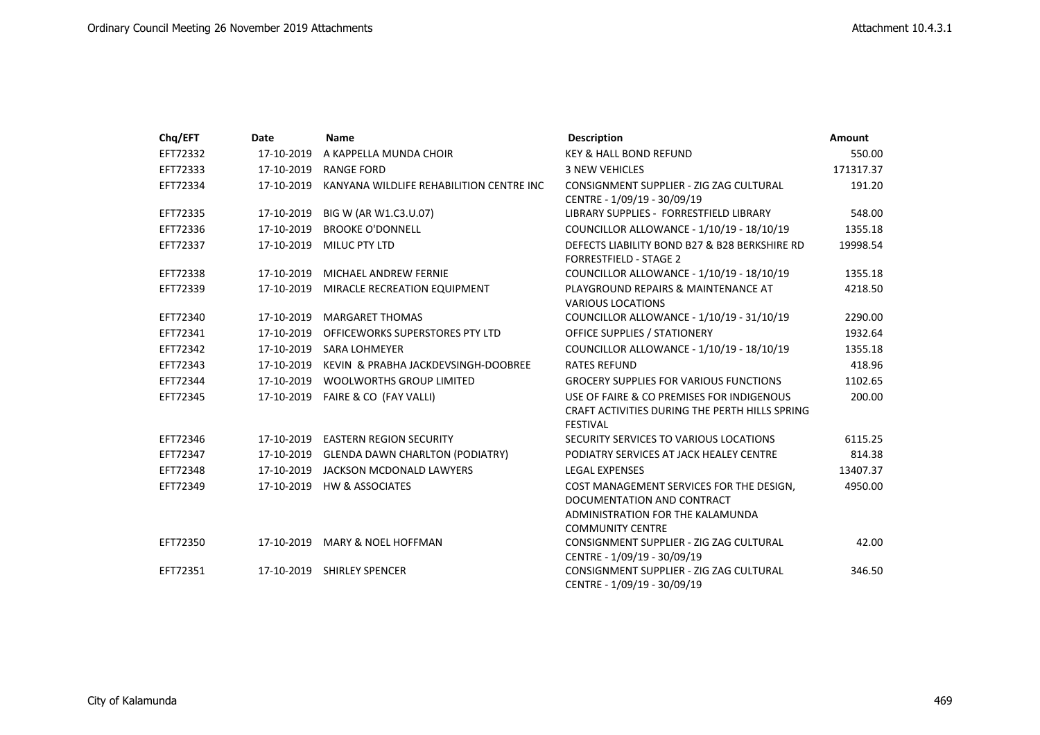| Chq/EFT | Date | Name | Description | Amount |
|---|---|---|---|---|
| EFT72332 | 17-10-2019 | A KAPPELLA MUNDA CHOIR | KEY & HALL BOND REFUND | 550.00 |
| EFT72333 | 17-10-2019 | RANGE FORD | 3 NEW VEHICLES | 171317.37 |
| EFT72334 | 17-10-2019 | KANYANA WILDLIFE REHABILITION CENTRE INC | CONSIGNMENT SUPPLIER - ZIG ZAG CULTURAL CENTRE - 1/09/19 - 30/09/19 | 191.20 |
| EFT72335 | 17-10-2019 | BIG W (AR W1.C3.U.07) | LIBRARY SUPPLIES - FORRESTFIELD LIBRARY | 548.00 |
| EFT72336 | 17-10-2019 | BROOKE O'DONNELL | COUNCILLOR ALLOWANCE - 1/10/19 - 18/10/19 | 1355.18 |
| EFT72337 | 17-10-2019 | MILUC PTY LTD | DEFECTS LIABILITY BOND B27 & B28 BERKSHIRE RD FORRESTFIELD - STAGE 2 | 19998.54 |
| EFT72338 | 17-10-2019 | MICHAEL ANDREW FERNIE | COUNCILLOR ALLOWANCE - 1/10/19 - 18/10/19 | 1355.18 |
| EFT72339 | 17-10-2019 | MIRACLE RECREATION EQUIPMENT | PLAYGROUND REPAIRS & MAINTENANCE AT VARIOUS LOCATIONS | 4218.50 |
| EFT72340 | 17-10-2019 | MARGARET THOMAS | COUNCILLOR ALLOWANCE - 1/10/19 - 31/10/19 | 2290.00 |
| EFT72341 | 17-10-2019 | OFFICEWORKS SUPERSTORES PTY LTD | OFFICE SUPPLIES / STATIONERY | 1932.64 |
| EFT72342 | 17-10-2019 | SARA LOHMEYER | COUNCILLOR ALLOWANCE - 1/10/19 - 18/10/19 | 1355.18 |
| EFT72343 | 17-10-2019 | KEVIN & PRABHA JACKDEVSINGH-DOOBREE | RATES REFUND | 418.96 |
| EFT72344 | 17-10-2019 | WOOLWORTHS GROUP LIMITED | GROCERY SUPPLIES FOR VARIOUS FUNCTIONS | 1102.65 |
| EFT72345 | 17-10-2019 | FAIRE & CO (FAY VALLI) | USE OF FAIRE & CO PREMISES FOR INDIGENOUS CRAFT ACTIVITIES DURING THE PERTH HILLS SPRING FESTIVAL | 200.00 |
| EFT72346 | 17-10-2019 | EASTERN REGION SECURITY | SECURITY SERVICES TO VARIOUS LOCATIONS | 6115.25 |
| EFT72347 | 17-10-2019 | GLENDA DAWN CHARLTON (PODIATRY) | PODIATRY SERVICES AT JACK HEALEY CENTRE | 814.38 |
| EFT72348 | 17-10-2019 | JACKSON MCDONALD LAWYERS | LEGAL EXPENSES | 13407.37 |
| EFT72349 | 17-10-2019 | HW & ASSOCIATES | COST MANAGEMENT SERVICES FOR THE DESIGN, DOCUMENTATION AND CONTRACT ADMINISTRATION FOR THE KALAMUNDA COMMUNITY CENTRE | 4950.00 |
| EFT72350 | 17-10-2019 | MARY & NOEL HOFFMAN | CONSIGNMENT SUPPLIER - ZIG ZAG CULTURAL CENTRE - 1/09/19 - 30/09/19 | 42.00 |
| EFT72351 | 17-10-2019 | SHIRLEY SPENCER | CONSIGNMENT SUPPLIER - ZIG ZAG CULTURAL CENTRE - 1/09/19 - 30/09/19 | 346.50 |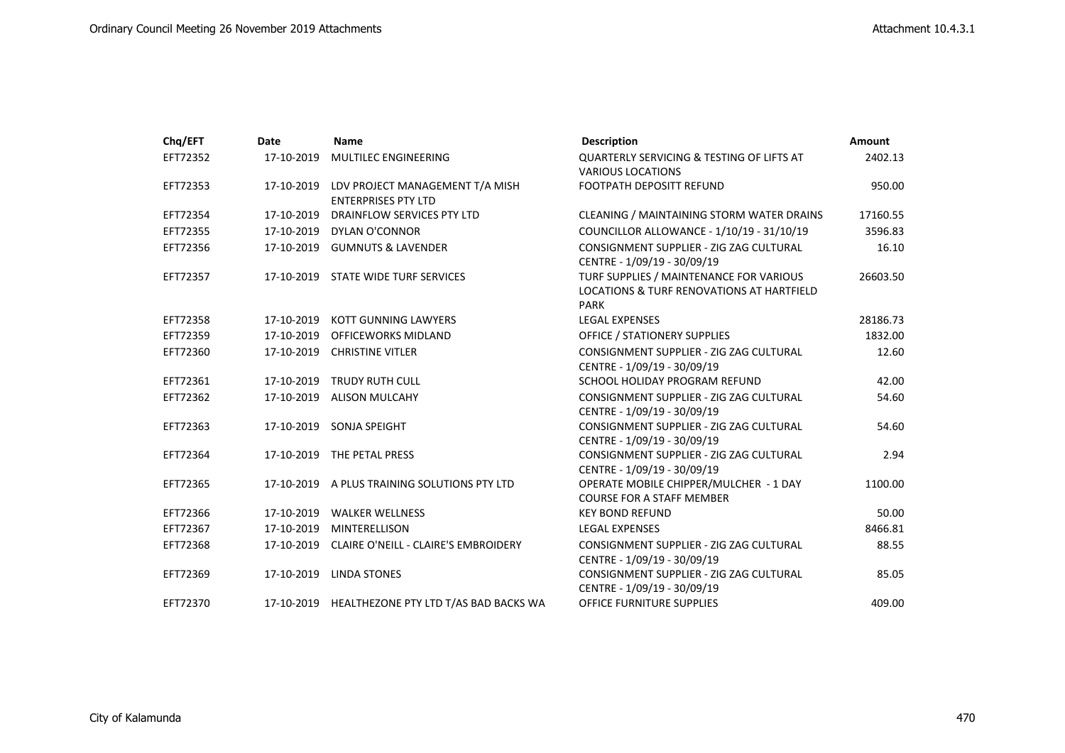| Chq/EFT | Date | Name | Description | Amount |
|---|---|---|---|---|
| EFT72352 | 17-10-2019 | MULTILEC ENGINEERING | QUARTERLY SERVICING & TESTING OF LIFTS AT VARIOUS LOCATIONS | 2402.13 |
| EFT72353 | 17-10-2019 | LDV PROJECT MANAGEMENT T/A MISH ENTERPRISES PTY LTD | FOOTPATH DEPOSITT REFUND | 950.00 |
| EFT72354 | 17-10-2019 | DRAINFLOW SERVICES PTY LTD | CLEANING / MAINTAINING STORM WATER DRAINS | 17160.55 |
| EFT72355 | 17-10-2019 | DYLAN O'CONNOR | COUNCILLOR ALLOWANCE - 1/10/19 - 31/10/19 | 3596.83 |
| EFT72356 | 17-10-2019 | GUMNUTS & LAVENDER | CONSIGNMENT SUPPLIER - ZIG ZAG CULTURAL CENTRE - 1/09/19 - 30/09/19 | 16.10 |
| EFT72357 | 17-10-2019 | STATE WIDE TURF SERVICES | TURF SUPPLIES / MAINTENANCE FOR VARIOUS LOCATIONS & TURF RENOVATIONS AT HARTFIELD PARK | 26603.50 |
| EFT72358 | 17-10-2019 | KOTT GUNNING LAWYERS | LEGAL EXPENSES | 28186.73 |
| EFT72359 | 17-10-2019 | OFFICEWORKS MIDLAND | OFFICE / STATIONERY SUPPLIES | 1832.00 |
| EFT72360 | 17-10-2019 | CHRISTINE VITLER | CONSIGNMENT SUPPLIER - ZIG ZAG CULTURAL CENTRE - 1/09/19 - 30/09/19 | 12.60 |
| EFT72361 | 17-10-2019 | TRUDY RUTH CULL | SCHOOL HOLIDAY PROGRAM REFUND | 42.00 |
| EFT72362 | 17-10-2019 | ALISON MULCAHY | CONSIGNMENT SUPPLIER - ZIG ZAG CULTURAL CENTRE - 1/09/19 - 30/09/19 | 54.60 |
| EFT72363 | 17-10-2019 | SONJA SPEIGHT | CONSIGNMENT SUPPLIER - ZIG ZAG CULTURAL CENTRE - 1/09/19 - 30/09/19 | 54.60 |
| EFT72364 | 17-10-2019 | THE PETAL PRESS | CONSIGNMENT SUPPLIER - ZIG ZAG CULTURAL CENTRE - 1/09/19 - 30/09/19 | 2.94 |
| EFT72365 | 17-10-2019 | A PLUS TRAINING SOLUTIONS PTY LTD | OPERATE MOBILE CHIPPER/MULCHER - 1 DAY COURSE FOR A STAFF MEMBER | 1100.00 |
| EFT72366 | 17-10-2019 | WALKER WELLNESS | KEY BOND REFUND | 50.00 |
| EFT72367 | 17-10-2019 | MINTERELLISON | LEGAL EXPENSES | 8466.81 |
| EFT72368 | 17-10-2019 | CLAIRE O'NEILL - CLAIRE'S EMBROIDERY | CONSIGNMENT SUPPLIER - ZIG ZAG CULTURAL CENTRE - 1/09/19 - 30/09/19 | 88.55 |
| EFT72369 | 17-10-2019 | LINDA STONES | CONSIGNMENT SUPPLIER - ZIG ZAG CULTURAL CENTRE - 1/09/19 - 30/09/19 | 85.05 |
| EFT72370 | 17-10-2019 | HEALTHEZONE PTY LTD T/AS BAD BACKS WA | OFFICE FURNITURE SUPPLIES | 409.00 |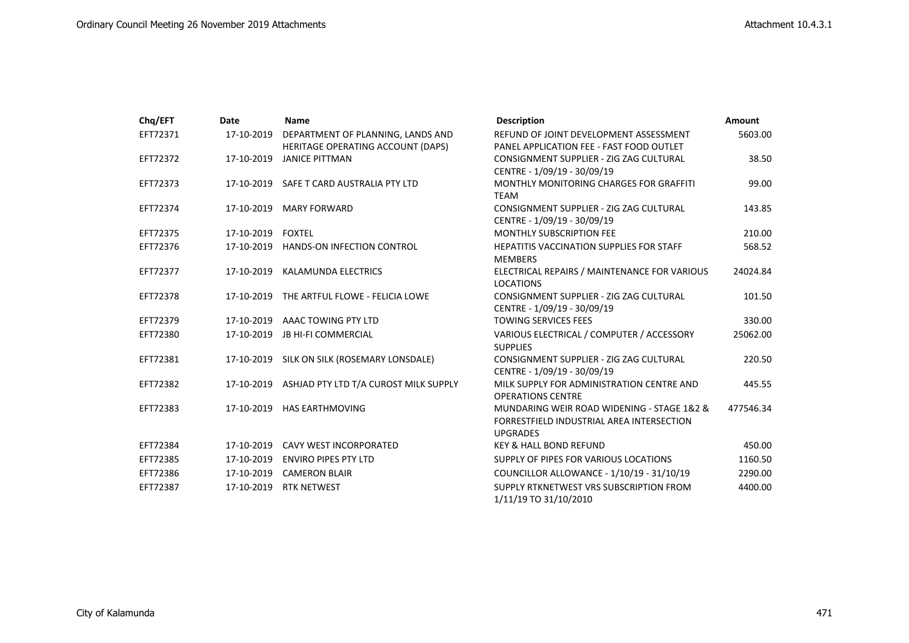| Chq/EFT | Date | Name | Description | Amount |
| --- | --- | --- | --- | --- |
| EFT72371 | 17-10-2019 | DEPARTMENT OF PLANNING, LANDS AND HERITAGE OPERATING ACCOUNT (DAPS) | REFUND OF JOINT DEVELOPMENT ASSESSMENT PANEL APPLICATION FEE - FAST FOOD OUTLET | 5603.00 |
| EFT72372 | 17-10-2019 | JANICE PITTMAN | CONSIGNMENT SUPPLIER - ZIG ZAG CULTURAL CENTRE - 1/09/19 - 30/09/19 | 38.50 |
| EFT72373 | 17-10-2019 | SAFE T CARD AUSTRALIA PTY LTD | MONTHLY MONITORING CHARGES FOR GRAFFITI TEAM | 99.00 |
| EFT72374 | 17-10-2019 | MARY FORWARD | CONSIGNMENT SUPPLIER - ZIG ZAG CULTURAL CENTRE - 1/09/19 - 30/09/19 | 143.85 |
| EFT72375 | 17-10-2019 | FOXTEL | MONTHLY SUBSCRIPTION FEE | 210.00 |
| EFT72376 | 17-10-2019 | HANDS-ON INFECTION CONTROL | HEPATITIS VACCINATION SUPPLIES FOR STAFF MEMBERS | 568.52 |
| EFT72377 | 17-10-2019 | KALAMUNDA ELECTRICS | ELECTRICAL REPAIRS / MAINTENANCE FOR VARIOUS LOCATIONS | 24024.84 |
| EFT72378 | 17-10-2019 | THE ARTFUL FLOWE - FELICIA LOWE | CONSIGNMENT SUPPLIER - ZIG ZAG CULTURAL CENTRE - 1/09/19 - 30/09/19 | 101.50 |
| EFT72379 | 17-10-2019 | AAAC TOWING PTY LTD | TOWING SERVICES FEES | 330.00 |
| EFT72380 | 17-10-2019 | JB HI-FI COMMERCIAL | VARIOUS ELECTRICAL / COMPUTER / ACCESSORY SUPPLIES | 25062.00 |
| EFT72381 | 17-10-2019 | SILK ON SILK (ROSEMARY LONSDALE) | CONSIGNMENT SUPPLIER - ZIG ZAG CULTURAL CENTRE - 1/09/19 - 30/09/19 | 220.50 |
| EFT72382 | 17-10-2019 | ASHJAD PTY LTD T/A CUROST MILK SUPPLY | MILK SUPPLY FOR ADMINISTRATION CENTRE AND OPERATIONS CENTRE | 445.55 |
| EFT72383 | 17-10-2019 | HAS EARTHMOVING | MUNDARING WEIR ROAD WIDENING - STAGE 1&2 & FORRESTFIELD INDUSTRIAL AREA INTERSECTION UPGRADES | 477546.34 |
| EFT72384 | 17-10-2019 | CAVY WEST INCORPORATED | KEY & HALL BOND REFUND | 450.00 |
| EFT72385 | 17-10-2019 | ENVIRO PIPES PTY LTD | SUPPLY OF PIPES FOR VARIOUS LOCATIONS | 1160.50 |
| EFT72386 | 17-10-2019 | CAMERON BLAIR | COUNCILLOR ALLOWANCE - 1/10/19 - 31/10/19 | 2290.00 |
| EFT72387 | 17-10-2019 | RTK NETWEST | SUPPLY RTKNETWEST VRS SUBSCRIPTION FROM 1/11/19 TO 31/10/2010 | 4400.00 |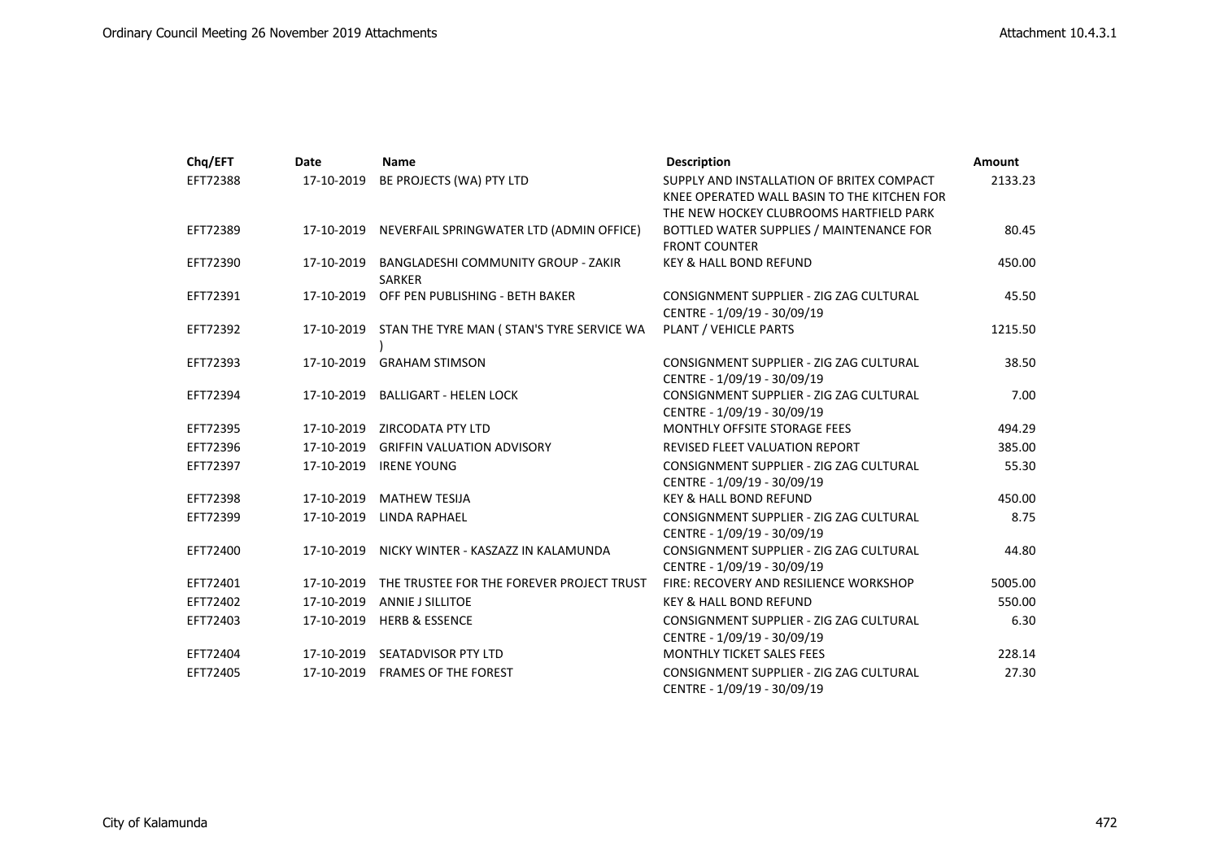| Chq/EFT | Date | Name | Description | Amount |
|---|---|---|---|---|
| EFT72388 | 17-10-2019 | BE PROJECTS (WA) PTY LTD | SUPPLY AND INSTALLATION OF BRITEX COMPACT KNEE OPERATED WALL BASIN TO THE KITCHEN FOR THE NEW HOCKEY CLUBROOMS HARTFIELD PARK | 2133.23 |
| EFT72389 | 17-10-2019 | NEVERFAIL SPRINGWATER LTD (ADMIN OFFICE) | BOTTLED WATER SUPPLIES / MAINTENANCE FOR FRONT COUNTER | 80.45 |
| EFT72390 | 17-10-2019 | BANGLADESHI COMMUNITY GROUP - ZAKIR SARKER | KEY & HALL BOND REFUND | 450.00 |
| EFT72391 | 17-10-2019 | OFF PEN PUBLISHING - BETH BAKER | CONSIGNMENT SUPPLIER - ZIG ZAG CULTURAL CENTRE - 1/09/19 - 30/09/19 | 45.50 |
| EFT72392 | 17-10-2019 | STAN THE TYRE MAN ( STAN'S TYRE SERVICE WA ) | PLANT / VEHICLE PARTS | 1215.50 |
| EFT72393 | 17-10-2019 | GRAHAM STIMSON | CONSIGNMENT SUPPLIER - ZIG ZAG CULTURAL CENTRE - 1/09/19 - 30/09/19 | 38.50 |
| EFT72394 | 17-10-2019 | BALLIGART - HELEN LOCK | CONSIGNMENT SUPPLIER - ZIG ZAG CULTURAL CENTRE - 1/09/19 - 30/09/19 | 7.00 |
| EFT72395 | 17-10-2019 | ZIRCODATA PTY LTD | MONTHLY OFFSITE STORAGE FEES | 494.29 |
| EFT72396 | 17-10-2019 | GRIFFIN VALUATION ADVISORY | REVISED FLEET VALUATION REPORT | 385.00 |
| EFT72397 | 17-10-2019 | IRENE YOUNG | CONSIGNMENT SUPPLIER - ZIG ZAG CULTURAL CENTRE - 1/09/19 - 30/09/19 | 55.30 |
| EFT72398 | 17-10-2019 | MATHEW TESIJA | KEY & HALL BOND REFUND | 450.00 |
| EFT72399 | 17-10-2019 | LINDA RAPHAEL | CONSIGNMENT SUPPLIER - ZIG ZAG CULTURAL CENTRE - 1/09/19 - 30/09/19 | 8.75 |
| EFT72400 | 17-10-2019 | NICKY WINTER - KASZAZZ IN KALAMUNDA | CONSIGNMENT SUPPLIER - ZIG ZAG CULTURAL CENTRE - 1/09/19 - 30/09/19 | 44.80 |
| EFT72401 | 17-10-2019 | THE TRUSTEE FOR THE FOREVER PROJECT TRUST | FIRE: RECOVERY AND RESILIENCE WORKSHOP | 5005.00 |
| EFT72402 | 17-10-2019 | ANNIE J SILLITOE | KEY & HALL BOND REFUND | 550.00 |
| EFT72403 | 17-10-2019 | HERB & ESSENCE | CONSIGNMENT SUPPLIER - ZIG ZAG CULTURAL CENTRE - 1/09/19 - 30/09/19 | 6.30 |
| EFT72404 | 17-10-2019 | SEATADVISOR PTY LTD | MONTHLY TICKET SALES FEES | 228.14 |
| EFT72405 | 17-10-2019 | FRAMES OF THE FOREST | CONSIGNMENT SUPPLIER - ZIG ZAG CULTURAL CENTRE - 1/09/19 - 30/09/19 | 27.30 |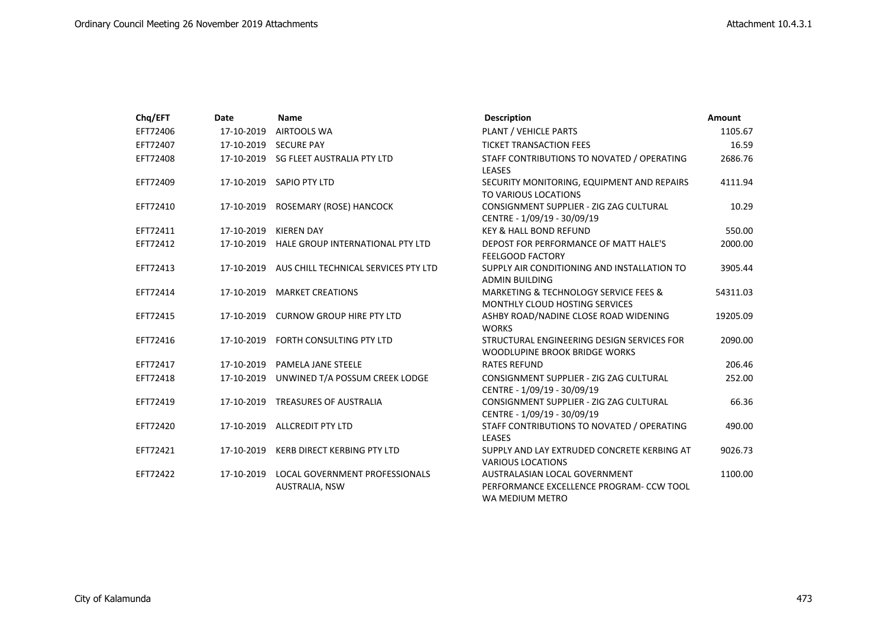| Chq/EFT | Date | Name | Description | Amount |
|---|---|---|---|---|
| EFT72406 | 17-10-2019 | AIRTOOLS WA | PLANT / VEHICLE PARTS | 1105.67 |
| EFT72407 | 17-10-2019 | SECURE PAY | TICKET TRANSACTION FEES | 16.59 |
| EFT72408 | 17-10-2019 | SG FLEET AUSTRALIA PTY LTD | STAFF CONTRIBUTIONS TO NOVATED / OPERATING LEASES | 2686.76 |
| EFT72409 | 17-10-2019 | SAPIO PTY LTD | SECURITY MONITORING, EQUIPMENT AND REPAIRS TO VARIOUS LOCATIONS | 4111.94 |
| EFT72410 | 17-10-2019 | ROSEMARY (ROSE) HANCOCK | CONSIGNMENT SUPPLIER - ZIG ZAG CULTURAL CENTRE - 1/09/19 - 30/09/19 | 10.29 |
| EFT72411 | 17-10-2019 | KIEREN DAY | KEY & HALL BOND REFUND | 550.00 |
| EFT72412 | 17-10-2019 | HALE GROUP INTERNATIONAL PTY LTD | DEPOST FOR PERFORMANCE OF MATT HALE'S FEELGOOD FACTORY | 2000.00 |
| EFT72413 | 17-10-2019 | AUS CHILL TECHNICAL SERVICES PTY LTD | SUPPLY AIR CONDITIONING AND INSTALLATION TO ADMIN BUILDING | 3905.44 |
| EFT72414 | 17-10-2019 | MARKET CREATIONS | MARKETING & TECHNOLOGY SERVICE FEES & MONTHLY CLOUD HOSTING SERVICES | 54311.03 |
| EFT72415 | 17-10-2019 | CURNOW GROUP HIRE PTY LTD | ASHBY ROAD/NADINE CLOSE ROAD WIDENING WORKS | 19205.09 |
| EFT72416 | 17-10-2019 | FORTH CONSULTING PTY LTD | STRUCTURAL ENGINEERING DESIGN SERVICES FOR WOODLUPINE BROOK BRIDGE WORKS | 2090.00 |
| EFT72417 | 17-10-2019 | PAMELA JANE STEELE | RATES REFUND | 206.46 |
| EFT72418 | 17-10-2019 | UNWINED T/A POSSUM CREEK LODGE | CONSIGNMENT SUPPLIER - ZIG ZAG CULTURAL CENTRE - 1/09/19 - 30/09/19 | 252.00 |
| EFT72419 | 17-10-2019 | TREASURES OF AUSTRALIA | CONSIGNMENT SUPPLIER - ZIG ZAG CULTURAL CENTRE - 1/09/19 - 30/09/19 | 66.36 |
| EFT72420 | 17-10-2019 | ALLCREDIT PTY LTD | STAFF CONTRIBUTIONS TO NOVATED / OPERATING LEASES | 490.00 |
| EFT72421 | 17-10-2019 | KERB DIRECT KERBING PTY LTD | SUPPLY AND LAY EXTRUDED CONCRETE KERBING AT VARIOUS LOCATIONS | 9026.73 |
| EFT72422 | 17-10-2019 | LOCAL GOVERNMENT PROFESSIONALS AUSTRALIA, NSW | AUSTRALASIAN LOCAL GOVERNMENT PERFORMANCE EXCELLENCE PROGRAM- CCW TOOL WA MEDIUM METRO | 1100.00 |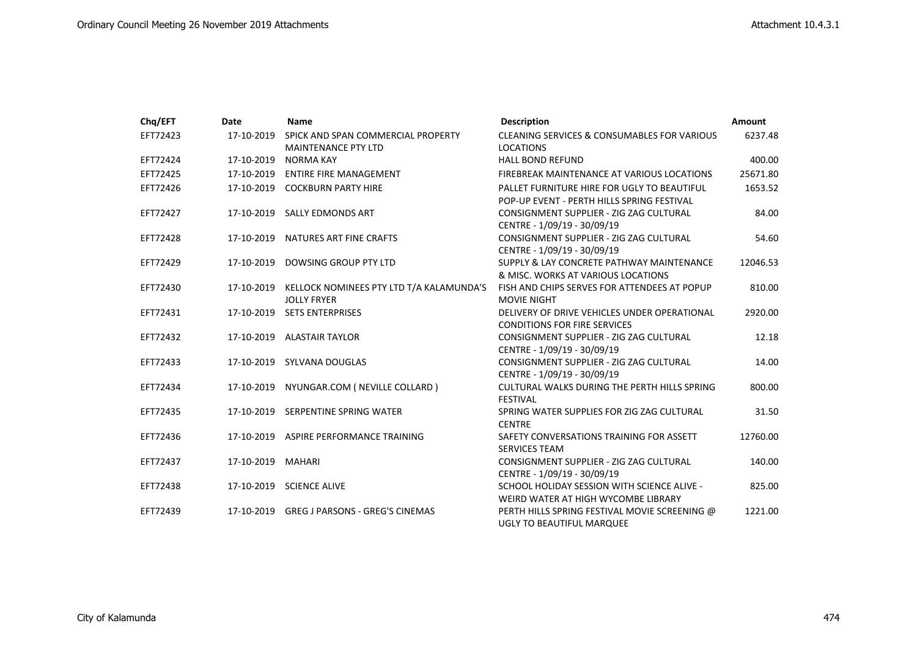| Chq/EFT | Date | Name | Description | Amount |
|---|---|---|---|---|
| EFT72423 | 17-10-2019 | SPICK AND SPAN COMMERCIAL PROPERTY MAINTENANCE PTY LTD | CLEANING SERVICES & CONSUMABLES FOR VARIOUS LOCATIONS | 6237.48 |
| EFT72424 | 17-10-2019 | NORMA KAY | HALL BOND REFUND | 400.00 |
| EFT72425 | 17-10-2019 | ENTIRE FIRE MANAGEMENT | FIREBREAK MAINTENANCE AT VARIOUS LOCATIONS | 25671.80 |
| EFT72426 | 17-10-2019 | COCKBURN PARTY HIRE | PALLET FURNITURE HIRE FOR UGLY TO BEAUTIFUL POP-UP EVENT - PERTH HILLS SPRING FESTIVAL | 1653.52 |
| EFT72427 | 17-10-2019 | SALLY EDMONDS ART | CONSIGNMENT SUPPLIER - ZIG ZAG CULTURAL CENTRE - 1/09/19 - 30/09/19 | 84.00 |
| EFT72428 | 17-10-2019 | NATURES ART FINE CRAFTS | CONSIGNMENT SUPPLIER - ZIG ZAG CULTURAL CENTRE - 1/09/19 - 30/09/19 | 54.60 |
| EFT72429 | 17-10-2019 | DOWSING GROUP PTY LTD | SUPPLY & LAY CONCRETE PATHWAY MAINTENANCE & MISC. WORKS AT VARIOUS LOCATIONS | 12046.53 |
| EFT72430 | 17-10-2019 | KELLOCK NOMINEES PTY LTD T/A KALAMUNDA'S JOLLY FRYER | FISH AND CHIPS SERVES FOR ATTENDEES AT POPUP MOVIE NIGHT | 810.00 |
| EFT72431 | 17-10-2019 | SETS ENTERPRISES | DELIVERY OF DRIVE VEHICLES UNDER OPERATIONAL CONDITIONS FOR FIRE SERVICES | 2920.00 |
| EFT72432 | 17-10-2019 | ALASTAIR TAYLOR | CONSIGNMENT SUPPLIER - ZIG ZAG CULTURAL CENTRE - 1/09/19 - 30/09/19 | 12.18 |
| EFT72433 | 17-10-2019 | SYLVANA DOUGLAS | CONSIGNMENT SUPPLIER - ZIG ZAG CULTURAL CENTRE - 1/09/19 - 30/09/19 | 14.00 |
| EFT72434 | 17-10-2019 | NYUNGAR.COM ( NEVILLE COLLARD ) | CULTURAL WALKS DURING THE PERTH HILLS SPRING FESTIVAL | 800.00 |
| EFT72435 | 17-10-2019 | SERPENTINE SPRING WATER | SPRING WATER SUPPLIES FOR ZIG ZAG CULTURAL CENTRE | 31.50 |
| EFT72436 | 17-10-2019 | ASPIRE PERFORMANCE TRAINING | SAFETY CONVERSATIONS TRAINING FOR ASSETT SERVICES TEAM | 12760.00 |
| EFT72437 | 17-10-2019 | MAHARI | CONSIGNMENT SUPPLIER - ZIG ZAG CULTURAL CENTRE - 1/09/19 - 30/09/19 | 140.00 |
| EFT72438 | 17-10-2019 | SCIENCE ALIVE | SCHOOL HOLIDAY SESSION WITH SCIENCE ALIVE - WEIRD WATER AT HIGH WYCOMBE LIBRARY | 825.00 |
| EFT72439 | 17-10-2019 | GREG J PARSONS - GREG'S CINEMAS | PERTH HILLS SPRING FESTIVAL MOVIE SCREENING @ UGLY TO BEAUTIFUL MARQUEE | 1221.00 |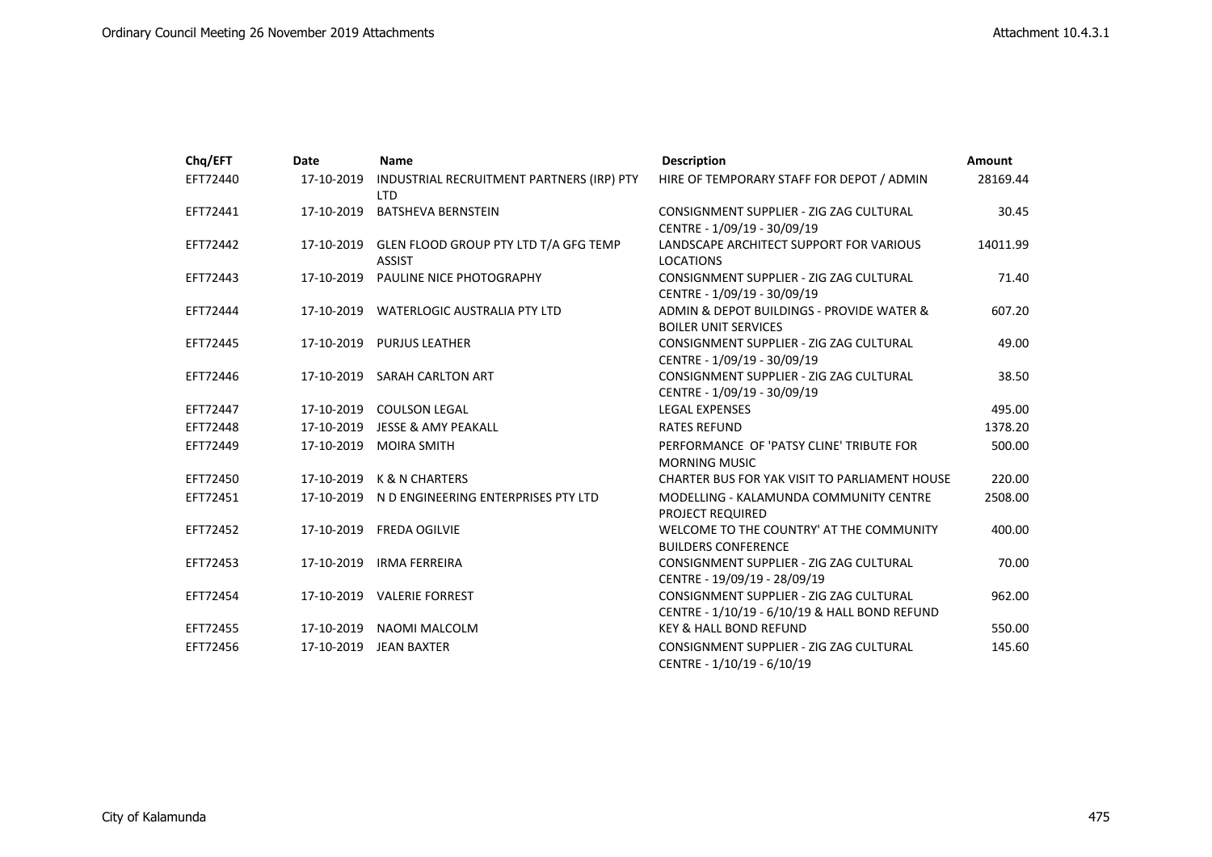| Chq/EFT | Date | Name | Description | Amount |
|---|---|---|---|---|
| EFT72440 | 17-10-2019 | INDUSTRIAL RECRUITMENT PARTNERS (IRP) PTY LTD | HIRE OF TEMPORARY STAFF FOR DEPOT / ADMIN | 28169.44 |
| EFT72441 | 17-10-2019 | BATSHEVA BERNSTEIN | CONSIGNMENT SUPPLIER - ZIG ZAG CULTURAL CENTRE - 1/09/19 - 30/09/19 | 30.45 |
| EFT72442 | 17-10-2019 | GLEN FLOOD GROUP PTY LTD T/A GFG TEMP ASSIST | LANDSCAPE ARCHITECT SUPPORT FOR VARIOUS LOCATIONS | 14011.99 |
| EFT72443 | 17-10-2019 | PAULINE NICE PHOTOGRAPHY | CONSIGNMENT SUPPLIER - ZIG ZAG CULTURAL CENTRE - 1/09/19 - 30/09/19 | 71.40 |
| EFT72444 | 17-10-2019 | WATERLOGIC AUSTRALIA PTY LTD | ADMIN & DEPOT BUILDINGS - PROVIDE WATER & BOILER UNIT SERVICES | 607.20 |
| EFT72445 | 17-10-2019 | PURJUS LEATHER | CONSIGNMENT SUPPLIER - ZIG ZAG CULTURAL CENTRE - 1/09/19 - 30/09/19 | 49.00 |
| EFT72446 | 17-10-2019 | SARAH CARLTON ART | CONSIGNMENT SUPPLIER - ZIG ZAG CULTURAL CENTRE - 1/09/19 - 30/09/19 | 38.50 |
| EFT72447 | 17-10-2019 | COULSON LEGAL | LEGAL EXPENSES | 495.00 |
| EFT72448 | 17-10-2019 | JESSE & AMY PEAKALL | RATES REFUND | 1378.20 |
| EFT72449 | 17-10-2019 | MOIRA SMITH | PERFORMANCE OF 'PATSY CLINE' TRIBUTE FOR MORNING MUSIC | 500.00 |
| EFT72450 | 17-10-2019 | K & N CHARTERS | CHARTER BUS FOR YAK VISIT TO PARLIAMENT HOUSE | 220.00 |
| EFT72451 | 17-10-2019 | N D ENGINEERING ENTERPRISES PTY LTD | MODELLING - KALAMUNDA COMMUNITY CENTRE PROJECT REQUIRED | 2508.00 |
| EFT72452 | 17-10-2019 | FREDA OGILVIE | WELCOME TO THE COUNTRY' AT THE COMMUNITY BUILDERS CONFERENCE | 400.00 |
| EFT72453 | 17-10-2019 | IRMA FERREIRA | CONSIGNMENT SUPPLIER - ZIG ZAG CULTURAL CENTRE - 19/09/19 - 28/09/19 | 70.00 |
| EFT72454 | 17-10-2019 | VALERIE FORREST | CONSIGNMENT SUPPLIER - ZIG ZAG CULTURAL CENTRE - 1/10/19 - 6/10/19 & HALL BOND REFUND | 962.00 |
| EFT72455 | 17-10-2019 | NAOMI MALCOLM | KEY & HALL BOND REFUND | 550.00 |
| EFT72456 | 17-10-2019 | JEAN BAXTER | CONSIGNMENT SUPPLIER - ZIG ZAG CULTURAL CENTRE - 1/10/19 - 6/10/19 | 145.60 |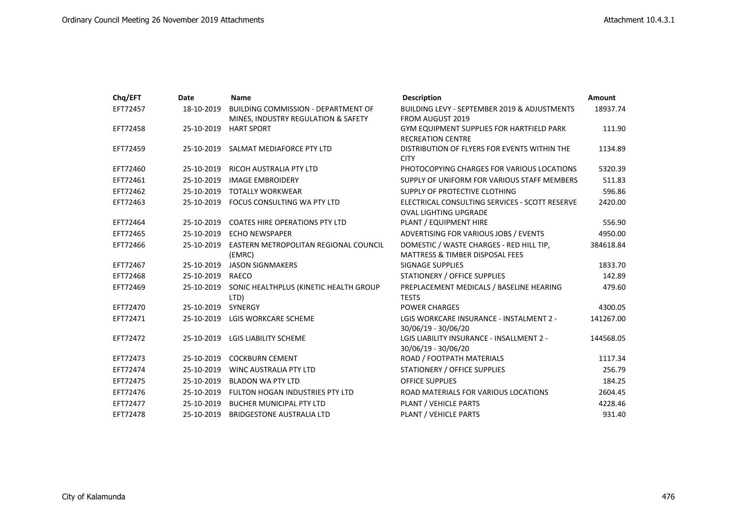| Chq/EFT | Date | Name | Description | Amount |
|---|---|---|---|---|
| EFT72457 | 18-10-2019 | BUILDING COMMISSION - DEPARTMENT OF MINES, INDUSTRY REGULATION & SAFETY | BUILDING LEVY - SEPTEMBER 2019 & ADJUSTMENTS FROM AUGUST 2019 | 18937.74 |
| EFT72458 | 25-10-2019 | HART SPORT | GYM EQUIPMENT SUPPLIES FOR HARTFIELD PARK RECREATION CENTRE | 111.90 |
| EFT72459 | 25-10-2019 | SALMAT MEDIAFORCE PTY LTD | DISTRIBUTION OF FLYERS FOR EVENTS WITHIN THE CITY | 1134.89 |
| EFT72460 | 25-10-2019 | RICOH AUSTRALIA PTY LTD | PHOTOCOPYING CHARGES FOR VARIOUS LOCATIONS | 5320.39 |
| EFT72461 | 25-10-2019 | IMAGE EMBROIDERY | SUPPLY OF UNIFORM FOR VARIOUS STAFF MEMBERS | 511.83 |
| EFT72462 | 25-10-2019 | TOTALLY WORKWEAR | SUPPLY OF PROTECTIVE CLOTHING | 596.86 |
| EFT72463 | 25-10-2019 | FOCUS CONSULTING WA PTY LTD | ELECTRICAL CONSULTING SERVICES - SCOTT RESERVE OVAL LIGHTING UPGRADE | 2420.00 |
| EFT72464 | 25-10-2019 | COATES HIRE OPERATIONS PTY LTD | PLANT / EQUIPMENT HIRE | 556.90 |
| EFT72465 | 25-10-2019 | ECHO NEWSPAPER | ADVERTISING FOR VARIOUS JOBS / EVENTS | 4950.00 |
| EFT72466 | 25-10-2019 | EASTERN METROPOLITAN REGIONAL COUNCIL (EMRC) | DOMESTIC / WASTE CHARGES - RED HILL TIP, MATTRESS & TIMBER DISPOSAL FEES | 384618.84 |
| EFT72467 | 25-10-2019 | JASON SIGNMAKERS | SIGNAGE SUPPLIES | 1833.70 |
| EFT72468 | 25-10-2019 | RAECO | STATIONERY / OFFICE SUPPLIES | 142.89 |
| EFT72469 | 25-10-2019 | SONIC HEALTHPLUS (KINETIC HEALTH GROUP LTD) | PREPLACEMENT MEDICALS / BASELINE HEARING TESTS | 479.60 |
| EFT72470 | 25-10-2019 | SYNERGY | POWER CHARGES | 4300.05 |
| EFT72471 | 25-10-2019 | LGIS WORKCARE SCHEME | LGIS WORKCARE INSURANCE - INSTALMENT 2 - 30/06/19 - 30/06/20 | 141267.00 |
| EFT72472 | 25-10-2019 | LGIS LIABILITY SCHEME | LGIS LIABILITY INSURANCE - INSALLMENT 2 - 30/06/19 - 30/06/20 | 144568.05 |
| EFT72473 | 25-10-2019 | COCKBURN CEMENT | ROAD / FOOTPATH MATERIALS | 1117.34 |
| EFT72474 | 25-10-2019 | WINC AUSTRALIA PTY LTD | STATIONERY / OFFICE SUPPLIES | 256.79 |
| EFT72475 | 25-10-2019 | BLADON WA PTY LTD | OFFICE SUPPLIES | 184.25 |
| EFT72476 | 25-10-2019 | FULTON HOGAN INDUSTRIES PTY LTD | ROAD MATERIALS FOR VARIOUS LOCATIONS | 2604.45 |
| EFT72477 | 25-10-2019 | BUCHER MUNICIPAL PTY LTD | PLANT / VEHICLE PARTS | 4228.46 |
| EFT72478 | 25-10-2019 | BRIDGESTONE AUSTRALIA LTD | PLANT / VEHICLE PARTS | 931.40 |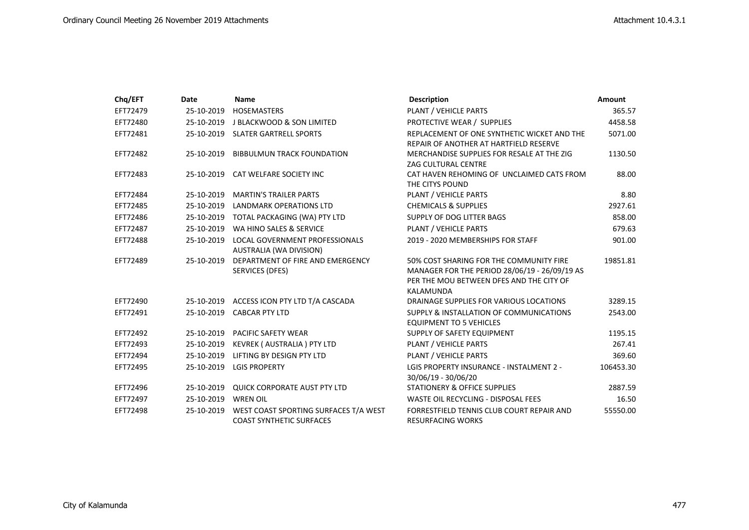| Chq/EFT | Date | Name | Description | Amount |
|---|---|---|---|---|
| EFT72479 | 25-10-2019 | HOSEMASTERS | PLANT / VEHICLE PARTS | 365.57 |
| EFT72480 | 25-10-2019 | J BLACKWOOD & SON LIMITED | PROTECTIVE WEAR / SUPPLIES | 4458.58 |
| EFT72481 | 25-10-2019 | SLATER GARTRELL SPORTS | REPLACEMENT OF ONE SYNTHETIC WICKET AND THE REPAIR OF ANOTHER AT HARTFIELD RESERVE | 5071.00 |
| EFT72482 | 25-10-2019 | BIBBULMUN TRACK FOUNDATION | MERCHANDISE SUPPLIES FOR RESALE AT THE ZIG ZAG CULTURAL CENTRE | 1130.50 |
| EFT72483 | 25-10-2019 | CAT WELFARE SOCIETY INC | CAT HAVEN REHOMING OF UNCLAIMED CATS FROM THE CITYS POUND | 88.00 |
| EFT72484 | 25-10-2019 | MARTIN'S TRAILER PARTS | PLANT / VEHICLE PARTS | 8.80 |
| EFT72485 | 25-10-2019 | LANDMARK OPERATIONS LTD | CHEMICALS & SUPPLIES | 2927.61 |
| EFT72486 | 25-10-2019 | TOTAL PACKAGING (WA) PTY LTD | SUPPLY OF DOG LITTER BAGS | 858.00 |
| EFT72487 | 25-10-2019 | WA HINO SALES & SERVICE | PLANT / VEHICLE PARTS | 679.63 |
| EFT72488 | 25-10-2019 | LOCAL GOVERNMENT PROFESSIONALS AUSTRALIA (WA DIVISION) | 2019 - 2020 MEMBERSHIPS FOR STAFF | 901.00 |
| EFT72489 | 25-10-2019 | DEPARTMENT OF FIRE AND EMERGENCY SERVICES (DFES) | 50% COST SHARING FOR THE COMMUNITY FIRE MANAGER FOR THE PERIOD 28/06/19 - 26/09/19 AS PER THE MOU BETWEEN DFES AND THE CITY OF KALAMUNDA | 19851.81 |
| EFT72490 | 25-10-2019 | ACCESS ICON PTY LTD T/A CASCADA | DRAINAGE SUPPLIES FOR VARIOUS LOCATIONS | 3289.15 |
| EFT72491 | 25-10-2019 | CABCAR PTY LTD | SUPPLY & INSTALLATION OF COMMUNICATIONS EQUIPMENT TO 5 VEHICLES | 2543.00 |
| EFT72492 | 25-10-2019 | PACIFIC SAFETY WEAR | SUPPLY OF SAFETY EQUIPMENT | 1195.15 |
| EFT72493 | 25-10-2019 | KEVREK ( AUSTRALIA ) PTY LTD | PLANT / VEHICLE PARTS | 267.41 |
| EFT72494 | 25-10-2019 | LIFTING BY DESIGN PTY LTD | PLANT / VEHICLE PARTS | 369.60 |
| EFT72495 | 25-10-2019 | LGIS PROPERTY | LGIS PROPERTY INSURANCE - INSTALMENT 2 - 30/06/19 - 30/06/20 | 106453.30 |
| EFT72496 | 25-10-2019 | QUICK CORPORATE AUST PTY LTD | STATIONERY & OFFICE SUPPLIES | 2887.59 |
| EFT72497 | 25-10-2019 | WREN OIL | WASTE OIL RECYCLING - DISPOSAL FEES | 16.50 |
| EFT72498 | 25-10-2019 | WEST COAST SPORTING SURFACES T/A WEST COAST SYNTHETIC SURFACES | FORRESTFIELD TENNIS CLUB COURT REPAIR AND RESURFACING WORKS | 55550.00 |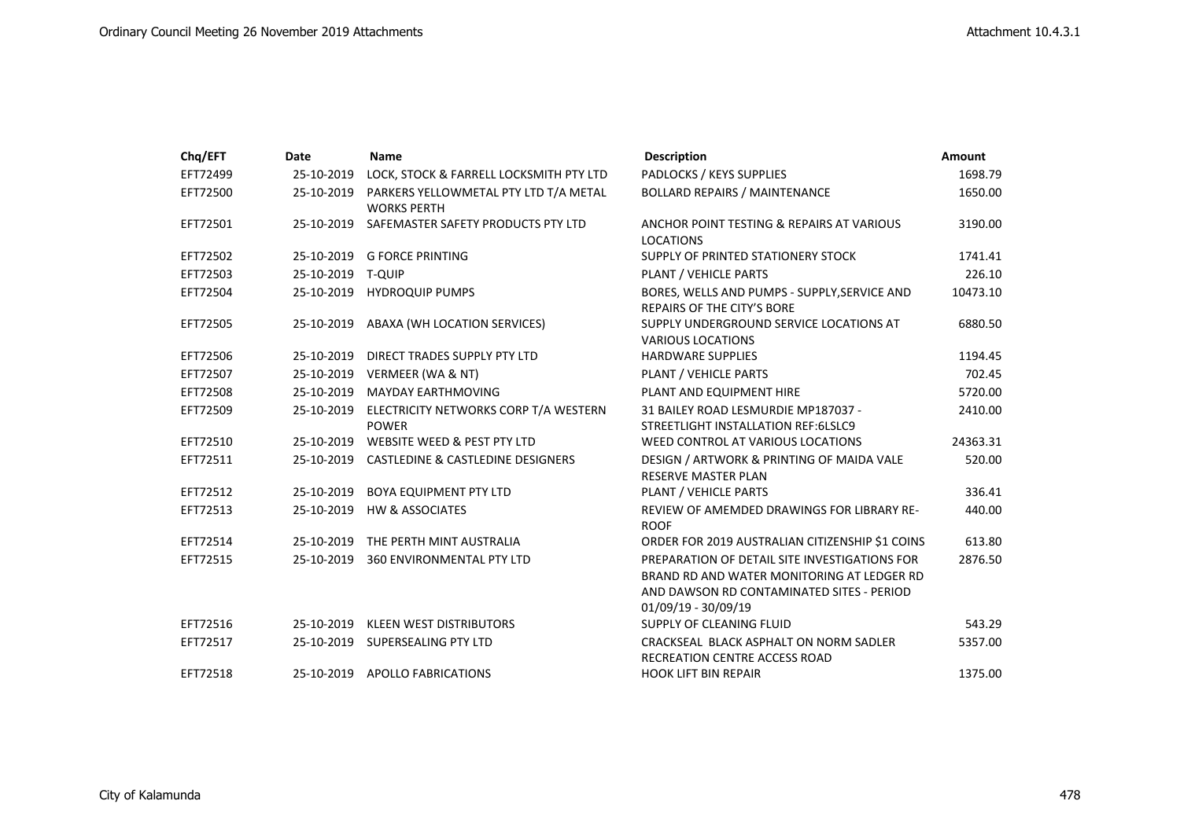| Chq/EFT | Date | Name | Description | Amount |
|---|---|---|---|---|
| EFT72499 | 25-10-2019 | LOCK, STOCK & FARRELL LOCKSMITH PTY LTD | PADLOCKS / KEYS SUPPLIES | 1698.79 |
| EFT72500 | 25-10-2019 | PARKERS YELLOWMETAL PTY LTD T/A METAL WORKS PERTH | BOLLARD REPAIRS / MAINTENANCE | 1650.00 |
| EFT72501 | 25-10-2019 | SAFEMASTER SAFETY PRODUCTS PTY LTD | ANCHOR POINT TESTING & REPAIRS AT VARIOUS LOCATIONS | 3190.00 |
| EFT72502 | 25-10-2019 | G FORCE PRINTING | SUPPLY OF PRINTED STATIONERY STOCK | 1741.41 |
| EFT72503 | 25-10-2019 | T-QUIP | PLANT / VEHICLE PARTS | 226.10 |
| EFT72504 | 25-10-2019 | HYDROQUIP PUMPS | BORES, WELLS AND PUMPS - SUPPLY,SERVICE AND REPAIRS OF THE CITY'S BORE | 10473.10 |
| EFT72505 | 25-10-2019 | ABAXA (WH LOCATION SERVICES) | SUPPLY UNDERGROUND SERVICE LOCATIONS AT VARIOUS LOCATIONS | 6880.50 |
| EFT72506 | 25-10-2019 | DIRECT TRADES SUPPLY PTY LTD | HARDWARE SUPPLIES | 1194.45 |
| EFT72507 | 25-10-2019 | VERMEER (WA & NT) | PLANT / VEHICLE PARTS | 702.45 |
| EFT72508 | 25-10-2019 | MAYDAY EARTHMOVING | PLANT AND EQUIPMENT HIRE | 5720.00 |
| EFT72509 | 25-10-2019 | ELECTRICITY NETWORKS CORP T/A WESTERN POWER | 31 BAILEY ROAD LESMURDIE MP187037 - STREETLIGHT INSTALLATION REF:6LSLC9 | 2410.00 |
| EFT72510 | 25-10-2019 | WEBSITE WEED & PEST PTY LTD | WEED CONTROL AT VARIOUS LOCATIONS | 24363.31 |
| EFT72511 | 25-10-2019 | CASTLEDINE & CASTLEDINE DESIGNERS | DESIGN / ARTWORK & PRINTING OF MAIDA VALE RESERVE MASTER PLAN | 520.00 |
| EFT72512 | 25-10-2019 | BOYA EQUIPMENT PTY LTD | PLANT / VEHICLE PARTS | 336.41 |
| EFT72513 | 25-10-2019 | HW & ASSOCIATES | REVIEW OF AMEMDED DRAWINGS FOR LIBRARY RE-ROOF | 440.00 |
| EFT72514 | 25-10-2019 | THE PERTH MINT AUSTRALIA | ORDER FOR 2019 AUSTRALIAN CITIZENSHIP $1 COINS | 613.80 |
| EFT72515 | 25-10-2019 | 360 ENVIRONMENTAL PTY LTD | PREPARATION OF DETAIL SITE INVESTIGATIONS FOR BRAND RD AND WATER MONITORING AT LEDGER RD AND DAWSON RD CONTAMINATED SITES - PERIOD 01/09/19 - 30/09/19 | 2876.50 |
| EFT72516 | 25-10-2019 | KLEEN WEST DISTRIBUTORS | SUPPLY OF CLEANING FLUID | 543.29 |
| EFT72517 | 25-10-2019 | SUPERSEALING PTY LTD | CRACKSEAL BLACK ASPHALT ON NORM SADLER RECREATION CENTRE ACCESS ROAD | 5357.00 |
| EFT72518 | 25-10-2019 | APOLLO FABRICATIONS | HOOK LIFT BIN REPAIR | 1375.00 |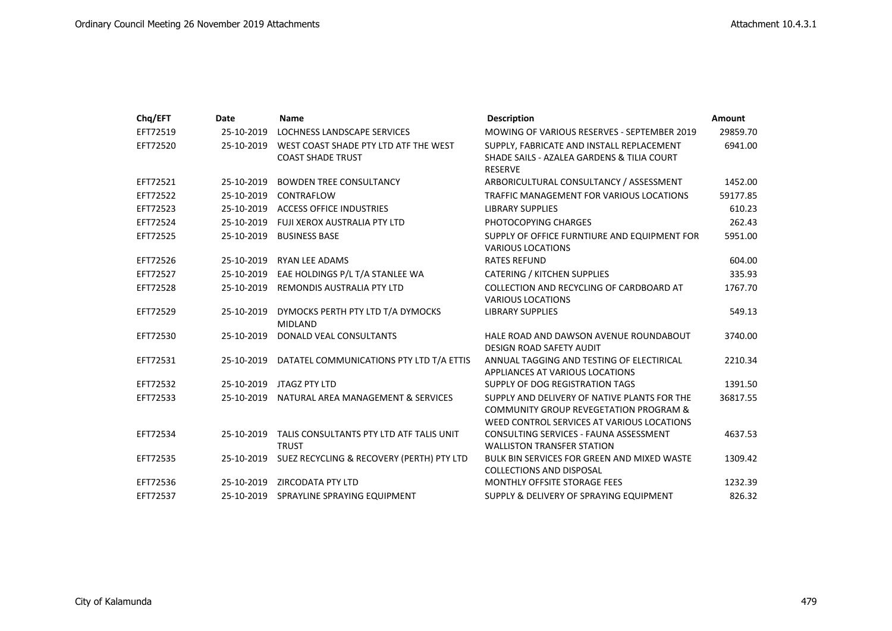| Chq/EFT | Date | Name | Description | Amount |
|---|---|---|---|---|
| EFT72519 | 25-10-2019 | LOCHNESS LANDSCAPE SERVICES | MOWING OF VARIOUS RESERVES - SEPTEMBER 2019 | 29859.70 |
| EFT72520 | 25-10-2019 | WEST COAST SHADE PTY LTD ATF THE WEST COAST SHADE TRUST | SUPPLY, FABRICATE AND INSTALL REPLACEMENT SHADE SAILS - AZALEA GARDENS & TILIA COURT RESERVE | 6941.00 |
| EFT72521 | 25-10-2019 | BOWDEN TREE CONSULTANCY | ARBORICULTURAL CONSULTANCY / ASSESSMENT | 1452.00 |
| EFT72522 | 25-10-2019 | CONTRAFLOW | TRAFFIC MANAGEMENT FOR VARIOUS LOCATIONS | 59177.85 |
| EFT72523 | 25-10-2019 | ACCESS OFFICE INDUSTRIES | LIBRARY SUPPLIES | 610.23 |
| EFT72524 | 25-10-2019 | FUJI XEROX AUSTRALIA PTY LTD | PHOTOCOPYING CHARGES | 262.43 |
| EFT72525 | 25-10-2019 | BUSINESS BASE | SUPPLY OF OFFICE FURNTIURE AND EQUIPMENT FOR VARIOUS LOCATIONS | 5951.00 |
| EFT72526 | 25-10-2019 | RYAN LEE ADAMS | RATES REFUND | 604.00 |
| EFT72527 | 25-10-2019 | EAE HOLDINGS P/L T/A STANLEE WA | CATERING / KITCHEN SUPPLIES | 335.93 |
| EFT72528 | 25-10-2019 | REMONDIS AUSTRALIA PTY LTD | COLLECTION AND RECYCLING OF CARDBOARD AT VARIOUS LOCATIONS | 1767.70 |
| EFT72529 | 25-10-2019 | DYMOCKS PERTH PTY LTD T/A DYMOCKS MIDLAND | LIBRARY SUPPLIES | 549.13 |
| EFT72530 | 25-10-2019 | DONALD VEAL CONSULTANTS | HALE ROAD AND DAWSON AVENUE ROUNDABOUT DESIGN ROAD SAFETY AUDIT | 3740.00 |
| EFT72531 | 25-10-2019 | DATATEL COMMUNICATIONS PTY LTD T/A ETTIS | ANNUAL TAGGING AND TESTING OF ELECTIRICAL APPLIANCES AT VARIOUS LOCATIONS | 2210.34 |
| EFT72532 | 25-10-2019 | JTAGZ PTY LTD | SUPPLY OF DOG REGISTRATION TAGS | 1391.50 |
| EFT72533 | 25-10-2019 | NATURAL AREA MANAGEMENT & SERVICES | SUPPLY AND DELIVERY OF NATIVE PLANTS FOR THE COMMUNITY GROUP REVEGETATION PROGRAM & WEED CONTROL SERVICES AT VARIOUS LOCATIONS | 36817.55 |
| EFT72534 | 25-10-2019 | TALIS CONSULTANTS PTY LTD ATF TALIS UNIT TRUST | CONSULTING SERVICES - FAUNA ASSESSMENT WALLISTON TRANSFER STATION | 4637.53 |
| EFT72535 | 25-10-2019 | SUEZ RECYCLING & RECOVERY (PERTH) PTY LTD | BULK BIN SERVICES FOR GREEN AND MIXED WASTE COLLECTIONS AND DISPOSAL | 1309.42 |
| EFT72536 | 25-10-2019 | ZIRCODATA PTY LTD | MONTHLY OFFSITE STORAGE FEES | 1232.39 |
| EFT72537 | 25-10-2019 | SPRAYLINE SPRAYING EQUIPMENT | SUPPLY & DELIVERY OF SPRAYING EQUIPMENT | 826.32 |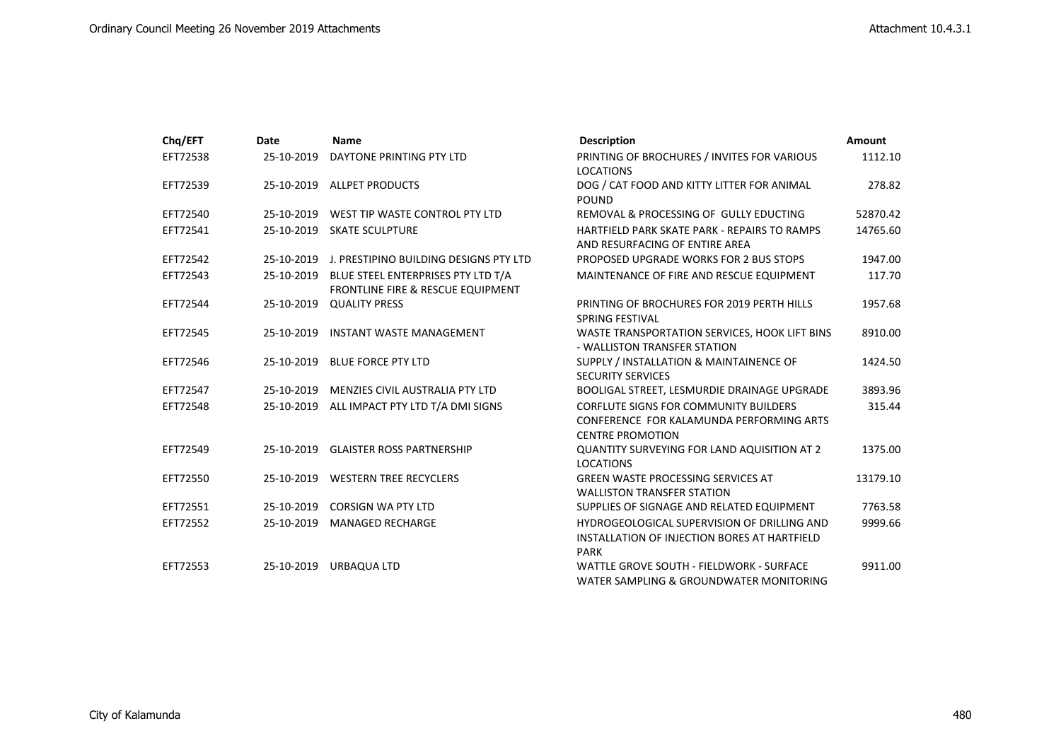| Chq/EFT | Date | Name | Description | Amount |
|---|---|---|---|---|
| EFT72538 | 25-10-2019 | DAYTONE PRINTING PTY LTD | PRINTING OF BROCHURES / INVITES FOR VARIOUS LOCATIONS | 1112.10 |
| EFT72539 | 25-10-2019 | ALLPET PRODUCTS | DOG / CAT FOOD AND KITTY LITTER FOR ANIMAL POUND | 278.82 |
| EFT72540 | 25-10-2019 | WEST TIP WASTE CONTROL PTY LTD | REMOVAL & PROCESSING OF GULLY EDUCTING | 52870.42 |
| EFT72541 | 25-10-2019 | SKATE SCULPTURE | HARTFIELD PARK SKATE PARK - REPAIRS TO RAMPS AND RESURFACING OF ENTIRE AREA | 14765.60 |
| EFT72542 | 25-10-2019 | J. PRESTIPINO BUILDING DESIGNS PTY LTD | PROPOSED UPGRADE WORKS FOR 2 BUS STOPS | 1947.00 |
| EFT72543 | 25-10-2019 | BLUE STEEL ENTERPRISES PTY LTD T/A FRONTLINE FIRE & RESCUE EQUIPMENT | MAINTENANCE OF FIRE AND RESCUE EQUIPMENT | 117.70 |
| EFT72544 | 25-10-2019 | QUALITY PRESS | PRINTING OF BROCHURES FOR 2019 PERTH HILLS SPRING FESTIVAL | 1957.68 |
| EFT72545 | 25-10-2019 | INSTANT WASTE MANAGEMENT | WASTE TRANSPORTATION SERVICES, HOOK LIFT BINS - WALLISTON TRANSFER STATION | 8910.00 |
| EFT72546 | 25-10-2019 | BLUE FORCE PTY LTD | SUPPLY / INSTALLATION & MAINTAINENCE OF SECURITY SERVICES | 1424.50 |
| EFT72547 | 25-10-2019 | MENZIES CIVIL AUSTRALIA PTY LTD | BOOLIGAL STREET, LESMURDIE DRAINAGE UPGRADE | 3893.96 |
| EFT72548 | 25-10-2019 | ALL IMPACT PTY LTD T/A DMI SIGNS | CORFLUTE SIGNS FOR COMMUNITY BUILDERS CONFERENCE FOR KALAMUNDA PERFORMING ARTS CENTRE PROMOTION | 315.44 |
| EFT72549 | 25-10-2019 | GLAISTER ROSS PARTNERSHIP | QUANTITY SURVEYING FOR LAND AQUISITION AT 2 LOCATIONS | 1375.00 |
| EFT72550 | 25-10-2019 | WESTERN TREE RECYCLERS | GREEN WASTE PROCESSING SERVICES AT WALLISTON TRANSFER STATION | 13179.10 |
| EFT72551 | 25-10-2019 | CORSIGN WA PTY LTD | SUPPLIES OF SIGNAGE AND RELATED EQUIPMENT | 7763.58 |
| EFT72552 | 25-10-2019 | MANAGED RECHARGE | HYDROGEOLOGICAL SUPERVISION OF DRILLING AND INSTALLATION OF INJECTION BORES AT HARTFIELD PARK | 9999.66 |
| EFT72553 | 25-10-2019 | URBAQUA LTD | WATTLE GROVE SOUTH - FIELDWORK - SURFACE WATER SAMPLING & GROUNDWATER MONITORING | 9911.00 |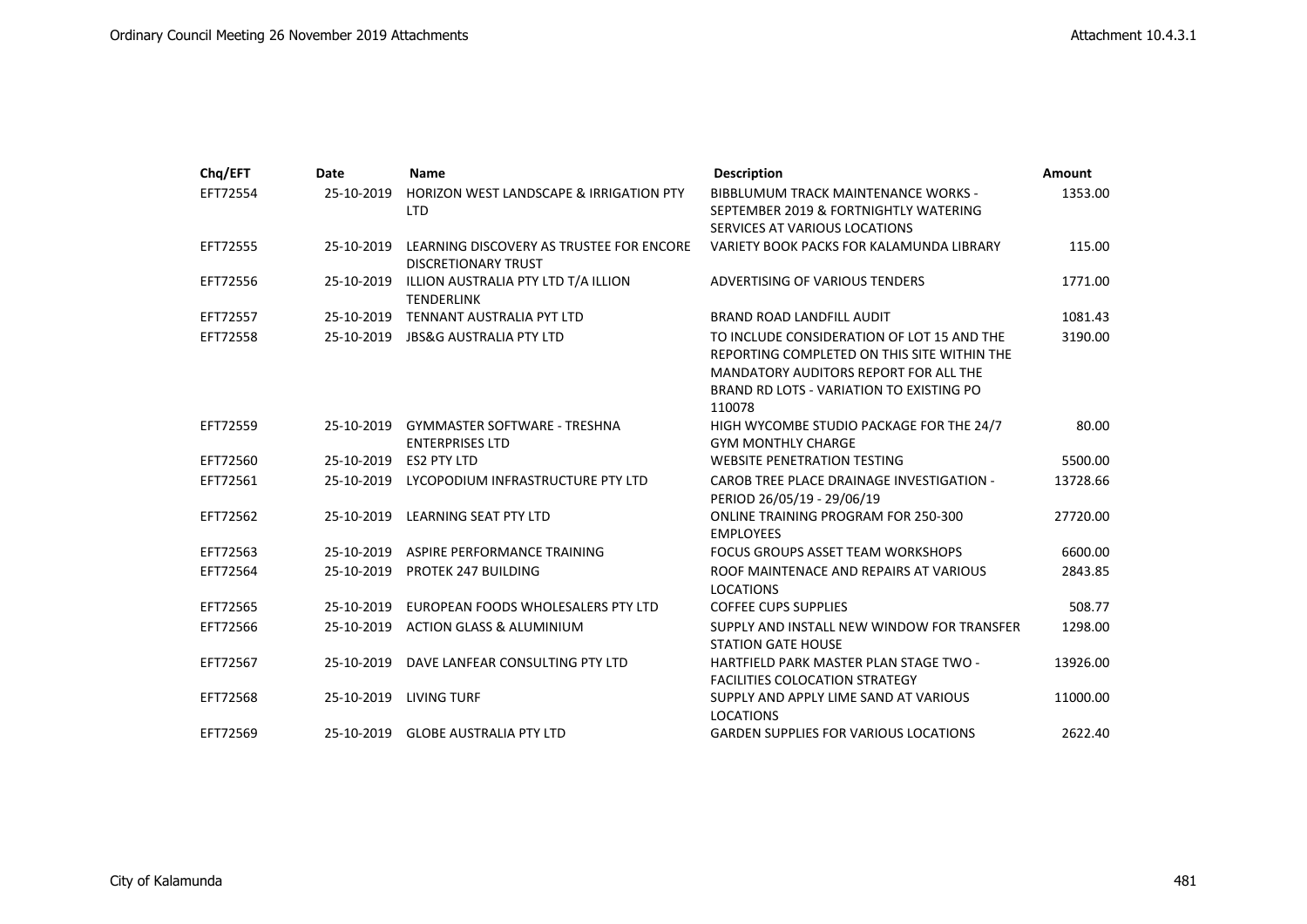| Chq/EFT | Date | Name | Description | Amount |
|---|---|---|---|---|
| EFT72554 | 25-10-2019 | HORIZON WEST LANDSCAPE & IRRIGATION PTY LTD | BIBBLUMUM TRACK MAINTENANCE WORKS - SEPTEMBER 2019 & FORTNIGHTLY WATERING SERVICES AT VARIOUS LOCATIONS | 1353.00 |
| EFT72555 | 25-10-2019 | LEARNING DISCOVERY AS TRUSTEE FOR ENCORE DISCRETIONARY TRUST | VARIETY BOOK PACKS FOR KALAMUNDA LIBRARY | 115.00 |
| EFT72556 | 25-10-2019 | ILLION AUSTRALIA PTY LTD T/A ILLION TENDERLINK | ADVERTISING OF VARIOUS TENDERS | 1771.00 |
| EFT72557 | 25-10-2019 | TENNANT AUSTRALIA PYT LTD | BRAND ROAD LANDFILL AUDIT | 1081.43 |
| EFT72558 | 25-10-2019 | JBS&G AUSTRALIA PTY LTD | TO INCLUDE CONSIDERATION OF LOT 15 AND THE REPORTING COMPLETED ON THIS SITE WITHIN THE MANDATORY AUDITORS REPORT FOR ALL THE BRAND RD LOTS - VARIATION TO EXISTING PO 110078 | 3190.00 |
| EFT72559 | 25-10-2019 | GYMMASTER SOFTWARE - TRESHNA ENTERPRISES LTD | HIGH WYCOMBE STUDIO PACKAGE FOR THE 24/7 GYM MONTHLY CHARGE | 80.00 |
| EFT72560 | 25-10-2019 | ES2 PTY LTD | WEBSITE PENETRATION TESTING | 5500.00 |
| EFT72561 | 25-10-2019 | LYCOPODIUM INFRASTRUCTURE PTY LTD | CAROB TREE PLACE DRAINAGE INVESTIGATION - PERIOD 26/05/19 - 29/06/19 | 13728.66 |
| EFT72562 | 25-10-2019 | LEARNING SEAT PTY LTD | ONLINE TRAINING PROGRAM FOR 250-300 EMPLOYEES | 27720.00 |
| EFT72563 | 25-10-2019 | ASPIRE PERFORMANCE TRAINING | FOCUS GROUPS ASSET TEAM WORKSHOPS | 6600.00 |
| EFT72564 | 25-10-2019 | PROTEK 247 BUILDING | ROOF MAINTENACE AND REPAIRS AT VARIOUS LOCATIONS | 2843.85 |
| EFT72565 | 25-10-2019 | EUROPEAN FOODS WHOLESALERS PTY LTD | COFFEE CUPS SUPPLIES | 508.77 |
| EFT72566 | 25-10-2019 | ACTION GLASS & ALUMINIUM | SUPPLY AND INSTALL NEW WINDOW FOR TRANSFER STATION GATE HOUSE | 1298.00 |
| EFT72567 | 25-10-2019 | DAVE LANFEAR CONSULTING PTY LTD | HARTFIELD PARK MASTER PLAN STAGE TWO - FACILITIES COLOCATION STRATEGY | 13926.00 |
| EFT72568 | 25-10-2019 | LIVING TURF | SUPPLY AND APPLY LIME SAND AT VARIOUS LOCATIONS | 11000.00 |
| EFT72569 | 25-10-2019 | GLOBE AUSTRALIA PTY LTD | GARDEN SUPPLIES FOR VARIOUS LOCATIONS | 2622.40 |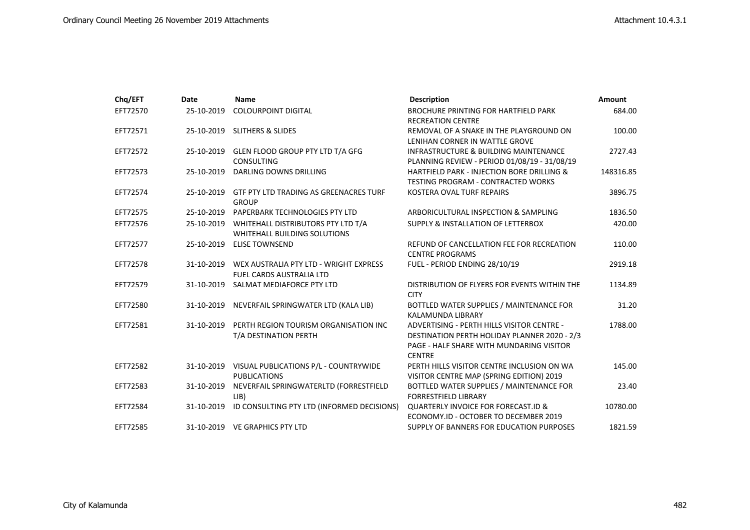| Chq/EFT | Date | Name | Description | Amount |
|---|---|---|---|---|
| EFT72570 | 25-10-2019 | COLOURPOINT DIGITAL | BROCHURE PRINTING FOR HARTFIELD PARK RECREATION CENTRE | 684.00 |
| EFT72571 | 25-10-2019 | SLITHERS & SLIDES | REMOVAL OF A SNAKE IN THE PLAYGROUND ON LENIHAN CORNER IN WATTLE GROVE | 100.00 |
| EFT72572 | 25-10-2019 | GLEN FLOOD GROUP PTY LTD T/A GFG CONSULTING | INFRASTRUCTURE & BUILDING MAINTENANCE PLANNING REVIEW - PERIOD 01/08/19 - 31/08/19 | 2727.43 |
| EFT72573 | 25-10-2019 | DARLING DOWNS DRILLING | HARTFIELD PARK - INJECTION BORE DRILLING & TESTING PROGRAM - CONTRACTED WORKS | 148316.85 |
| EFT72574 | 25-10-2019 | GTF PTY LTD TRADING AS GREENACRES TURF GROUP | KOSTERA OVAL TURF REPAIRS | 3896.75 |
| EFT72575 | 25-10-2019 | PAPERBARK TECHNOLOGIES PTY LTD | ARBORICULTURAL INSPECTION & SAMPLING | 1836.50 |
| EFT72576 | 25-10-2019 | WHITEHALL DISTRIBUTORS PTY LTD T/A WHITEHALL BUILDING SOLUTIONS | SUPPLY & INSTALLATION OF LETTERBOX | 420.00 |
| EFT72577 | 25-10-2019 | ELISE TOWNSEND | REFUND OF CANCELLATION FEE FOR RECREATION CENTRE PROGRAMS | 110.00 |
| EFT72578 | 31-10-2019 | WEX AUSTRALIA PTY LTD - WRIGHT EXPRESS FUEL CARDS AUSTRALIA LTD | FUEL - PERIOD ENDING 28/10/19 | 2919.18 |
| EFT72579 | 31-10-2019 | SALMAT MEDIAFORCE PTY LTD | DISTRIBUTION OF FLYERS FOR EVENTS WITHIN THE CITY | 1134.89 |
| EFT72580 | 31-10-2019 | NEVERFAIL SPRINGWATER LTD (KALA LIB) | BOTTLED WATER SUPPLIES / MAINTENANCE FOR KALAMUNDA LIBRARY | 31.20 |
| EFT72581 | 31-10-2019 | PERTH REGION TOURISM ORGANISATION INC T/A DESTINATION PERTH | ADVERTISING - PERTH HILLS VISITOR CENTRE - DESTINATION PERTH HOLIDAY PLANNER 2020 - 2/3 PAGE - HALF SHARE WITH MUNDARING VISITOR CENTRE | 1788.00 |
| EFT72582 | 31-10-2019 | VISUAL PUBLICATIONS P/L - COUNTRYWIDE PUBLICATIONS | PERTH HILLS VISITOR CENTRE INCLUSION ON WA VISITOR CENTRE MAP (SPRING EDITION) 2019 | 145.00 |
| EFT72583 | 31-10-2019 | NEVERFAIL SPRINGWATERLTD (FORRESTFIELD LIB) | BOTTLED WATER SUPPLIES / MAINTENANCE FOR FORRESTFIELD LIBRARY | 23.40 |
| EFT72584 | 31-10-2019 | ID CONSULTING PTY LTD (INFORMED DECISIONS) | QUARTERLY INVOICE FOR FORECAST.ID & ECONOMY.ID - OCTOBER TO DECEMBER 2019 | 10780.00 |
| EFT72585 | 31-10-2019 | VE GRAPHICS PTY LTD | SUPPLY OF BANNERS FOR EDUCATION PURPOSES | 1821.59 |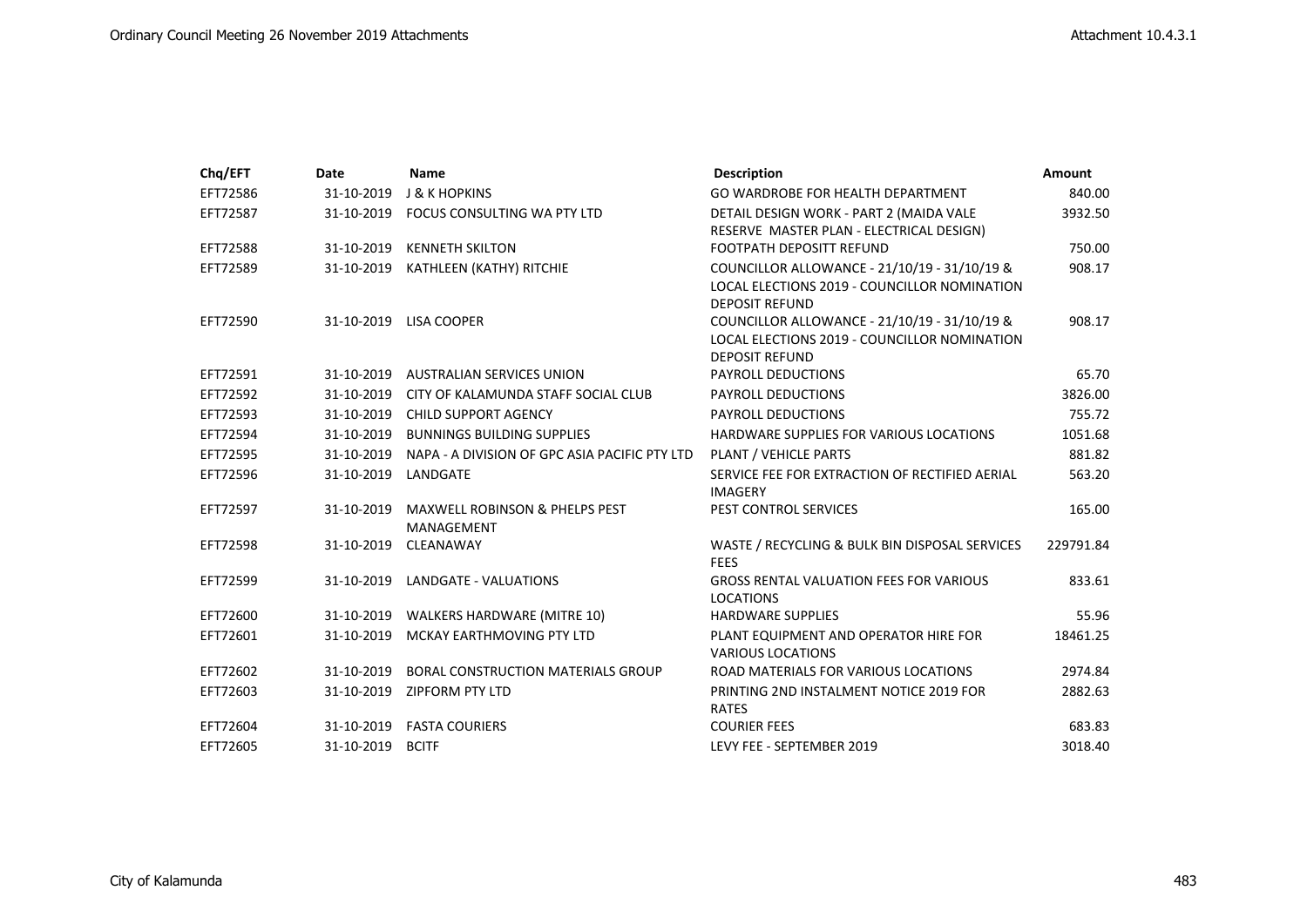| Chq/EFT | Date | Name | Description | Amount |
|---|---|---|---|---|
| EFT72586 | 31-10-2019 | J & K HOPKINS | GO WARDROBE FOR HEALTH DEPARTMENT | 840.00 |
| EFT72587 | 31-10-2019 | FOCUS CONSULTING WA PTY LTD | DETAIL DESIGN WORK - PART 2 (MAIDA VALE RESERVE MASTER PLAN - ELECTRICAL DESIGN) | 3932.50 |
| EFT72588 | 31-10-2019 | KENNETH SKILTON | FOOTPATH DEPOSITT REFUND | 750.00 |
| EFT72589 | 31-10-2019 | KATHLEEN (KATHY) RITCHIE | COUNCILLOR ALLOWANCE - 21/10/19 - 31/10/19 & LOCAL ELECTIONS 2019 - COUNCILLOR NOMINATION DEPOSIT REFUND | 908.17 |
| EFT72590 | 31-10-2019 | LISA COOPER | COUNCILLOR ALLOWANCE - 21/10/19 - 31/10/19 & LOCAL ELECTIONS 2019 - COUNCILLOR NOMINATION DEPOSIT REFUND | 908.17 |
| EFT72591 | 31-10-2019 | AUSTRALIAN SERVICES UNION | PAYROLL DEDUCTIONS | 65.70 |
| EFT72592 | 31-10-2019 | CITY OF KALAMUNDA STAFF SOCIAL CLUB | PAYROLL DEDUCTIONS | 3826.00 |
| EFT72593 | 31-10-2019 | CHILD SUPPORT AGENCY | PAYROLL DEDUCTIONS | 755.72 |
| EFT72594 | 31-10-2019 | BUNNINGS BUILDING SUPPLIES | HARDWARE SUPPLIES FOR VARIOUS LOCATIONS | 1051.68 |
| EFT72595 | 31-10-2019 | NAPA - A DIVISION OF GPC ASIA PACIFIC PTY LTD | PLANT / VEHICLE PARTS | 881.82 |
| EFT72596 | 31-10-2019 | LANDGATE | SERVICE FEE FOR EXTRACTION OF RECTIFIED AERIAL IMAGERY | 563.20 |
| EFT72597 | 31-10-2019 | MAXWELL ROBINSON & PHELPS PEST MANAGEMENT | PEST CONTROL SERVICES | 165.00 |
| EFT72598 | 31-10-2019 | CLEANAWAY | WASTE / RECYCLING & BULK BIN DISPOSAL SERVICES FEES | 229791.84 |
| EFT72599 | 31-10-2019 | LANDGATE - VALUATIONS | GROSS RENTAL VALUATION FEES FOR VARIOUS LOCATIONS | 833.61 |
| EFT72600 | 31-10-2019 | WALKERS HARDWARE (MITRE 10) | HARDWARE SUPPLIES | 55.96 |
| EFT72601 | 31-10-2019 | MCKAY EARTHMOVING PTY LTD | PLANT EQUIPMENT AND OPERATOR HIRE FOR VARIOUS LOCATIONS | 18461.25 |
| EFT72602 | 31-10-2019 | BORAL CONSTRUCTION MATERIALS GROUP | ROAD MATERIALS FOR VARIOUS LOCATIONS | 2974.84 |
| EFT72603 | 31-10-2019 | ZIPFORM PTY LTD | PRINTING 2ND INSTALMENT NOTICE 2019 FOR RATES | 2882.63 |
| EFT72604 | 31-10-2019 | FASTA COURIERS | COURIER FEES | 683.83 |
| EFT72605 | 31-10-2019 | BCITF | LEVY FEE - SEPTEMBER 2019 | 3018.40 |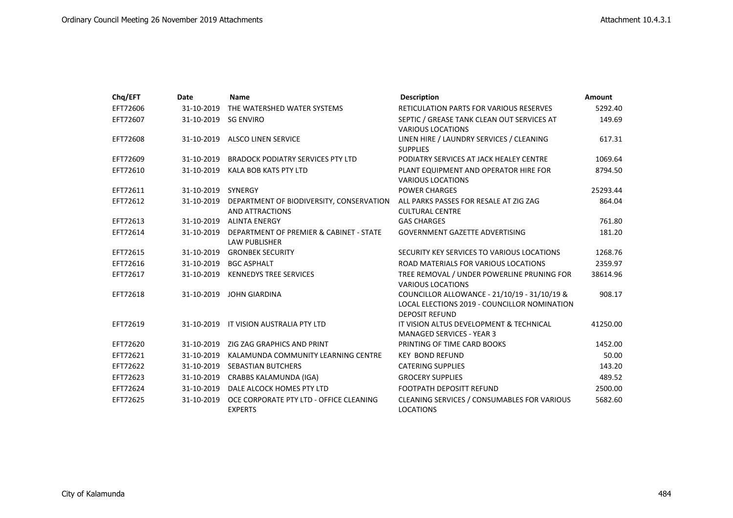| Chq/EFT | Date | Name | Description | Amount |
|---|---|---|---|---|
| EFT72606 | 31-10-2019 | THE WATERSHED WATER SYSTEMS | RETICULATION PARTS FOR VARIOUS RESERVES | 5292.40 |
| EFT72607 | 31-10-2019 | SG ENVIRO | SEPTIC / GREASE TANK CLEAN OUT SERVICES AT VARIOUS LOCATIONS | 149.69 |
| EFT72608 | 31-10-2019 | ALSCO LINEN SERVICE | LINEN HIRE / LAUNDRY SERVICES / CLEANING SUPPLIES | 617.31 |
| EFT72609 | 31-10-2019 | BRADOCK PODIATRY SERVICES PTY LTD | PODIATRY SERVICES AT JACK HEALEY CENTRE | 1069.64 |
| EFT72610 | 31-10-2019 | KALA BOB KATS PTY LTD | PLANT EQUIPMENT AND OPERATOR HIRE FOR VARIOUS LOCATIONS | 8794.50 |
| EFT72611 | 31-10-2019 | SYNERGY | POWER CHARGES | 25293.44 |
| EFT72612 | 31-10-2019 | DEPARTMENT OF BIODIVERSITY, CONSERVATION AND ATTRACTIONS | ALL PARKS PASSES FOR RESALE AT ZIG ZAG CULTURAL CENTRE | 864.04 |
| EFT72613 | 31-10-2019 | ALINTA ENERGY | GAS CHARGES | 761.80 |
| EFT72614 | 31-10-2019 | DEPARTMENT OF PREMIER & CABINET - STATE LAW PUBLISHER | GOVERNMENT GAZETTE ADVERTISING | 181.20 |
| EFT72615 | 31-10-2019 | GRONBEK SECURITY | SECURITY KEY SERVICES TO VARIOUS LOCATIONS | 1268.76 |
| EFT72616 | 31-10-2019 | BGC ASPHALT | ROAD MATERIALS FOR VARIOUS LOCATIONS | 2359.97 |
| EFT72617 | 31-10-2019 | KENNEDYS TREE SERVICES | TREE REMOVAL / UNDER POWERLINE PRUNING FOR VARIOUS LOCATIONS | 38614.96 |
| EFT72618 | 31-10-2019 | JOHN GIARDINA | COUNCILLOR ALLOWANCE - 21/10/19 - 31/10/19 & LOCAL ELECTIONS 2019 - COUNCILLOR NOMINATION DEPOSIT REFUND | 908.17 |
| EFT72619 | 31-10-2019 | IT VISION AUSTRALIA PTY LTD | IT VISION ALTUS DEVELOPMENT & TECHNICAL MANAGED SERVICES - YEAR 3 | 41250.00 |
| EFT72620 | 31-10-2019 | ZIG ZAG GRAPHICS AND PRINT | PRINTING OF TIME CARD BOOKS | 1452.00 |
| EFT72621 | 31-10-2019 | KALAMUNDA COMMUNITY LEARNING CENTRE | KEY BOND REFUND | 50.00 |
| EFT72622 | 31-10-2019 | SEBASTIAN BUTCHERS | CATERING SUPPLIES | 143.20 |
| EFT72623 | 31-10-2019 | CRABBS KALAMUNDA (IGA) | GROCERY SUPPLIES | 489.52 |
| EFT72624 | 31-10-2019 | DALE ALCOCK HOMES PTY LTD | FOOTPATH DEPOSITT REFUND | 2500.00 |
| EFT72625 | 31-10-2019 | OCE CORPORATE PTY LTD - OFFICE CLEANING EXPERTS | CLEANING SERVICES / CONSUMABLES FOR VARIOUS LOCATIONS | 5682.60 |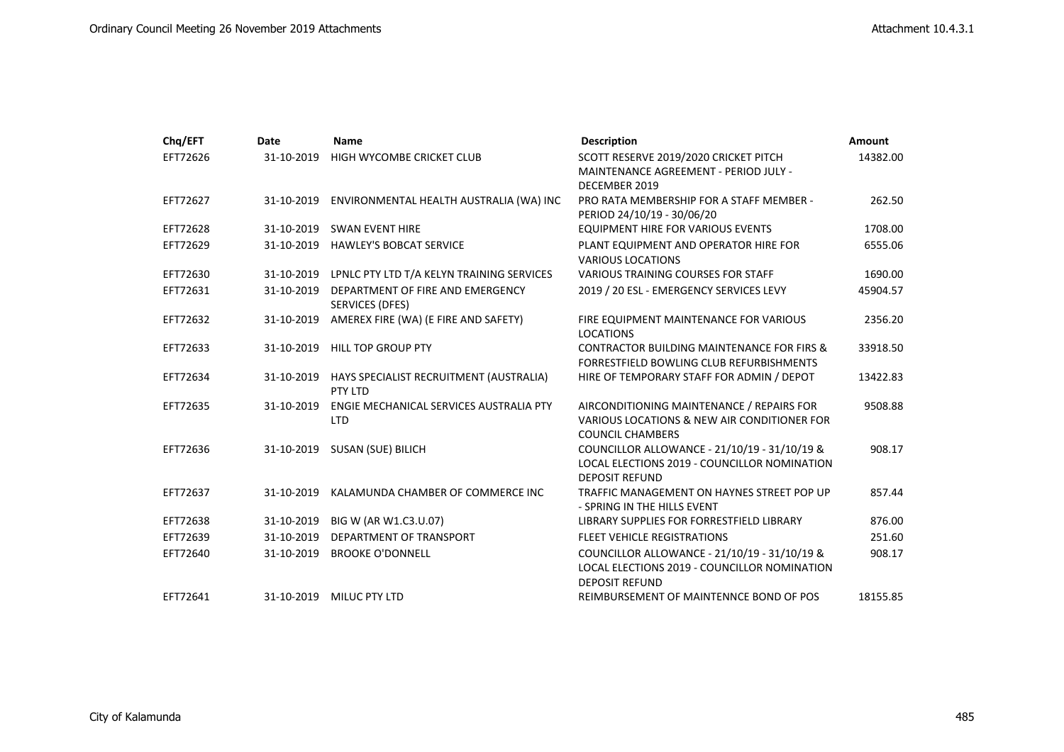| Chq/EFT | Date | Name | Description | Amount |
|---|---|---|---|---|
| EFT72626 | 31-10-2019 | HIGH WYCOMBE CRICKET CLUB | SCOTT RESERVE 2019/2020 CRICKET PITCH MAINTENANCE AGREEMENT - PERIOD JULY - DECEMBER 2019 | 14382.00 |
| EFT72627 | 31-10-2019 | ENVIRONMENTAL HEALTH AUSTRALIA (WA) INC | PRO RATA MEMBERSHIP FOR A STAFF MEMBER - PERIOD 24/10/19 - 30/06/20 | 262.50 |
| EFT72628 | 31-10-2019 | SWAN EVENT HIRE | EQUIPMENT HIRE FOR VARIOUS EVENTS | 1708.00 |
| EFT72629 | 31-10-2019 | HAWLEY'S BOBCAT SERVICE | PLANT EQUIPMENT AND OPERATOR HIRE FOR VARIOUS LOCATIONS | 6555.06 |
| EFT72630 | 31-10-2019 | LPNLC PTY LTD T/A KELYN TRAINING SERVICES | VARIOUS TRAINING COURSES FOR STAFF | 1690.00 |
| EFT72631 | 31-10-2019 | DEPARTMENT OF FIRE AND EMERGENCY SERVICES (DFES) | 2019 / 20 ESL - EMERGENCY SERVICES LEVY | 45904.57 |
| EFT72632 | 31-10-2019 | AMEREX FIRE (WA) (E FIRE AND SAFETY) | FIRE EQUIPMENT MAINTENANCE FOR VARIOUS LOCATIONS | 2356.20 |
| EFT72633 | 31-10-2019 | HILL TOP GROUP PTY | CONTRACTOR BUILDING MAINTENANCE FOR FIRS & FORRESTFIELD BOWLING CLUB REFURBISHMENTS | 33918.50 |
| EFT72634 | 31-10-2019 | HAYS SPECIALIST RECRUITMENT (AUSTRALIA) PTY LTD | HIRE OF TEMPORARY STAFF FOR ADMIN / DEPOT | 13422.83 |
| EFT72635 | 31-10-2019 | ENGIE MECHANICAL SERVICES AUSTRALIA PTY LTD | AIRCONDITIONING MAINTENANCE / REPAIRS FOR VARIOUS LOCATIONS & NEW AIR CONDITIONER FOR COUNCIL CHAMBERS | 9508.88 |
| EFT72636 | 31-10-2019 | SUSAN (SUE) BILICH | COUNCILLOR ALLOWANCE - 21/10/19 - 31/10/19 & LOCAL ELECTIONS 2019 - COUNCILLOR NOMINATION DEPOSIT REFUND | 908.17 |
| EFT72637 | 31-10-2019 | KALAMUNDA CHAMBER OF COMMERCE INC | TRAFFIC MANAGEMENT ON HAYNES STREET POP UP - SPRING IN THE HILLS EVENT | 857.44 |
| EFT72638 | 31-10-2019 | BIG W (AR W1.C3.U.07) | LIBRARY SUPPLIES FOR FORRESTFIELD LIBRARY | 876.00 |
| EFT72639 | 31-10-2019 | DEPARTMENT OF TRANSPORT | FLEET VEHICLE REGISTRATIONS | 251.60 |
| EFT72640 | 31-10-2019 | BROOKE O'DONNELL | COUNCILLOR ALLOWANCE - 21/10/19 - 31/10/19 & LOCAL ELECTIONS 2019 - COUNCILLOR NOMINATION DEPOSIT REFUND | 908.17 |
| EFT72641 | 31-10-2019 | MILUC PTY LTD | REIMBURSEMENT OF MAINTENNCE BOND OF POS | 18155.85 |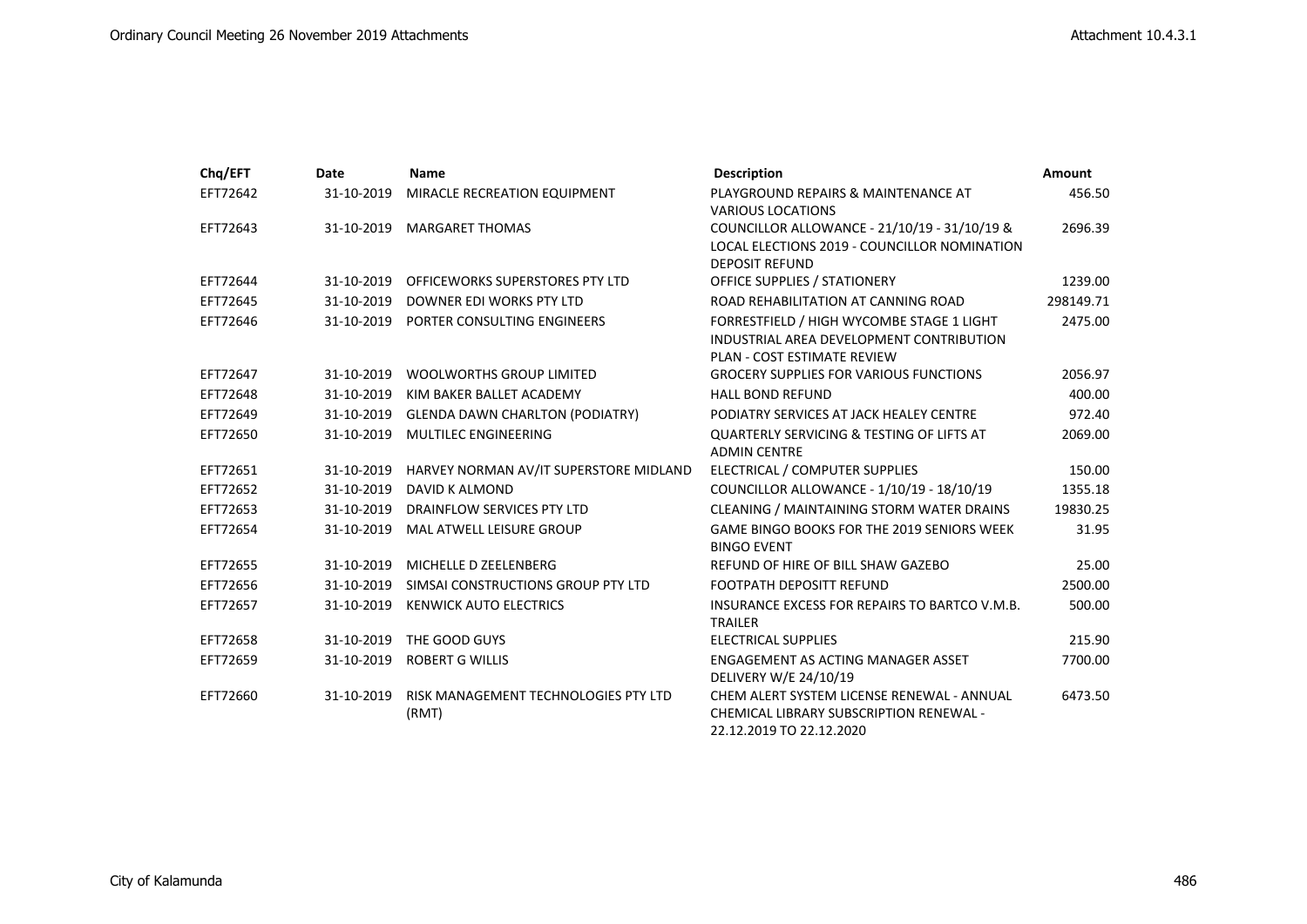| Chq/EFT | Date | Name | Description | Amount |
|---|---|---|---|---|
| EFT72642 | 31-10-2019 | MIRACLE RECREATION EQUIPMENT | PLAYGROUND REPAIRS & MAINTENANCE AT VARIOUS LOCATIONS | 456.50 |
| EFT72643 | 31-10-2019 | MARGARET THOMAS | COUNCILLOR ALLOWANCE - 21/10/19 - 31/10/19 & LOCAL ELECTIONS 2019 - COUNCILLOR NOMINATION DEPOSIT REFUND | 2696.39 |
| EFT72644 | 31-10-2019 | OFFICEWORKS SUPERSTORES PTY LTD | OFFICE SUPPLIES / STATIONERY | 1239.00 |
| EFT72645 | 31-10-2019 | DOWNER EDI WORKS PTY LTD | ROAD REHABILITATION AT CANNING ROAD | 298149.71 |
| EFT72646 | 31-10-2019 | PORTER CONSULTING ENGINEERS | FORRESTFIELD / HIGH WYCOMBE STAGE 1 LIGHT INDUSTRIAL AREA DEVELOPMENT CONTRIBUTION PLAN - COST ESTIMATE REVIEW | 2475.00 |
| EFT72647 | 31-10-2019 | WOOLWORTHS GROUP LIMITED | GROCERY SUPPLIES FOR VARIOUS FUNCTIONS | 2056.97 |
| EFT72648 | 31-10-2019 | KIM BAKER BALLET ACADEMY | HALL BOND REFUND | 400.00 |
| EFT72649 | 31-10-2019 | GLENDA DAWN CHARLTON (PODIATRY) | PODIATRY SERVICES AT JACK HEALEY CENTRE | 972.40 |
| EFT72650 | 31-10-2019 | MULTILEC ENGINEERING | QUARTERLY SERVICING & TESTING OF LIFTS AT ADMIN CENTRE | 2069.00 |
| EFT72651 | 31-10-2019 | HARVEY NORMAN AV/IT SUPERSTORE MIDLAND | ELECTRICAL / COMPUTER SUPPLIES | 150.00 |
| EFT72652 | 31-10-2019 | DAVID K ALMOND | COUNCILLOR ALLOWANCE - 1/10/19 - 18/10/19 | 1355.18 |
| EFT72653 | 31-10-2019 | DRAINFLOW SERVICES PTY LTD | CLEANING / MAINTAINING STORM WATER DRAINS | 19830.25 |
| EFT72654 | 31-10-2019 | MAL ATWELL LEISURE GROUP | GAME BINGO BOOKS FOR THE 2019 SENIORS WEEK BINGO EVENT | 31.95 |
| EFT72655 | 31-10-2019 | MICHELLE D ZEELENBERG | REFUND OF HIRE OF BILL SHAW GAZEBO | 25.00 |
| EFT72656 | 31-10-2019 | SIMSAI CONSTRUCTIONS GROUP PTY LTD | FOOTPATH DEPOSITT REFUND | 2500.00 |
| EFT72657 | 31-10-2019 | KENWICK AUTO ELECTRICS | INSURANCE EXCESS FOR REPAIRS TO BARTCO V.M.B. TRAILER | 500.00 |
| EFT72658 | 31-10-2019 | THE GOOD GUYS | ELECTRICAL SUPPLIES | 215.90 |
| EFT72659 | 31-10-2019 | ROBERT G WILLIS | ENGAGEMENT AS ACTING MANAGER ASSET DELIVERY W/E 24/10/19 | 7700.00 |
| EFT72660 | 31-10-2019 | RISK MANAGEMENT TECHNOLOGIES PTY LTD (RMT) | CHEM ALERT SYSTEM LICENSE RENEWAL - ANNUAL CHEMICAL LIBRARY SUBSCRIPTION RENEWAL - 22.12.2019 TO 22.12.2020 | 6473.50 |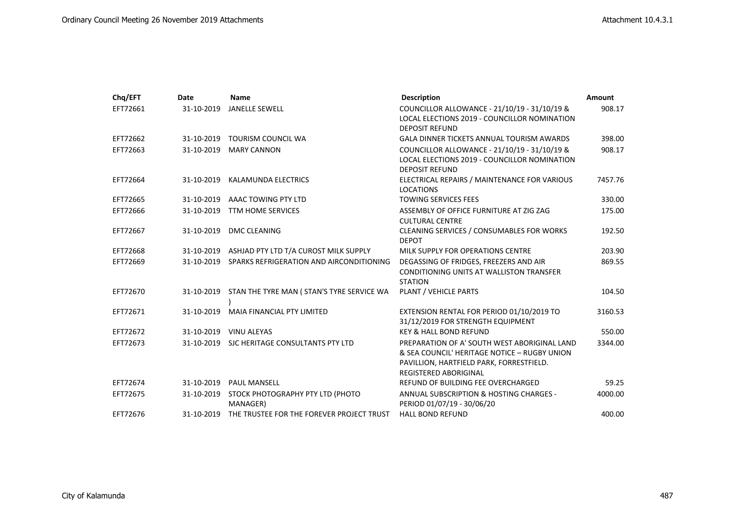| Chq/EFT | Date | Name | Description | Amount |
|---|---|---|---|---|
| EFT72661 | 31-10-2019 | JANELLE SEWELL | COUNCILLOR ALLOWANCE - 21/10/19 - 31/10/19 & LOCAL ELECTIONS 2019 - COUNCILLOR NOMINATION DEPOSIT REFUND | 908.17 |
| EFT72662 | 31-10-2019 | TOURISM COUNCIL WA | GALA DINNER TICKETS ANNUAL TOURISM AWARDS | 398.00 |
| EFT72663 | 31-10-2019 | MARY CANNON | COUNCILLOR ALLOWANCE - 21/10/19 - 31/10/19 & LOCAL ELECTIONS 2019 - COUNCILLOR NOMINATION DEPOSIT REFUND | 908.17 |
| EFT72664 | 31-10-2019 | KALAMUNDA ELECTRICS | ELECTRICAL REPAIRS / MAINTENANCE FOR VARIOUS LOCATIONS | 7457.76 |
| EFT72665 | 31-10-2019 | AAAC TOWING PTY LTD | TOWING SERVICES FEES | 330.00 |
| EFT72666 | 31-10-2019 | TTM HOME SERVICES | ASSEMBLY OF OFFICE FURNITURE AT ZIG ZAG CULTURAL CENTRE | 175.00 |
| EFT72667 | 31-10-2019 | DMC CLEANING | CLEANING SERVICES / CONSUMABLES FOR WORKS DEPOT | 192.50 |
| EFT72668 | 31-10-2019 | ASHJAD PTY LTD T/A CUROST MILK SUPPLY | MILK SUPPLY FOR OPERATIONS CENTRE | 203.90 |
| EFT72669 | 31-10-2019 | SPARKS REFRIGERATION AND AIRCONDITIONING | DEGASSING OF FRIDGES, FREEZERS AND AIR CONDITIONING UNITS AT WALLISTON TRANSFER STATION | 869.55 |
| EFT72670 | 31-10-2019 | STAN THE TYRE MAN ( STAN'S TYRE SERVICE WA ) | PLANT / VEHICLE PARTS | 104.50 |
| EFT72671 | 31-10-2019 | MAIA FINANCIAL PTY LIMITED | EXTENSION RENTAL FOR PERIOD 01/10/2019 TO 31/12/2019 FOR STRENGTH EQUIPMENT | 3160.53 |
| EFT72672 | 31-10-2019 | VINU ALEYAS | KEY & HALL BOND REFUND | 550.00 |
| EFT72673 | 31-10-2019 | SJC HERITAGE CONSULTANTS PTY LTD | PREPARATION OF A' SOUTH WEST ABORIGINAL LAND & SEA COUNCIL' HERITAGE NOTICE – RUGBY UNION PAVILLION, HARTFIELD PARK, FORRESTFIELD. REGISTERED ABORIGINAL | 3344.00 |
| EFT72674 | 31-10-2019 | PAUL MANSELL | REFUND OF BUILDING FEE OVERCHARGED | 59.25 |
| EFT72675 | 31-10-2019 | STOCK PHOTOGRAPHY PTY LTD (PHOTO MANAGER) | ANNUAL SUBSCRIPTION & HOSTING CHARGES - PERIOD 01/07/19 - 30/06/20 | 4000.00 |
| EFT72676 | 31-10-2019 | THE TRUSTEE FOR THE FOREVER PROJECT TRUST | HALL BOND REFUND | 400.00 |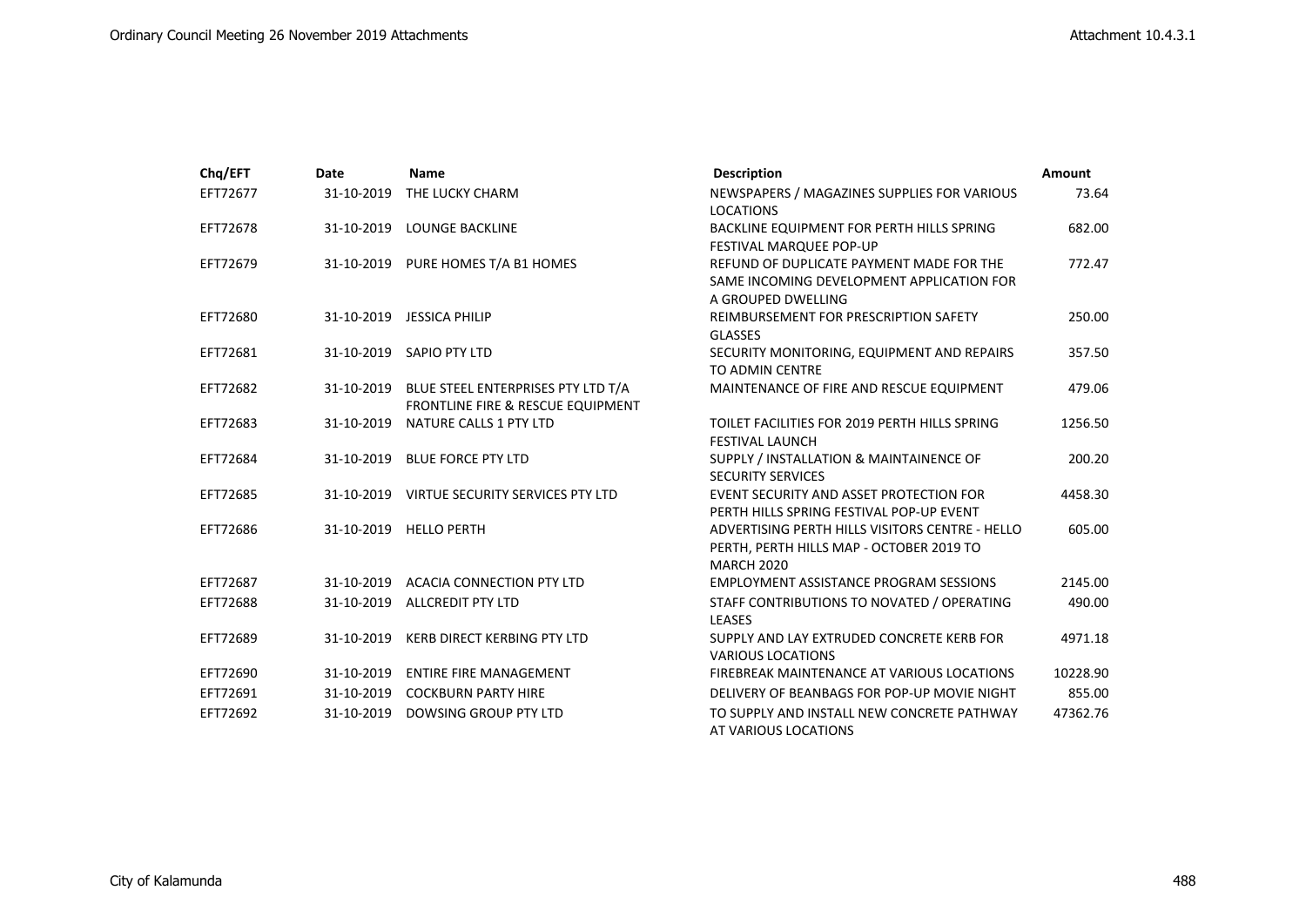| Chq/EFT | Date | Name | Description | Amount |
|---|---|---|---|---|
| EFT72677 | 31-10-2019 | THE LUCKY CHARM | NEWSPAPERS / MAGAZINES SUPPLIES FOR VARIOUS LOCATIONS | 73.64 |
| EFT72678 | 31-10-2019 | LOUNGE BACKLINE | BACKLINE EQUIPMENT FOR PERTH HILLS SPRING FESTIVAL MARQUEE POP-UP | 682.00 |
| EFT72679 | 31-10-2019 | PURE HOMES T/A B1 HOMES | REFUND OF DUPLICATE PAYMENT MADE FOR THE SAME INCOMING DEVELOPMENT APPLICATION FOR A GROUPED DWELLING | 772.47 |
| EFT72680 | 31-10-2019 | JESSICA PHILIP | REIMBURSEMENT FOR PRESCRIPTION SAFETY GLASSES | 250.00 |
| EFT72681 | 31-10-2019 | SAPIO PTY LTD | SECURITY MONITORING, EQUIPMENT AND REPAIRS TO ADMIN CENTRE | 357.50 |
| EFT72682 | 31-10-2019 | BLUE STEEL ENTERPRISES PTY LTD T/A FRONTLINE FIRE & RESCUE EQUIPMENT | MAINTENANCE OF FIRE AND RESCUE EQUIPMENT | 479.06 |
| EFT72683 | 31-10-2019 | NATURE CALLS 1 PTY LTD | TOILET FACILITIES FOR 2019 PERTH HILLS SPRING FESTIVAL LAUNCH | 1256.50 |
| EFT72684 | 31-10-2019 | BLUE FORCE PTY LTD | SUPPLY / INSTALLATION & MAINTAINENCE OF SECURITY SERVICES | 200.20 |
| EFT72685 | 31-10-2019 | VIRTUE SECURITY SERVICES PTY LTD | EVENT SECURITY AND ASSET PROTECTION FOR PERTH HILLS SPRING FESTIVAL POP-UP EVENT | 4458.30 |
| EFT72686 | 31-10-2019 | HELLO PERTH | ADVERTISING PERTH HILLS VISITORS CENTRE - HELLO PERTH, PERTH HILLS MAP - OCTOBER 2019 TO MARCH 2020 | 605.00 |
| EFT72687 | 31-10-2019 | ACACIA CONNECTION PTY LTD | EMPLOYMENT ASSISTANCE PROGRAM SESSIONS | 2145.00 |
| EFT72688 | 31-10-2019 | ALLCREDIT PTY LTD | STAFF CONTRIBUTIONS TO NOVATED / OPERATING LEASES | 490.00 |
| EFT72689 | 31-10-2019 | KERB DIRECT KERBING PTY LTD | SUPPLY AND LAY EXTRUDED CONCRETE KERB FOR VARIOUS LOCATIONS | 4971.18 |
| EFT72690 | 31-10-2019 | ENTIRE FIRE MANAGEMENT | FIREBREAK MAINTENANCE AT VARIOUS LOCATIONS | 10228.90 |
| EFT72691 | 31-10-2019 | COCKBURN PARTY HIRE | DELIVERY OF BEANBAGS FOR POP-UP MOVIE NIGHT | 855.00 |
| EFT72692 | 31-10-2019 | DOWSING GROUP PTY LTD | TO SUPPLY AND INSTALL NEW CONCRETE PATHWAY AT VARIOUS LOCATIONS | 47362.76 |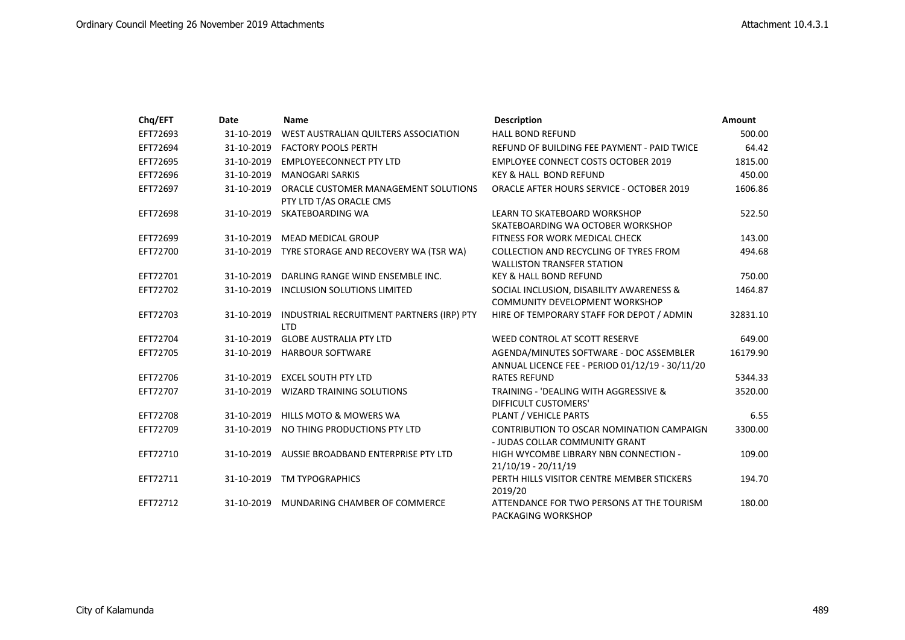| Chq/EFT | Date | Name | Description | Amount |
|---|---|---|---|---|
| EFT72693 | 31-10-2019 | WEST AUSTRALIAN QUILTERS ASSOCIATION | HALL BOND REFUND | 500.00 |
| EFT72694 | 31-10-2019 | FACTORY POOLS PERTH | REFUND OF BUILDING FEE PAYMENT - PAID TWICE | 64.42 |
| EFT72695 | 31-10-2019 | EMPLOYEECONNECT PTY LTD | EMPLOYEE CONNECT COSTS OCTOBER 2019 | 1815.00 |
| EFT72696 | 31-10-2019 | MANOGARI SARKIS | KEY & HALL BOND REFUND | 450.00 |
| EFT72697 | 31-10-2019 | ORACLE CUSTOMER MANAGEMENT SOLUTIONS PTY LTD T/AS ORACLE CMS | ORACLE AFTER HOURS SERVICE - OCTOBER 2019 | 1606.86 |
| EFT72698 | 31-10-2019 | SKATEBOARDING WA | LEARN TO SKATEBOARD WORKSHOP SKATEBOARDING WA OCTOBER WORKSHOP | 522.50 |
| EFT72699 | 31-10-2019 | MEAD MEDICAL GROUP | FITNESS FOR WORK MEDICAL CHECK | 143.00 |
| EFT72700 | 31-10-2019 | TYRE STORAGE AND RECOVERY WA (TSR WA) | COLLECTION AND RECYCLING OF TYRES FROM WALLISTON TRANSFER STATION | 494.68 |
| EFT72701 | 31-10-2019 | DARLING RANGE WIND ENSEMBLE INC. | KEY & HALL BOND REFUND | 750.00 |
| EFT72702 | 31-10-2019 | INCLUSION SOLUTIONS LIMITED | SOCIAL INCLUSION, DISABILITY AWARENESS & COMMUNITY DEVELOPMENT WORKSHOP | 1464.87 |
| EFT72703 | 31-10-2019 | INDUSTRIAL RECRUITMENT PARTNERS (IRP) PTY LTD | HIRE OF TEMPORARY STAFF FOR DEPOT / ADMIN | 32831.10 |
| EFT72704 | 31-10-2019 | GLOBE AUSTRALIA PTY LTD | WEED CONTROL AT SCOTT RESERVE | 649.00 |
| EFT72705 | 31-10-2019 | HARBOUR SOFTWARE | AGENDA/MINUTES SOFTWARE - DOC ASSEMBLER ANNUAL LICENCE FEE - PERIOD 01/12/19 - 30/11/20 | 16179.90 |
| EFT72706 | 31-10-2019 | EXCEL SOUTH PTY LTD | RATES REFUND | 5344.33 |
| EFT72707 | 31-10-2019 | WIZARD TRAINING SOLUTIONS | TRAINING - 'DEALING WITH AGGRESSIVE & DIFFICULT CUSTOMERS' | 3520.00 |
| EFT72708 | 31-10-2019 | HILLS MOTO & MOWERS WA | PLANT / VEHICLE PARTS | 6.55 |
| EFT72709 | 31-10-2019 | NO THING PRODUCTIONS PTY LTD | CONTRIBUTION TO OSCAR NOMINATION CAMPAIGN - JUDAS COLLAR COMMUNITY GRANT | 3300.00 |
| EFT72710 | 31-10-2019 | AUSSIE BROADBAND ENTERPRISE PTY LTD | HIGH WYCOMBE LIBRARY NBN CONNECTION - 21/10/19 - 20/11/19 | 109.00 |
| EFT72711 | 31-10-2019 | TM TYPOGRAPHICS | PERTH HILLS VISITOR CENTRE MEMBER STICKERS 2019/20 | 194.70 |
| EFT72712 | 31-10-2019 | MUNDARING CHAMBER OF COMMERCE | ATTENDANCE FOR TWO PERSONS AT THE TOURISM PACKAGING WORKSHOP | 180.00 |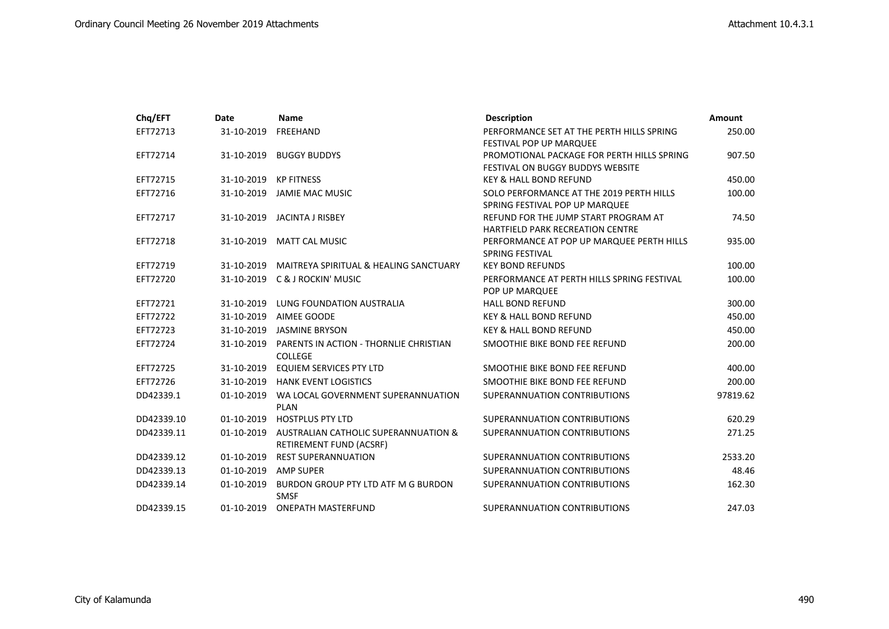| Chq/EFT | Date | Name | Description | Amount |
|---|---|---|---|---|
| EFT72713 | 31-10-2019 | FREEHAND | PERFORMANCE SET AT THE PERTH HILLS SPRING FESTIVAL POP UP MARQUEE | 250.00 |
| EFT72714 | 31-10-2019 | BUGGY BUDDYS | PROMOTIONAL PACKAGE FOR PERTH HILLS SPRING FESTIVAL ON BUGGY BUDDYS WEBSITE | 907.50 |
| EFT72715 | 31-10-2019 | KP FITNESS | KEY & HALL BOND REFUND | 450.00 |
| EFT72716 | 31-10-2019 | JAMIE MAC MUSIC | SOLO PERFORMANCE AT THE 2019 PERTH HILLS SPRING FESTIVAL POP UP MARQUEE | 100.00 |
| EFT72717 | 31-10-2019 | JACINTA J RISBEY | REFUND FOR THE JUMP START PROGRAM AT HARTFIELD PARK RECREATION CENTRE | 74.50 |
| EFT72718 | 31-10-2019 | MATT CAL MUSIC | PERFORMANCE AT POP UP MARQUEE PERTH HILLS SPRING FESTIVAL | 935.00 |
| EFT72719 | 31-10-2019 | MAITREYA SPIRITUAL & HEALING SANCTUARY | KEY BOND REFUNDS | 100.00 |
| EFT72720 | 31-10-2019 | C & J ROCKIN' MUSIC | PERFORMANCE AT PERTH HILLS SPRING FESTIVAL POP UP MARQUEE | 100.00 |
| EFT72721 | 31-10-2019 | LUNG FOUNDATION AUSTRALIA | HALL BOND REFUND | 300.00 |
| EFT72722 | 31-10-2019 | AIMEE GOODE | KEY & HALL BOND REFUND | 450.00 |
| EFT72723 | 31-10-2019 | JASMINE BRYSON | KEY & HALL BOND REFUND | 450.00 |
| EFT72724 | 31-10-2019 | PARENTS IN ACTION - THORNLIE CHRISTIAN COLLEGE | SMOOTHIE BIKE BOND FEE REFUND | 200.00 |
| EFT72725 | 31-10-2019 | EQUIEM SERVICES PTY LTD | SMOOTHIE BIKE BOND FEE REFUND | 400.00 |
| EFT72726 | 31-10-2019 | HANK EVENT LOGISTICS | SMOOTHIE BIKE BOND FEE REFUND | 200.00 |
| DD42339.1 | 01-10-2019 | WA LOCAL GOVERNMENT SUPERANNUATION PLAN | SUPERANNUATION CONTRIBUTIONS | 97819.62 |
| DD42339.10 | 01-10-2019 | HOSTPLUS PTY LTD | SUPERANNUATION CONTRIBUTIONS | 620.29 |
| DD42339.11 | 01-10-2019 | AUSTRALIAN CATHOLIC SUPERANNUATION & RETIREMENT FUND (ACSRF) | SUPERANNUATION CONTRIBUTIONS | 271.25 |
| DD42339.12 | 01-10-2019 | REST SUPERANNUATION | SUPERANNUATION CONTRIBUTIONS | 2533.20 |
| DD42339.13 | 01-10-2019 | AMP SUPER | SUPERANNUATION CONTRIBUTIONS | 48.46 |
| DD42339.14 | 01-10-2019 | BURDON GROUP PTY LTD ATF M G BURDON SMSF | SUPERANNUATION CONTRIBUTIONS | 162.30 |
| DD42339.15 | 01-10-2019 | ONEPATH MASTERFUND | SUPERANNUATION CONTRIBUTIONS | 247.03 |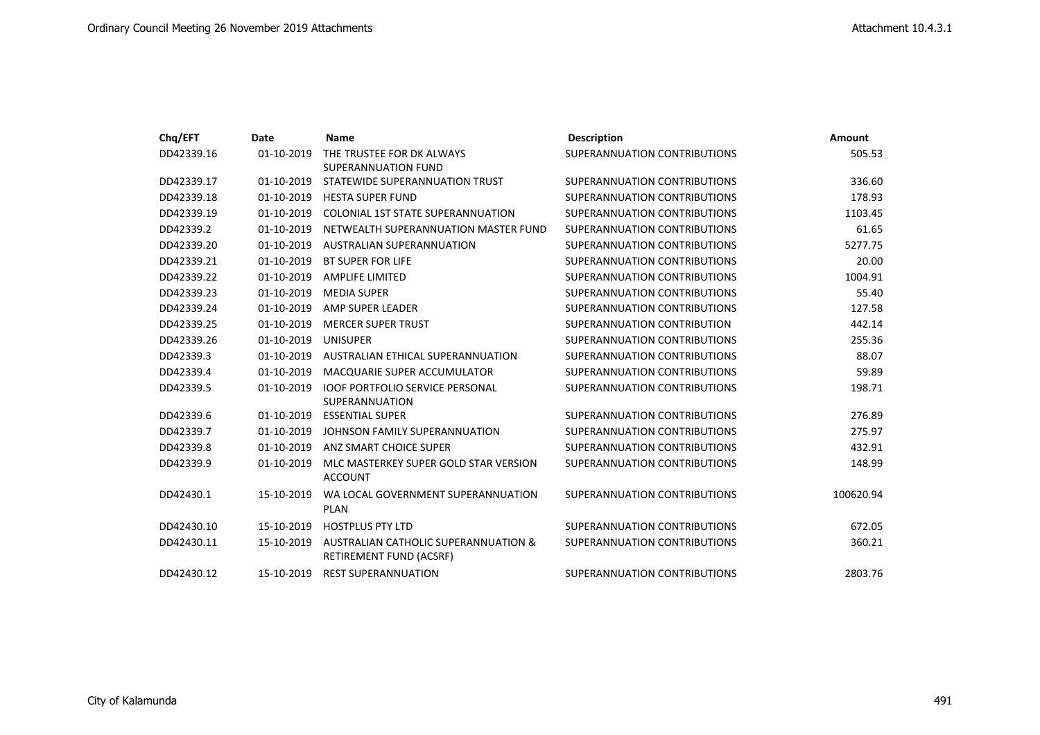| Chq/EFT | Date | Name | Description | Amount |
|---|---|---|---|---|
| DD42339.16 | 01-10-2019 | THE TRUSTEE FOR DK ALWAYS SUPERANNUATION FUND | SUPERANNUATION CONTRIBUTIONS | 505.53 |
| DD42339.17 | 01-10-2019 | STATEWIDE SUPERANNUATION TRUST | SUPERANNUATION CONTRIBUTIONS | 336.60 |
| DD42339.18 | 01-10-2019 | HESTA SUPER FUND | SUPERANNUATION CONTRIBUTIONS | 178.93 |
| DD42339.19 | 01-10-2019 | COLONIAL 1ST STATE SUPERANNUATION | SUPERANNUATION CONTRIBUTIONS | 1103.45 |
| DD42339.2 | 01-10-2019 | NETWEALTH SUPERANNUATION MASTER FUND | SUPERANNUATION CONTRIBUTIONS | 61.65 |
| DD42339.20 | 01-10-2019 | AUSTRALIAN SUPERANNUATION | SUPERANNUATION CONTRIBUTIONS | 5277.75 |
| DD42339.21 | 01-10-2019 | BT SUPER FOR LIFE | SUPERANNUATION CONTRIBUTIONS | 20.00 |
| DD42339.22 | 01-10-2019 | AMPLIFE LIMITED | SUPERANNUATION CONTRIBUTIONS | 1004.91 |
| DD42339.23 | 01-10-2019 | MEDIA SUPER | SUPERANNUATION CONTRIBUTIONS | 55.40 |
| DD42339.24 | 01-10-2019 | AMP SUPER LEADER | SUPERANNUATION CONTRIBUTIONS | 127.58 |
| DD42339.25 | 01-10-2019 | MERCER SUPER TRUST | SUPERANNUATION CONTRIBUTION | 442.14 |
| DD42339.26 | 01-10-2019 | UNISUPER | SUPERANNUATION CONTRIBUTIONS | 255.36 |
| DD42339.3 | 01-10-2019 | AUSTRALIAN ETHICAL SUPERANNUATION | SUPERANNUATION CONTRIBUTIONS | 88.07 |
| DD42339.4 | 01-10-2019 | MACQUARIE SUPER ACCUMULATOR | SUPERANNUATION CONTRIBUTIONS | 59.89 |
| DD42339.5 | 01-10-2019 | IOOF PORTFOLIO SERVICE PERSONAL SUPERANNUATION | SUPERANNUATION CONTRIBUTIONS | 198.71 |
| DD42339.6 | 01-10-2019 | ESSENTIAL SUPER | SUPERANNUATION CONTRIBUTIONS | 276.89 |
| DD42339.7 | 01-10-2019 | JOHNSON FAMILY SUPERANNUATION | SUPERANNUATION CONTRIBUTIONS | 275.97 |
| DD42339.8 | 01-10-2019 | ANZ SMART CHOICE SUPER | SUPERANNUATION CONTRIBUTIONS | 432.91 |
| DD42339.9 | 01-10-2019 | MLC MASTERKEY SUPER GOLD STAR VERSION ACCOUNT | SUPERANNUATION CONTRIBUTIONS | 148.99 |
| DD42430.1 | 15-10-2019 | WA LOCAL GOVERNMENT SUPERANNUATION PLAN | SUPERANNUATION CONTRIBUTIONS | 100620.94 |
| DD42430.10 | 15-10-2019 | HOSTPLUS PTY LTD | SUPERANNUATION CONTRIBUTIONS | 672.05 |
| DD42430.11 | 15-10-2019 | AUSTRALIAN CATHOLIC SUPERANNUATION & RETIREMENT FUND (ACSRF) | SUPERANNUATION CONTRIBUTIONS | 360.21 |
| DD42430.12 | 15-10-2019 | REST SUPERANNUATION | SUPERANNUATION CONTRIBUTIONS | 2803.76 |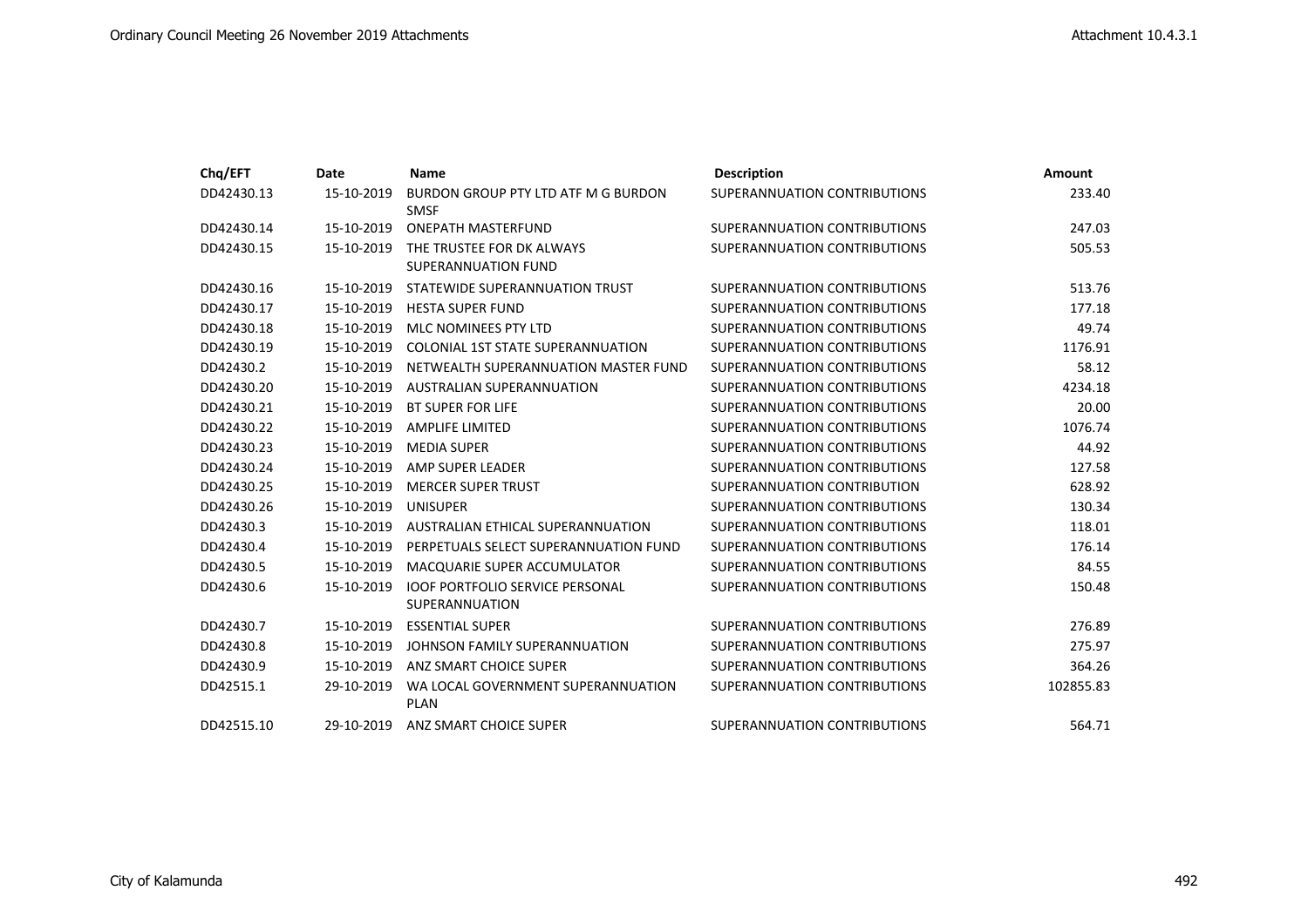| Chq/EFT | Date | Name | Description | Amount |
|---|---|---|---|---|
| DD42430.13 | 15-10-2019 | BURDON GROUP PTY LTD ATF M G BURDON SMSF | SUPERANNUATION CONTRIBUTIONS | 233.40 |
| DD42430.14 | 15-10-2019 | ONEPATH MASTERFUND | SUPERANNUATION CONTRIBUTIONS | 247.03 |
| DD42430.15 | 15-10-2019 | THE TRUSTEE FOR DK ALWAYS SUPERANNUATION FUND | SUPERANNUATION CONTRIBUTIONS | 505.53 |
| DD42430.16 | 15-10-2019 | STATEWIDE SUPERANNUATION TRUST | SUPERANNUATION CONTRIBUTIONS | 513.76 |
| DD42430.17 | 15-10-2019 | HESTA SUPER FUND | SUPERANNUATION CONTRIBUTIONS | 177.18 |
| DD42430.18 | 15-10-2019 | MLC NOMINEES PTY LTD | SUPERANNUATION CONTRIBUTIONS | 49.74 |
| DD42430.19 | 15-10-2019 | COLONIAL 1ST STATE SUPERANNUATION | SUPERANNUATION CONTRIBUTIONS | 1176.91 |
| DD42430.2 | 15-10-2019 | NETWEALTH SUPERANNUATION MASTER FUND | SUPERANNUATION CONTRIBUTIONS | 58.12 |
| DD42430.20 | 15-10-2019 | AUSTRALIAN SUPERANNUATION | SUPERANNUATION CONTRIBUTIONS | 4234.18 |
| DD42430.21 | 15-10-2019 | BT SUPER FOR LIFE | SUPERANNUATION CONTRIBUTIONS | 20.00 |
| DD42430.22 | 15-10-2019 | AMPLIFE LIMITED | SUPERANNUATION CONTRIBUTIONS | 1076.74 |
| DD42430.23 | 15-10-2019 | MEDIA SUPER | SUPERANNUATION CONTRIBUTIONS | 44.92 |
| DD42430.24 | 15-10-2019 | AMP SUPER LEADER | SUPERANNUATION CONTRIBUTIONS | 127.58 |
| DD42430.25 | 15-10-2019 | MERCER SUPER TRUST | SUPERANNUATION CONTRIBUTION | 628.92 |
| DD42430.26 | 15-10-2019 | UNISUPER | SUPERANNUATION CONTRIBUTIONS | 130.34 |
| DD42430.3 | 15-10-2019 | AUSTRALIAN ETHICAL SUPERANNUATION | SUPERANNUATION CONTRIBUTIONS | 118.01 |
| DD42430.4 | 15-10-2019 | PERPETUALS SELECT SUPERANNUATION FUND | SUPERANNUATION CONTRIBUTIONS | 176.14 |
| DD42430.5 | 15-10-2019 | MACQUARIE SUPER ACCUMULATOR | SUPERANNUATION CONTRIBUTIONS | 84.55 |
| DD42430.6 | 15-10-2019 | IOOF PORTFOLIO SERVICE PERSONAL SUPERANNUATION | SUPERANNUATION CONTRIBUTIONS | 150.48 |
| DD42430.7 | 15-10-2019 | ESSENTIAL SUPER | SUPERANNUATION CONTRIBUTIONS | 276.89 |
| DD42430.8 | 15-10-2019 | JOHNSON FAMILY SUPERANNUATION | SUPERANNUATION CONTRIBUTIONS | 275.97 |
| DD42430.9 | 15-10-2019 | ANZ SMART CHOICE SUPER | SUPERANNUATION CONTRIBUTIONS | 364.26 |
| DD42515.1 | 29-10-2019 | WA LOCAL GOVERNMENT SUPERANNUATION PLAN | SUPERANNUATION CONTRIBUTIONS | 102855.83 |
| DD42515.10 | 29-10-2019 | ANZ SMART CHOICE SUPER | SUPERANNUATION CONTRIBUTIONS | 564.71 |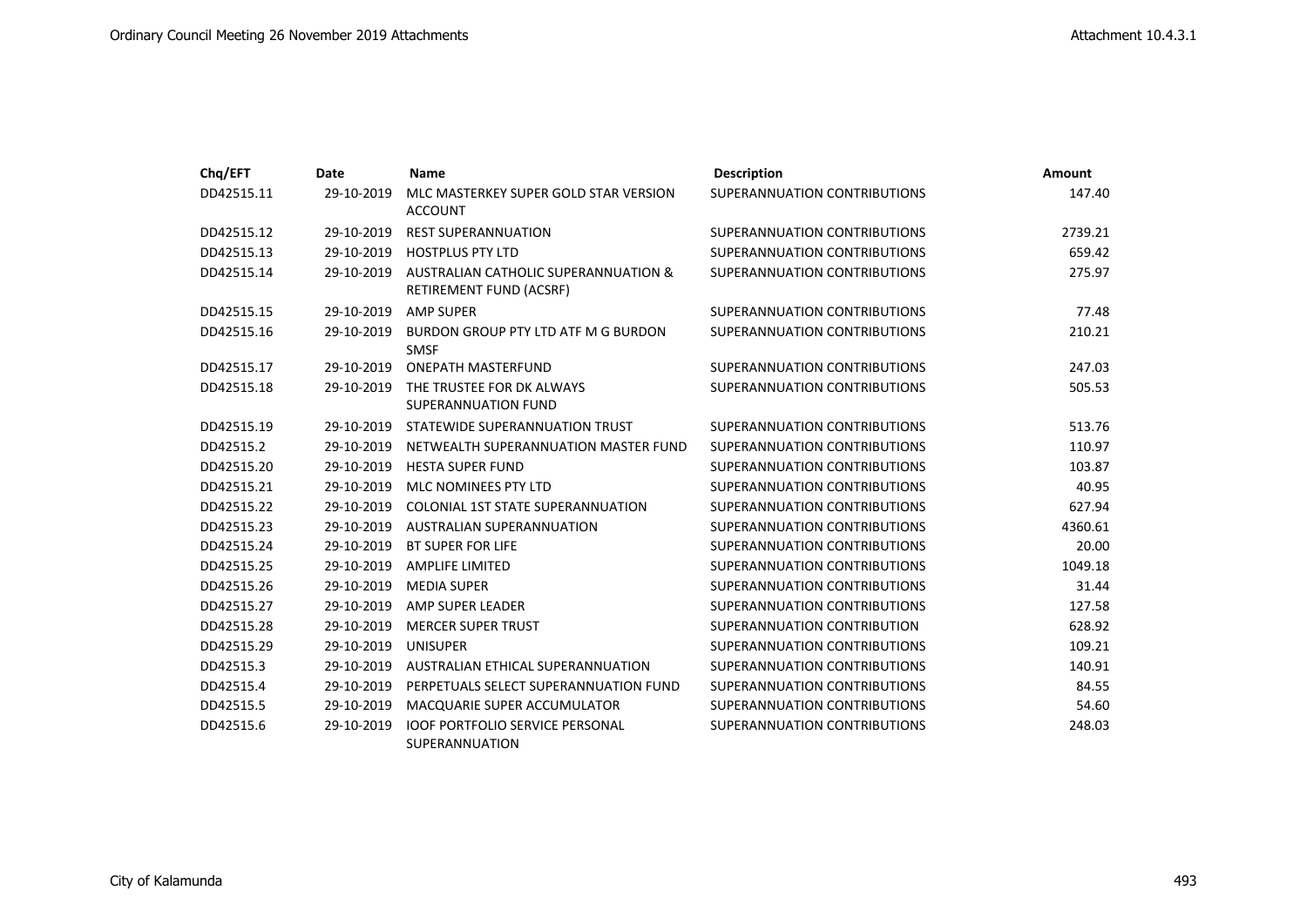| Chq/EFT | Date | Name | Description | Amount |
| --- | --- | --- | --- | --- |
| DD42515.11 | 29-10-2019 | MLC MASTERKEY SUPER GOLD STAR VERSION ACCOUNT | SUPERANNUATION CONTRIBUTIONS | 147.40 |
| DD42515.12 | 29-10-2019 | REST SUPERANNUATION | SUPERANNUATION CONTRIBUTIONS | 2739.21 |
| DD42515.13 | 29-10-2019 | HOSTPLUS PTY LTD | SUPERANNUATION CONTRIBUTIONS | 659.42 |
| DD42515.14 | 29-10-2019 | AUSTRALIAN CATHOLIC SUPERANNUATION & RETIREMENT FUND (ACSRF) | SUPERANNUATION CONTRIBUTIONS | 275.97 |
| DD42515.15 | 29-10-2019 | AMP SUPER | SUPERANNUATION CONTRIBUTIONS | 77.48 |
| DD42515.16 | 29-10-2019 | BURDON GROUP PTY LTD ATF M G BURDON SMSF | SUPERANNUATION CONTRIBUTIONS | 210.21 |
| DD42515.17 | 29-10-2019 | ONEPATH MASTERFUND | SUPERANNUATION CONTRIBUTIONS | 247.03 |
| DD42515.18 | 29-10-2019 | THE TRUSTEE FOR DK ALWAYS SUPERANNUATION FUND | SUPERANNUATION CONTRIBUTIONS | 505.53 |
| DD42515.19 | 29-10-2019 | STATEWIDE SUPERANNUATION TRUST | SUPERANNUATION CONTRIBUTIONS | 513.76 |
| DD42515.2 | 29-10-2019 | NETWEALTH SUPERANNUATION MASTER FUND | SUPERANNUATION CONTRIBUTIONS | 110.97 |
| DD42515.20 | 29-10-2019 | HESTA SUPER FUND | SUPERANNUATION CONTRIBUTIONS | 103.87 |
| DD42515.21 | 29-10-2019 | MLC NOMINEES PTY LTD | SUPERANNUATION CONTRIBUTIONS | 40.95 |
| DD42515.22 | 29-10-2019 | COLONIAL 1ST STATE SUPERANNUATION | SUPERANNUATION CONTRIBUTIONS | 627.94 |
| DD42515.23 | 29-10-2019 | AUSTRALIAN SUPERANNUATION | SUPERANNUATION CONTRIBUTIONS | 4360.61 |
| DD42515.24 | 29-10-2019 | BT SUPER FOR LIFE | SUPERANNUATION CONTRIBUTIONS | 20.00 |
| DD42515.25 | 29-10-2019 | AMPLIFE LIMITED | SUPERANNUATION CONTRIBUTIONS | 1049.18 |
| DD42515.26 | 29-10-2019 | MEDIA SUPER | SUPERANNUATION CONTRIBUTIONS | 31.44 |
| DD42515.27 | 29-10-2019 | AMP SUPER LEADER | SUPERANNUATION CONTRIBUTIONS | 127.58 |
| DD42515.28 | 29-10-2019 | MERCER SUPER TRUST | SUPERANNUATION CONTRIBUTION | 628.92 |
| DD42515.29 | 29-10-2019 | UNISUPER | SUPERANNUATION CONTRIBUTIONS | 109.21 |
| DD42515.3 | 29-10-2019 | AUSTRALIAN ETHICAL SUPERANNUATION | SUPERANNUATION CONTRIBUTIONS | 140.91 |
| DD42515.4 | 29-10-2019 | PERPETUALS SELECT SUPERANNUATION FUND | SUPERANNUATION CONTRIBUTIONS | 84.55 |
| DD42515.5 | 29-10-2019 | MACQUARIE SUPER ACCUMULATOR | SUPERANNUATION CONTRIBUTIONS | 54.60 |
| DD42515.6 | 29-10-2019 | IOOF PORTFOLIO SERVICE PERSONAL SUPERANNUATION | SUPERANNUATION CONTRIBUTIONS | 248.03 |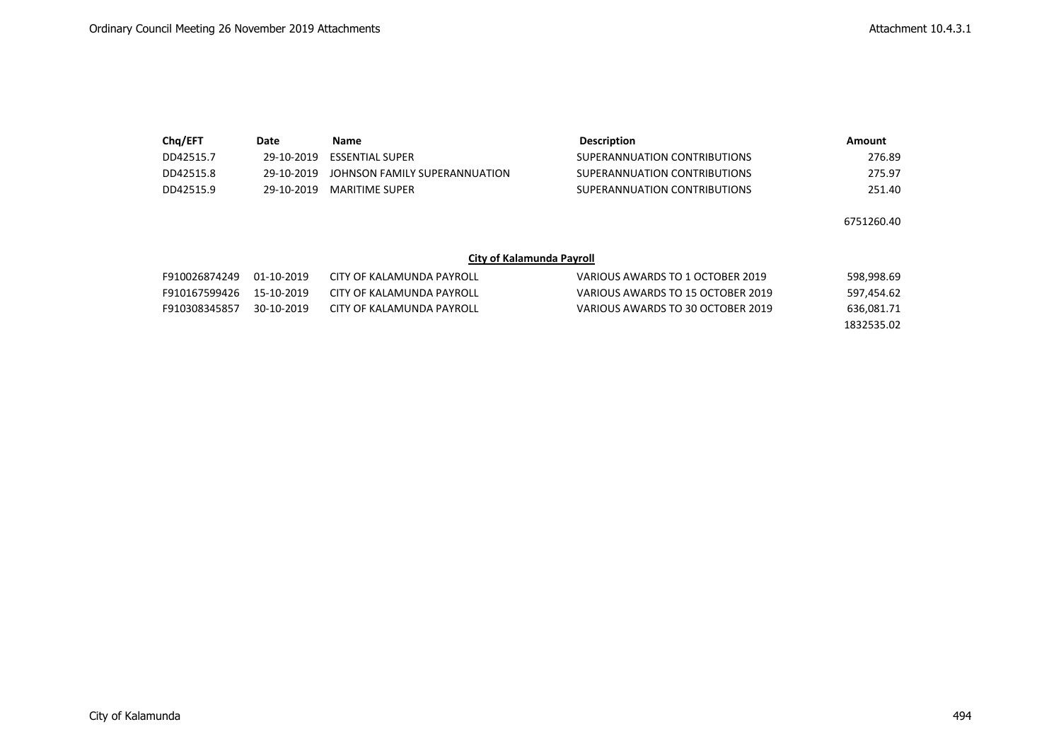| Chq/EFT | Date | Name | Description | Amount |
|---|---|---|---|---|
| DD42515.7 | 29-10-2019 | ESSENTIAL SUPER | SUPERANNUATION CONTRIBUTIONS | 276.89 |
| DD42515.8 | 29-10-2019 | JOHNSON FAMILY SUPERANNUATION | SUPERANNUATION CONTRIBUTIONS | 275.97 |
| DD42515.9 | 29-10-2019 | MARITIME SUPER | SUPERANNUATION CONTRIBUTIONS | 251.40 |
| | | | | 6751260.40 |

**City of Kalamunda Payroll**

| | | | | |
|---|---|---|---|---|
| F910026874249 | 01-10-2019 | CITY OF KALAMUNDA PAYROLL | VARIOUS AWARDS TO 1 OCTOBER 2019 | 598,998.69 |
| F910167599426 | 15-10-2019 | CITY OF KALAMUNDA PAYROLL | VARIOUS AWARDS TO 15 OCTOBER 2019 | 597,454.62 |
| F910308345857 | 30-10-2019 | CITY OF KALAMUNDA PAYROLL | VARIOUS AWARDS TO 30 OCTOBER 2019 | 636,081.71 |
| | | | | 1832535.02 |